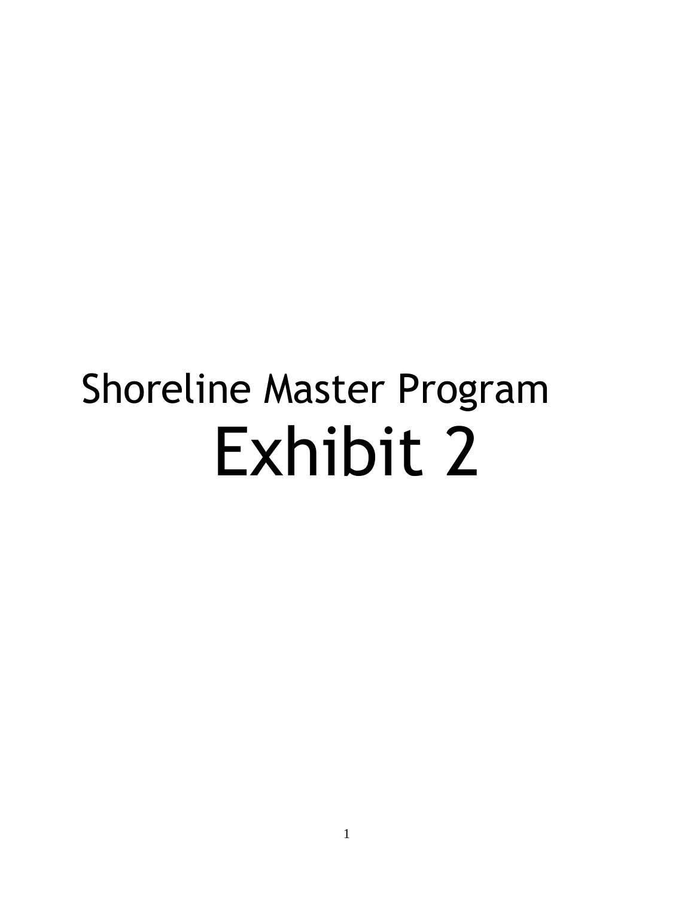# Shoreline Master Program

# Exhibit 2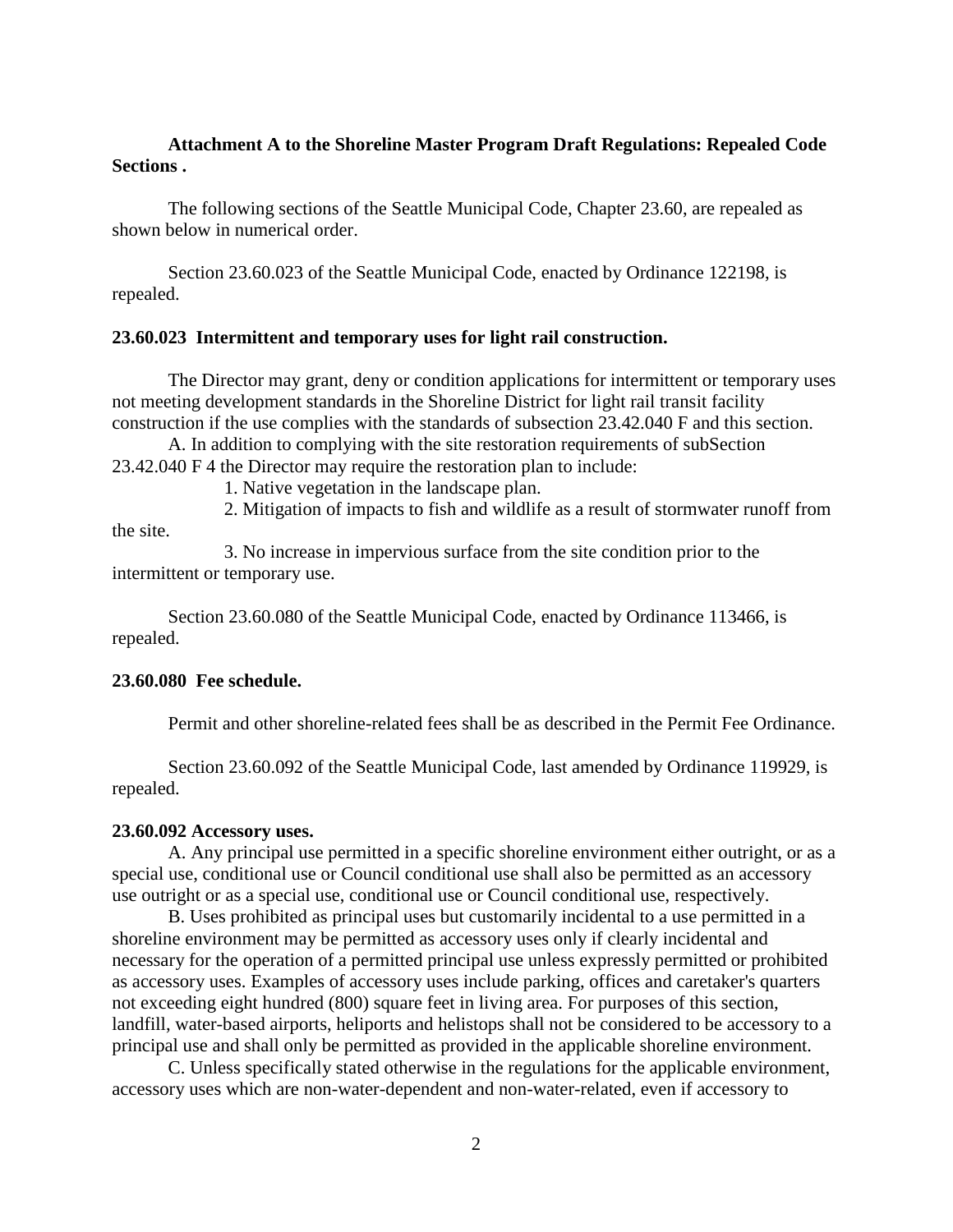**Attachment A to the Shoreline Master Program Draft Regulations: Repealed Code Sections .**

The following sections of the Seattle Municipal Code, Chapter 23.60, are repealed as shown below in numerical order.

Section 23.60.023 of the Seattle Municipal Code, enacted by Ordinance 122198, is repealed.

**23.60.023 Intermittent and temporary uses for light rail construction.**

The Director may grant, deny or condition applications for intermittent or temporary uses not meeting development standards in the Shoreline District for light rail transit facility construction if the use complies with the standards of subsection 23.42.040 F and this section.

A. In addition to complying with the site restoration requirements of subSection 23.42.040 F 4 the Director may require the restoration plan to include:

1. Native vegetation in the landscape plan.

2. Mitigation of impacts to fish and wildlife as a result of stormwater runoff from the site.

3. No increase in impervious surface from the site condition prior to the intermittent or temporary use.

Section 23.60.080 of the Seattle Municipal Code, enacted by Ordinance 113466, is repealed.

**23.60.080 Fee schedule.**

Permit and other shoreline-related fees shall be as described in the Permit Fee Ordinance.

Section 23.60.092 of the Seattle Municipal Code, last amended by Ordinance 119929, is repealed.

**23.60.092 Accessory uses.**

A. Any principal use permitted in a specific shoreline environment either outright, or as a special use, conditional use or Council conditional use shall also be permitted as an accessory use outright or as a special use, conditional use or Council conditional use, respectively.

B. Uses prohibited as principal uses but customarily incidental to a use permitted in a shoreline environment may be permitted as accessory uses only if clearly incidental and necessary for the operation of a permitted principal use unless expressly permitted or prohibited as accessory uses. Examples of accessory uses include parking, offices and caretaker's quarters not exceeding eight hundred (800) square feet in living area. For purposes of this section, landfill, water-based airports, heliports and helistops shall not be considered to be accessory to a principal use and shall only be permitted as provided in the applicable shoreline environment.

C. Unless specifically stated otherwise in the regulations for the applicable environment, accessory uses which are non-water-dependent and non-water-related, even if accessory to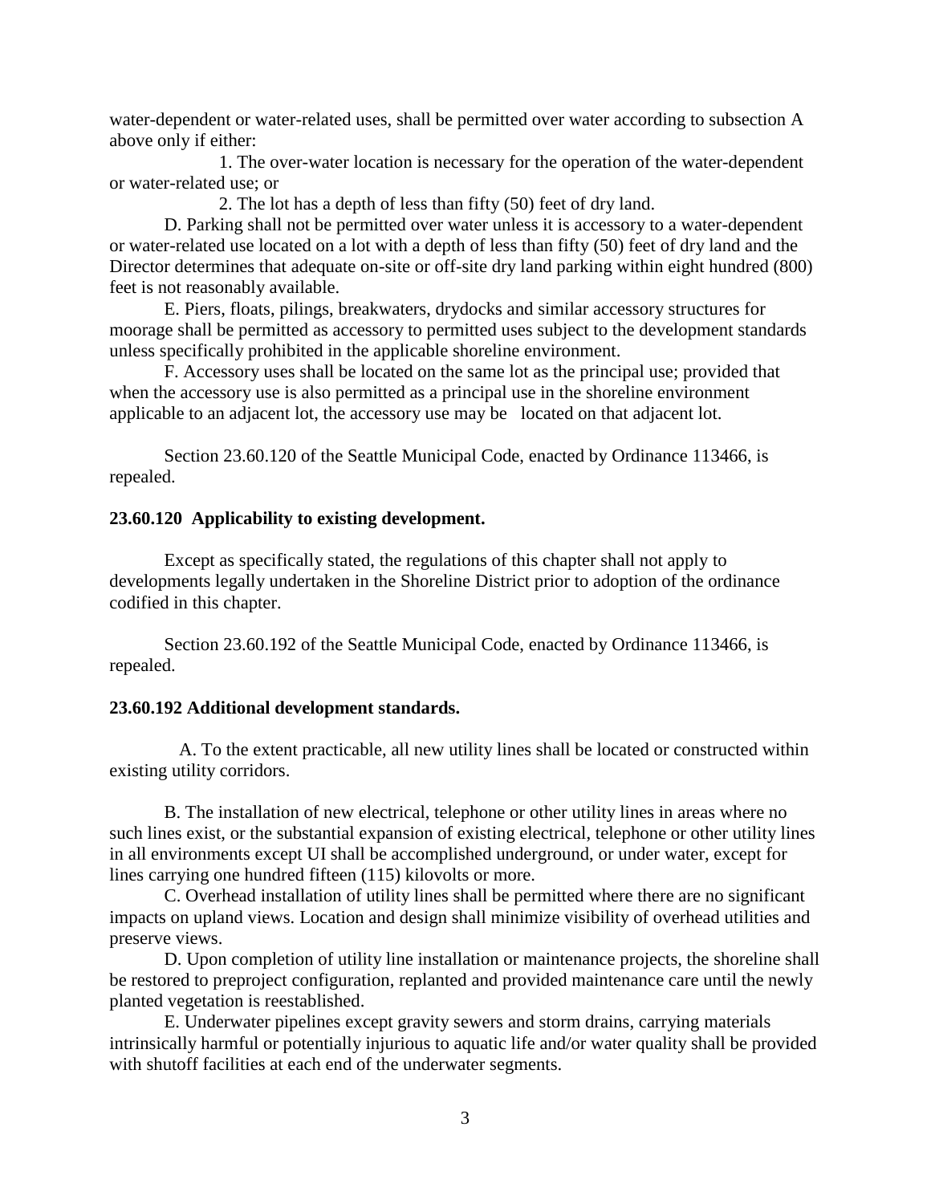water-dependent or water-related uses, shall be permitted over water according to subsection A above only if either:

1. The over-water location is necessary for the operation of the water-dependent or water-related use; or

2. The lot has a depth of less than fifty (50) feet of dry land.

D. Parking shall not be permitted over water unless it is accessory to a water-dependent or water-related use located on a lot with a depth of less than fifty (50) feet of dry land and the Director determines that adequate on-site or off-site dry land parking within eight hundred (800) feet is not reasonably available.

E. Piers, floats, pilings, breakwaters, drydocks and similar accessory structures for moorage shall be permitted as accessory to permitted uses subject to the development standards unless specifically prohibited in the applicable shoreline environment.

F. Accessory uses shall be located on the same lot as the principal use; provided that when the accessory use is also permitted as a principal use in the shoreline environment applicable to an adjacent lot, the accessory use may be located on that adjacent lot.

Section 23.60.120 of the Seattle Municipal Code, enacted by Ordinance 113466, is repealed.

**23.60.120 Applicability to existing development.**

Except as specifically stated, the regulations of this chapter shall not apply to developments legally undertaken in the Shoreline District prior to adoption of the ordinance codified in this chapter.

Section 23.60.192 of the Seattle Municipal Code, enacted by Ordinance 113466, is repealed.

**23.60.192 Additional development standards.**

A. To the extent practicable, all new utility lines shall be located or constructed within existing utility corridors.

B. The installation of new electrical, telephone or other utility lines in areas where no such lines exist, or the substantial expansion of existing electrical, telephone or other utility lines in all environments except UI shall be accomplished underground, or under water, except for lines carrying one hundred fifteen (115) kilovolts or more.

C. Overhead installation of utility lines shall be permitted where there are no significant impacts on upland views. Location and design shall minimize visibility of overhead utilities and preserve views.

D. Upon completion of utility line installation or maintenance projects, the shoreline shall be restored to preproject configuration, replanted and provided maintenance care until the newly planted vegetation is reestablished.

E. Underwater pipelines except gravity sewers and storm drains, carrying materials intrinsically harmful or potentially injurious to aquatic life and/or water quality shall be provided with shutoff facilities at each end of the underwater segments.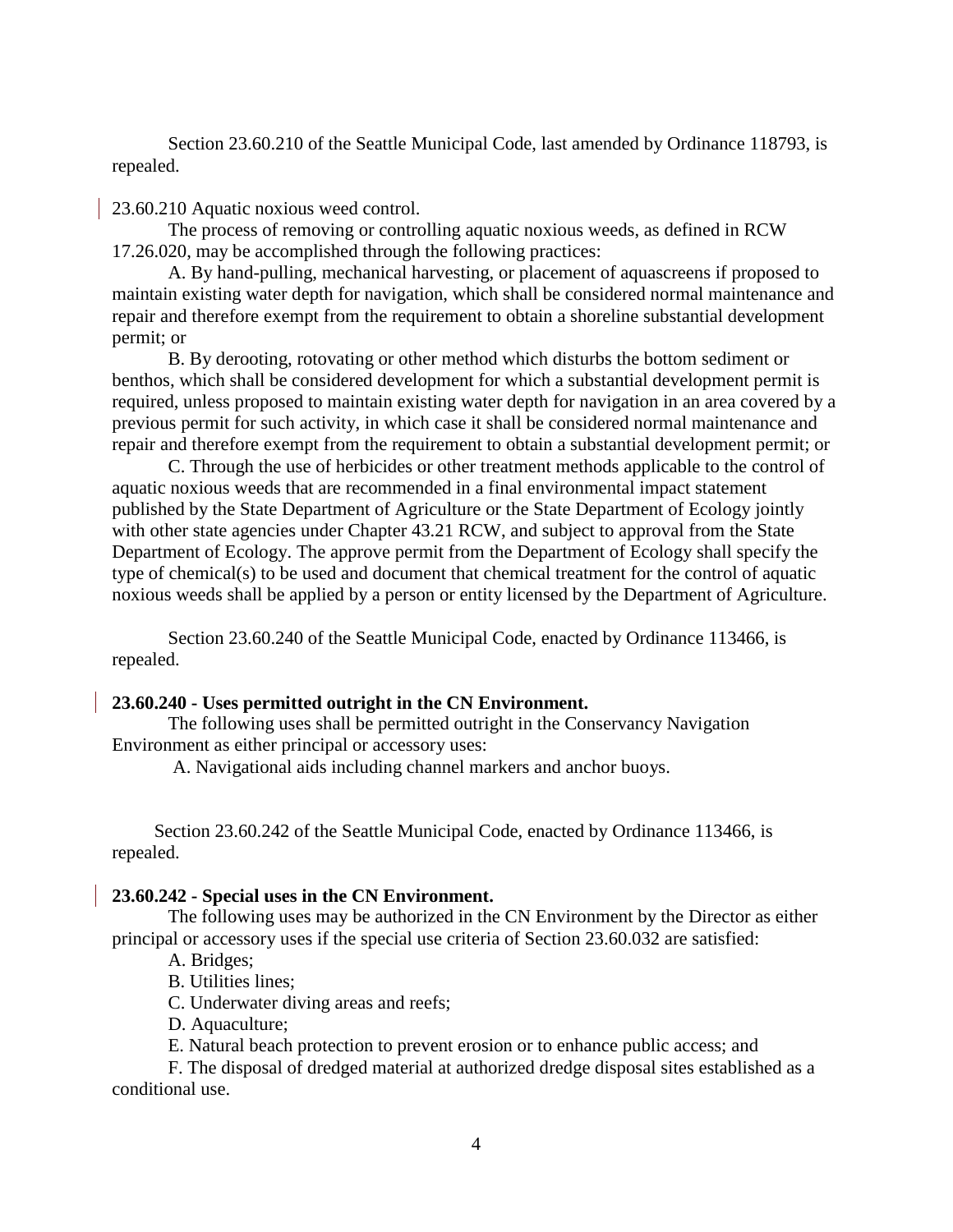Section 23.60.210 of the Seattle Municipal Code, last amended by Ordinance 118793, is repealed.

23.60.210 Aquatic noxious weed control.

The process of removing or controlling aquatic noxious weeds, as defined in RCW 17.26.020, may be accomplished through the following practices:

A. By hand-pulling, mechanical harvesting, or placement of aquascreens if proposed to maintain existing water depth for navigation, which shall be considered normal maintenance and repair and therefore exempt from the requirement to obtain a shoreline substantial development permit; or

B. By derooting, rotovating or other method which disturbs the bottom sediment or benthos, which shall be considered development for which a substantial development permit is required, unless proposed to maintain existing water depth for navigation in an area covered by a previous permit for such activity, in which case it shall be considered normal maintenance and repair and therefore exempt from the requirement to obtain a substantial development permit; or

C. Through the use of herbicides or other treatment methods applicable to the control of aquatic noxious weeds that are recommended in a final environmental impact statement published by the State Department of Agriculture or the State Department of Ecology jointly with other state agencies under Chapter 43.21 RCW, and subject to approval from the State Department of Ecology. The approve permit from the Department of Ecology shall specify the type of chemical(s) to be used and document that chemical treatment for the control of aquatic noxious weeds shall be applied by a person or entity licensed by the Department of Agriculture.

Section 23.60.240 of the Seattle Municipal Code, enacted by Ordinance 113466, is repealed.

**23.60.240 - Uses permitted outright in the CN Environment.**

The following uses shall be permitted outright in the Conservancy Navigation Environment as either principal or accessory uses:

A. Navigational aids including channel markers and anchor buoys.

Section 23.60.242 of the Seattle Municipal Code, enacted by Ordinance 113466, is repealed.

**23.60.242 - Special uses in the CN Environment.**

The following uses may be authorized in the CN Environment by the Director as either principal or accessory uses if the special use criteria of Section 23.60.032 are satisfied:

A. Bridges;

B. Utilities lines;

C. Underwater diving areas and reefs;

D. Aquaculture;

E. Natural beach protection to prevent erosion or to enhance public access; and

F. The disposal of dredged material at authorized dredge disposal sites established as a conditional use.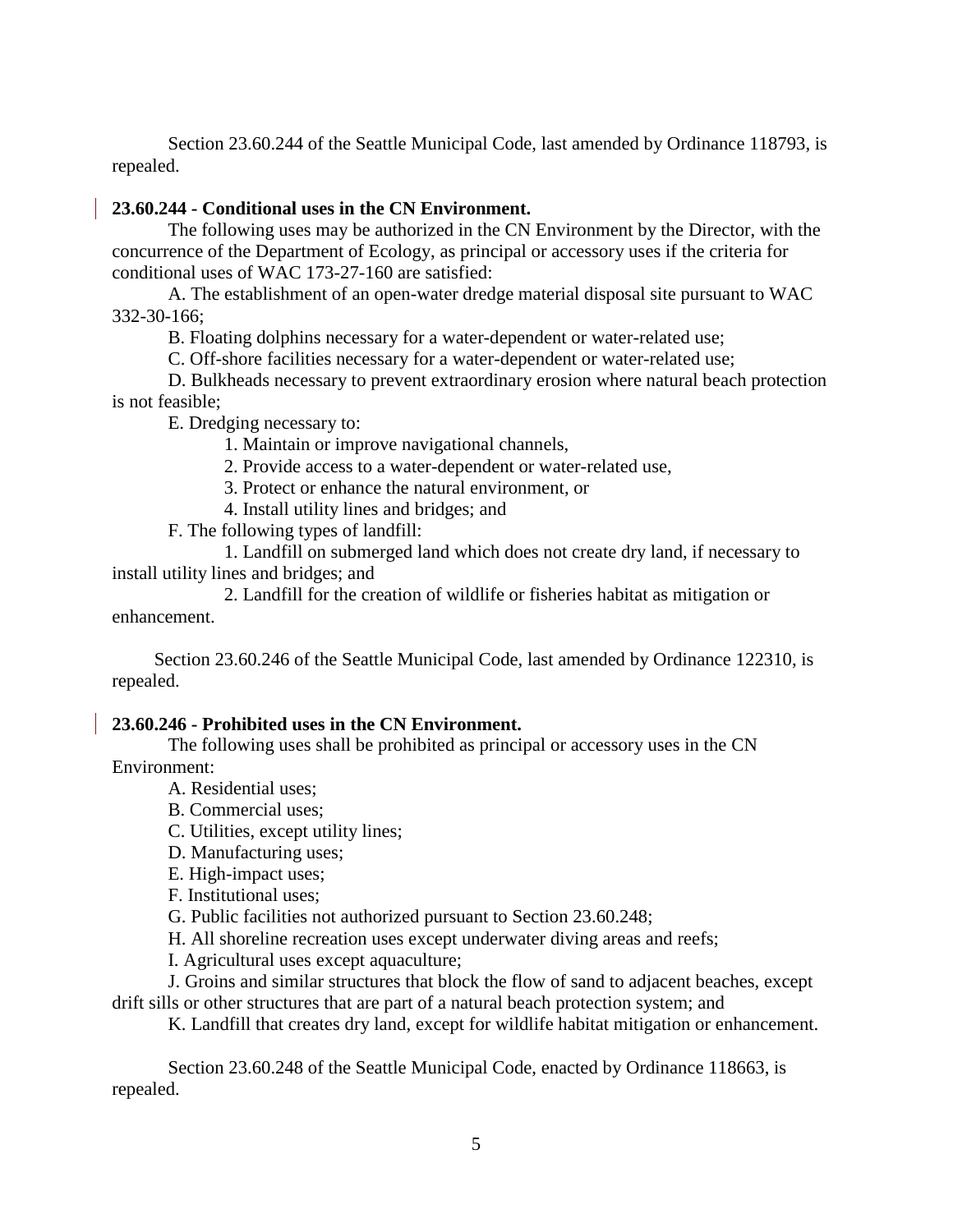Section 23.60.244 of the Seattle Municipal Code, last amended by Ordinance 118793, is repealed.

**23.60.244 - Conditional uses in the CN Environment.**

The following uses may be authorized in the CN Environment by the Director, with the concurrence of the Department of Ecology, as principal or accessory uses if the criteria for conditional uses of WAC 173-27-160 are satisfied:

A. The establishment of an open-water dredge material disposal site pursuant to WAC 332-30-166;

B. Floating dolphins necessary for a water-dependent or water-related use;

C. Off-shore facilities necessary for a water-dependent or water-related use;

D. Bulkheads necessary to prevent extraordinary erosion where natural beach protection is not feasible;

E. Dredging necessary to:

1. Maintain or improve navigational channels,

2. Provide access to a water-dependent or water-related use,

3. Protect or enhance the natural environment, or

4. Install utility lines and bridges; and

F. The following types of landfill:

1. Landfill on submerged land which does not create dry land, if necessary to install utility lines and bridges; and

2. Landfill for the creation of wildlife or fisheries habitat as mitigation or enhancement.

Section 23.60.246 of the Seattle Municipal Code, last amended by Ordinance 122310, is repealed.

**23.60.246 - Prohibited uses in the CN Environment.**

The following uses shall be prohibited as principal or accessory uses in the CN Environment:

A. Residential uses;

B. Commercial uses;

C. Utilities, except utility lines;

D. Manufacturing uses;

E. High-impact uses;

F. Institutional uses;

G. Public facilities not authorized pursuant to Section 23.60.248;

H. All shoreline recreation uses except underwater diving areas and reefs;

I. Agricultural uses except aquaculture;

J. Groins and similar structures that block the flow of sand to adjacent beaches, except drift sills or other structures that are part of a natural beach protection system; and

K. Landfill that creates dry land, except for wildlife habitat mitigation or enhancement.

Section 23.60.248 of the Seattle Municipal Code, enacted by Ordinance 118663, is repealed.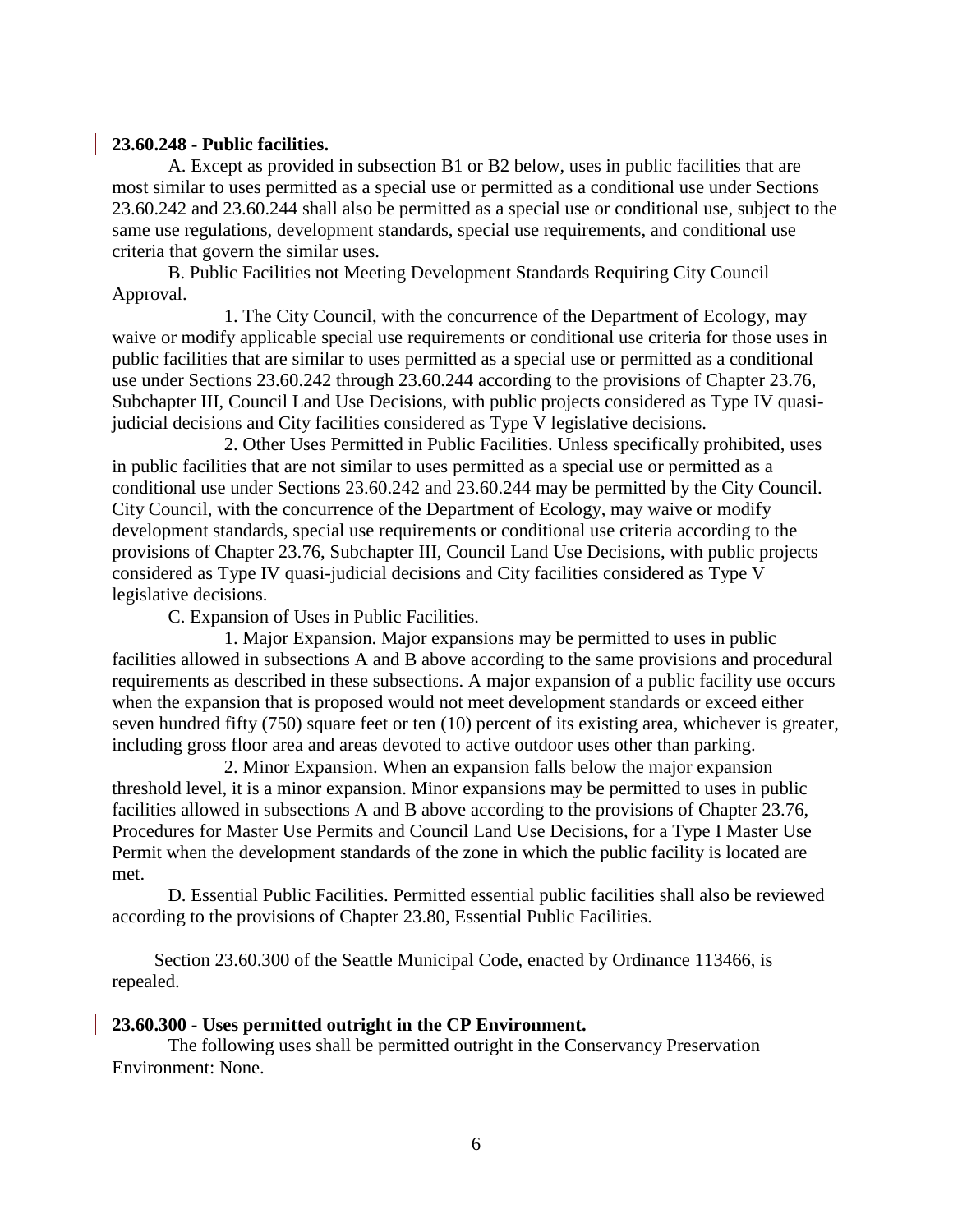**23.60.248 - Public facilities.**

A. Except as provided in subsection B1 or B2 below, uses in public facilities that are most similar to uses permitted as a special use or permitted as a conditional use under Sections 23.60.242 and 23.60.244 shall also be permitted as a special use or conditional use, subject to the same use regulations, development standards, special use requirements, and conditional use criteria that govern the similar uses.

B. Public Facilities not Meeting Development Standards Requiring City Council Approval.

1. The City Council, with the concurrence of the Department of Ecology, may waive or modify applicable special use requirements or conditional use criteria for those uses in public facilities that are similar to uses permitted as a special use or permitted as a conditional use under Sections 23.60.242 through 23.60.244 according to the provisions of Chapter 23.76, Subchapter III, Council Land Use Decisions, with public projects considered as Type IV quasi-judicial decisions and City facilities considered as Type V legislative decisions.

2. Other Uses Permitted in Public Facilities. Unless specifically prohibited, uses in public facilities that are not similar to uses permitted as a special use or permitted as a conditional use under Sections 23.60.242 and 23.60.244 may be permitted by the City Council. City Council, with the concurrence of the Department of Ecology, may waive or modify development standards, special use requirements or conditional use criteria according to the provisions of Chapter 23.76, Subchapter III, Council Land Use Decisions, with public projects considered as Type IV quasi-judicial decisions and City facilities considered as Type V legislative decisions.

C. Expansion of Uses in Public Facilities.

1. Major Expansion. Major expansions may be permitted to uses in public facilities allowed in subsections A and B above according to the same provisions and procedural requirements as described in these subsections. A major expansion of a public facility use occurs when the expansion that is proposed would not meet development standards or exceed either seven hundred fifty (750) square feet or ten (10) percent of its existing area, whichever is greater, including gross floor area and areas devoted to active outdoor uses other than parking.

2. Minor Expansion. When an expansion falls below the major expansion threshold level, it is a minor expansion. Minor expansions may be permitted to uses in public facilities allowed in subsections A and B above according to the provisions of Chapter 23.76, Procedures for Master Use Permits and Council Land Use Decisions, for a Type I Master Use Permit when the development standards of the zone in which the public facility is located are met.

D. Essential Public Facilities. Permitted essential public facilities shall also be reviewed according to the provisions of Chapter 23.80, Essential Public Facilities.

Section 23.60.300 of the Seattle Municipal Code, enacted by Ordinance 113466, is repealed.

**23.60.300 - Uses permitted outright in the CP Environment.**

The following uses shall be permitted outright in the Conservancy Preservation Environment: None.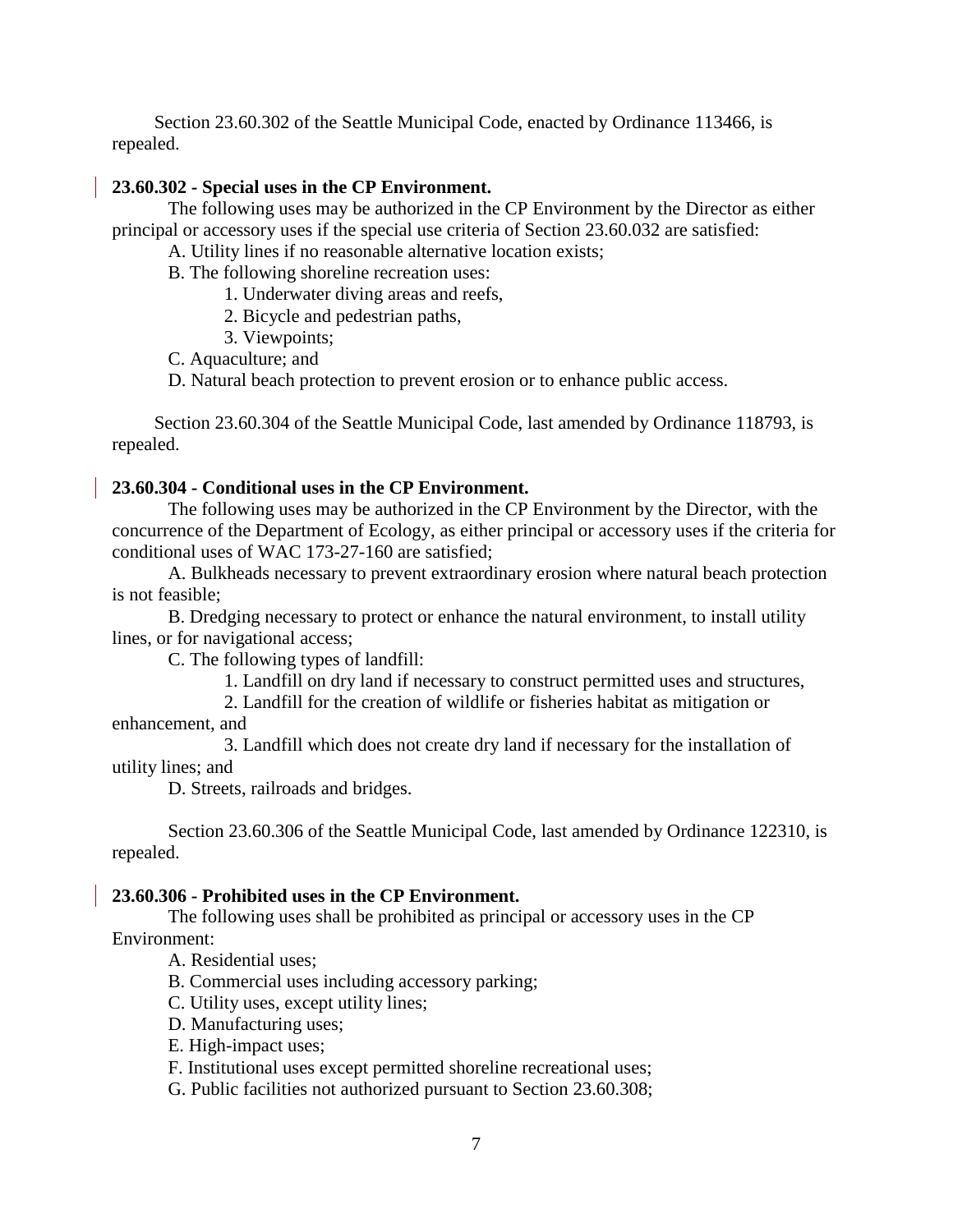Section 23.60.302 of the Seattle Municipal Code, enacted by Ordinance 113466, is repealed.

**23.60.302 - Special uses in the CP Environment.**

The following uses may be authorized in the CP Environment by the Director as either principal or accessory uses if the special use criteria of Section 23.60.032 are satisfied:

A. Utility lines if no reasonable alternative location exists;

B. The following shoreline recreation uses:

1. Underwater diving areas and reefs,
2. Bicycle and pedestrian paths,
3. Viewpoints;

C. Aquaculture; and

D. Natural beach protection to prevent erosion or to enhance public access.

Section 23.60.304 of the Seattle Municipal Code, last amended by Ordinance 118793, is repealed.

**23.60.304 - Conditional uses in the CP Environment.**

The following uses may be authorized in the CP Environment by the Director, with the concurrence of the Department of Ecology, as either principal or accessory uses if the criteria for conditional uses of WAC 173-27-160 are satisfied;

A. Bulkheads necessary to prevent extraordinary erosion where natural beach protection is not feasible;

B. Dredging necessary to protect or enhance the natural environment, to install utility lines, or for navigational access;

C. The following types of landfill:

1. Landfill on dry land if necessary to construct permitted uses and structures,
2. Landfill for the creation of wildlife or fisheries habitat as mitigation or enhancement, and
3. Landfill which does not create dry land if necessary for the installation of utility lines; and

D. Streets, railroads and bridges.

Section 23.60.306 of the Seattle Municipal Code, last amended by Ordinance 122310, is repealed.

**23.60.306 - Prohibited uses in the CP Environment.**

The following uses shall be prohibited as principal or accessory uses in the CP Environment:

A. Residential uses;

B. Commercial uses including accessory parking;

C. Utility uses, except utility lines;

D. Manufacturing uses;

E. High-impact uses;

F. Institutional uses except permitted shoreline recreational uses;

G. Public facilities not authorized pursuant to Section 23.60.308;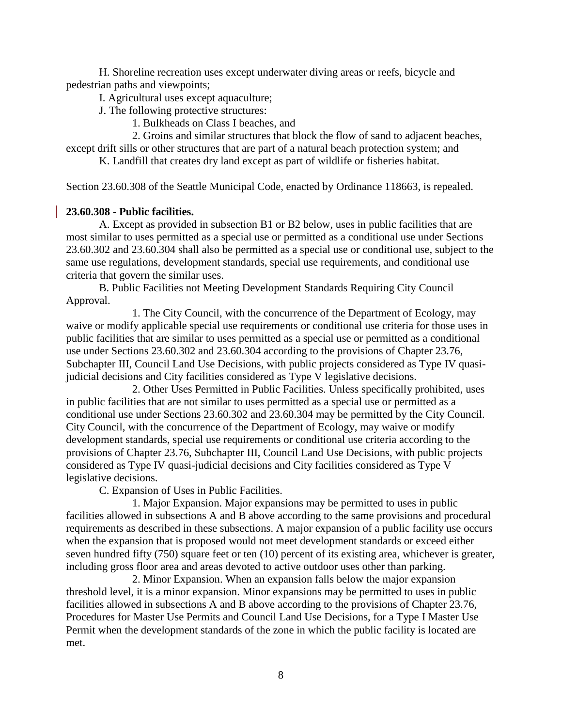H. Shoreline recreation uses except underwater diving areas or reefs, bicycle and pedestrian paths and viewpoints;

I. Agricultural uses except aquaculture;

J. The following protective structures:

1. Bulkheads on Class I beaches, and

2. Groins and similar structures that block the flow of sand to adjacent beaches, except drift sills or other structures that are part of a natural beach protection system; and

K. Landfill that creates dry land except as part of wildlife or fisheries habitat.

Section 23.60.308 of the Seattle Municipal Code, enacted by Ordinance 118663, is repealed.

**23.60.308 - Public facilities.**

A. Except as provided in subsection B1 or B2 below, uses in public facilities that are most similar to uses permitted as a special use or permitted as a conditional use under Sections 23.60.302 and 23.60.304 shall also be permitted as a special use or conditional use, subject to the same use regulations, development standards, special use requirements, and conditional use criteria that govern the similar uses.

B. Public Facilities not Meeting Development Standards Requiring City Council Approval.

1. The City Council, with the concurrence of the Department of Ecology, may waive or modify applicable special use requirements or conditional use criteria for those uses in public facilities that are similar to uses permitted as a special use or permitted as a conditional use under Sections 23.60.302 and 23.60.304 according to the provisions of Chapter 23.76, Subchapter III, Council Land Use Decisions, with public projects considered as Type IV quasi-judicial decisions and City facilities considered as Type V legislative decisions.

2. Other Uses Permitted in Public Facilities. Unless specifically prohibited, uses in public facilities that are not similar to uses permitted as a special use or permitted as a conditional use under Sections 23.60.302 and 23.60.304 may be permitted by the City Council. City Council, with the concurrence of the Department of Ecology, may waive or modify development standards, special use requirements or conditional use criteria according to the provisions of Chapter 23.76, Subchapter III, Council Land Use Decisions, with public projects considered as Type IV quasi-judicial decisions and City facilities considered as Type V legislative decisions.

C. Expansion of Uses in Public Facilities.

1. Major Expansion. Major expansions may be permitted to uses in public facilities allowed in subsections A and B above according to the same provisions and procedural requirements as described in these subsections. A major expansion of a public facility use occurs when the expansion that is proposed would not meet development standards or exceed either seven hundred fifty (750) square feet or ten (10) percent of its existing area, whichever is greater, including gross floor area and areas devoted to active outdoor uses other than parking.

2. Minor Expansion. When an expansion falls below the major expansion threshold level, it is a minor expansion. Minor expansions may be permitted to uses in public facilities allowed in subsections A and B above according to the provisions of Chapter 23.76, Procedures for Master Use Permits and Council Land Use Decisions, for a Type I Master Use Permit when the development standards of the zone in which the public facility is located are met.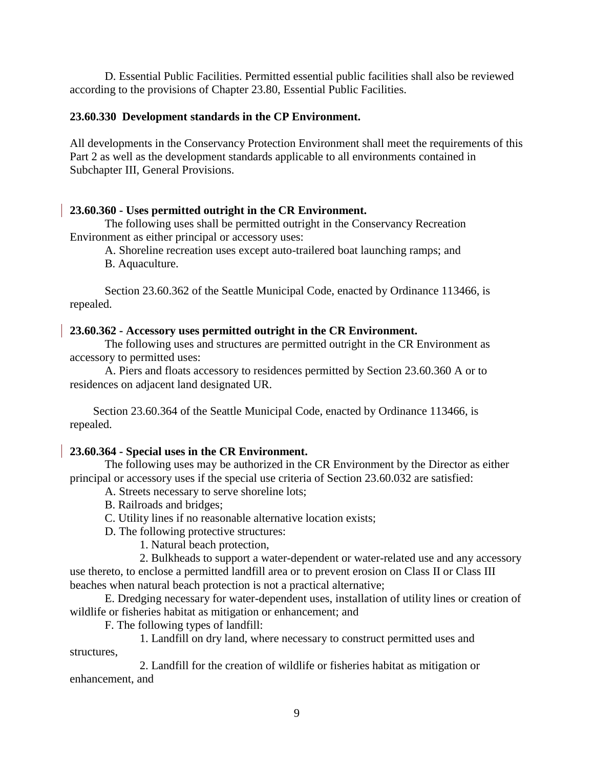D. Essential Public Facilities. Permitted essential public facilities shall also be reviewed according to the provisions of Chapter 23.80, Essential Public Facilities.

**23.60.330 Development standards in the CP Environment.**

All developments in the Conservancy Protection Environment shall meet the requirements of this Part 2 as well as the development standards applicable to all environments contained in Subchapter III, General Provisions.

**23.60.360 - Uses permitted outright in the CR Environment.**

The following uses shall be permitted outright in the Conservancy Recreation Environment as either principal or accessory uses:

A. Shoreline recreation uses except auto-trailered boat launching ramps; and

B. Aquaculture.

Section 23.60.362 of the Seattle Municipal Code, enacted by Ordinance 113466, is repealed.

**23.60.362 - Accessory uses permitted outright in the CR Environment.**

The following uses and structures are permitted outright in the CR Environment as accessory to permitted uses:

A. Piers and floats accessory to residences permitted by Section 23.60.360 A or to residences on adjacent land designated UR.

Section 23.60.364 of the Seattle Municipal Code, enacted by Ordinance 113466, is repealed.

**23.60.364 - Special uses in the CR Environment.**

The following uses may be authorized in the CR Environment by the Director as either principal or accessory uses if the special use criteria of Section 23.60.032 are satisfied:

A. Streets necessary to serve shoreline lots;

B. Railroads and bridges;

C. Utility lines if no reasonable alternative location exists;

D. The following protective structures:

1. Natural beach protection,

2. Bulkheads to support a water-dependent or water-related use and any accessory use thereto, to enclose a permitted landfill area or to prevent erosion on Class II or Class III beaches when natural beach protection is not a practical alternative;

E. Dredging necessary for water-dependent uses, installation of utility lines or creation of wildlife or fisheries habitat as mitigation or enhancement; and

F. The following types of landfill:

1. Landfill on dry land, where necessary to construct permitted uses and structures,

2. Landfill for the creation of wildlife or fisheries habitat as mitigation or enhancement, and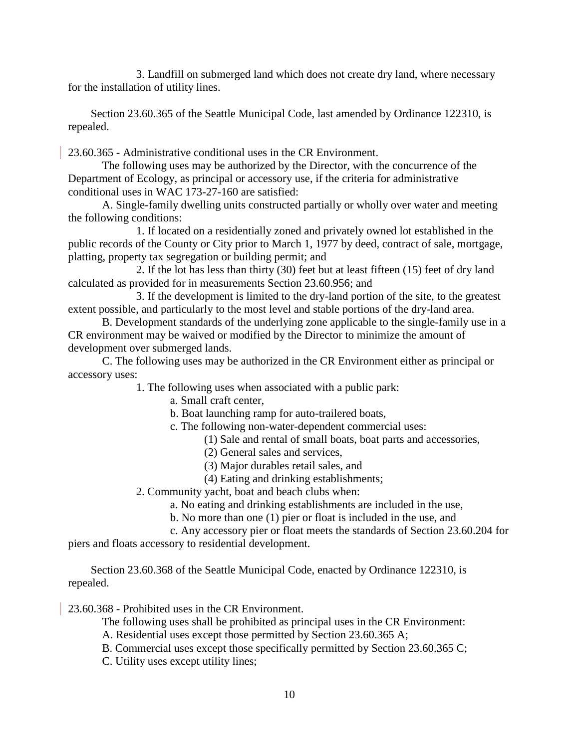3. Landfill on submerged land which does not create dry land, where necessary for the installation of utility lines.

Section 23.60.365 of the Seattle Municipal Code, last amended by Ordinance 122310, is repealed.

23.60.365 - Administrative conditional uses in the CR Environment.

The following uses may be authorized by the Director, with the concurrence of the Department of Ecology, as principal or accessory use, if the criteria for administrative conditional uses in WAC 173-27-160 are satisfied:

A. Single-family dwelling units constructed partially or wholly over water and meeting the following conditions:

1. If located on a residentially zoned and privately owned lot established in the public records of the County or City prior to March 1, 1977 by deed, contract of sale, mortgage, platting, property tax segregation or building permit; and

2. If the lot has less than thirty (30) feet but at least fifteen (15) feet of dry land calculated as provided for in measurements Section 23.60.956; and

3. If the development is limited to the dry-land portion of the site, to the greatest extent possible, and particularly to the most level and stable portions of the dry-land area.

B. Development standards of the underlying zone applicable to the single-family use in a CR environment may be waived or modified by the Director to minimize the amount of development over submerged lands.

C. The following uses may be authorized in the CR Environment either as principal or accessory uses:

1. The following uses when associated with a public park:

a. Small craft center,

b. Boat launching ramp for auto-trailered boats,

c. The following non-water-dependent commercial uses:

(1) Sale and rental of small boats, boat parts and accessories,

(2) General sales and services,

(3) Major durables retail sales, and

(4) Eating and drinking establishments;

2. Community yacht, boat and beach clubs when:

a. No eating and drinking establishments are included in the use,

b. No more than one (1) pier or float is included in the use, and

c. Any accessory pier or float meets the standards of Section 23.60.204 for piers and floats accessory to residential development.

Section 23.60.368 of the Seattle Municipal Code, enacted by Ordinance 122310, is repealed.

23.60.368 - Prohibited uses in the CR Environment.

The following uses shall be prohibited as principal uses in the CR Environment:

A. Residential uses except those permitted by Section 23.60.365 A;

B. Commercial uses except those specifically permitted by Section 23.60.365 C;

C. Utility uses except utility lines;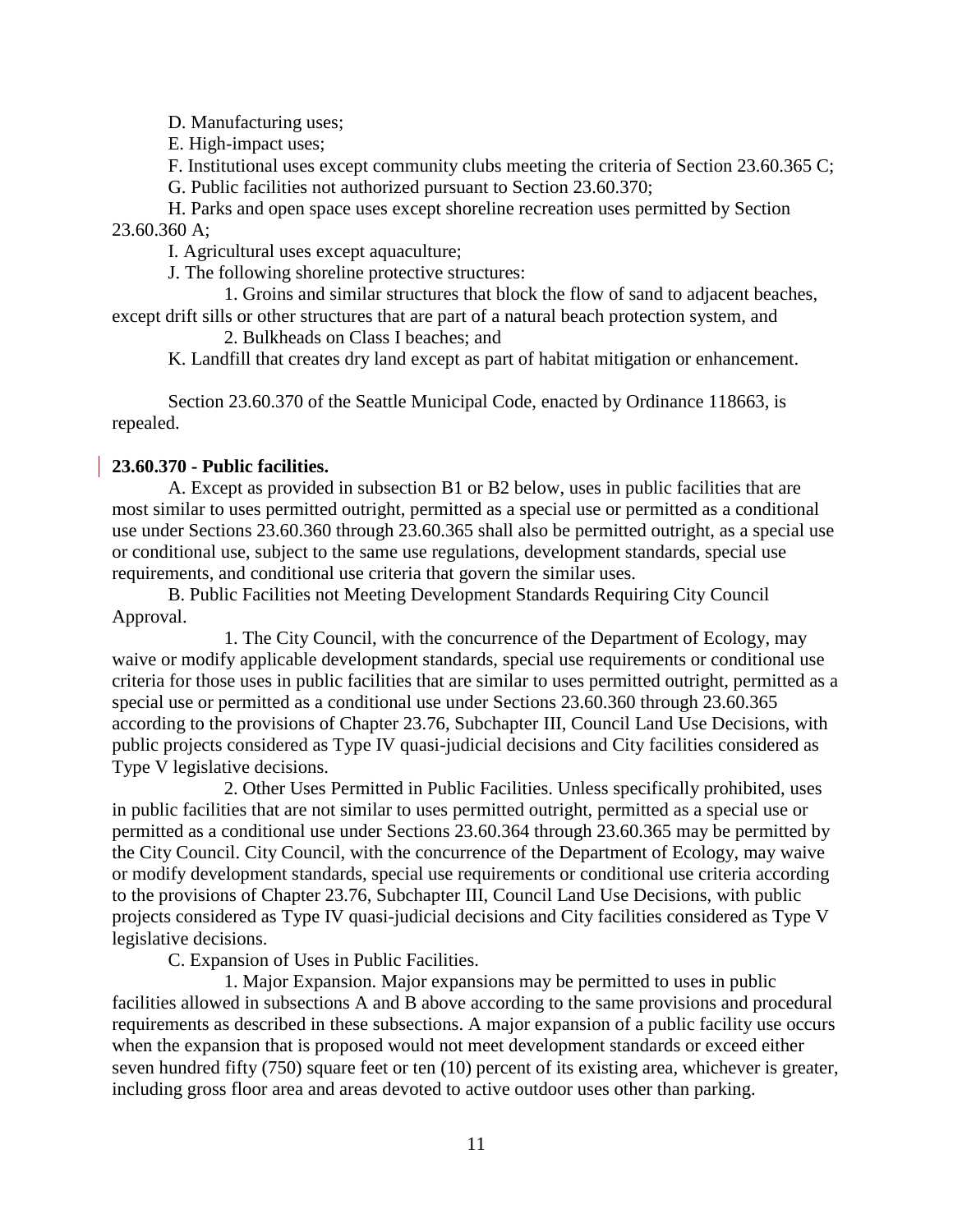D. Manufacturing uses;

E. High-impact uses;

F. Institutional uses except community clubs meeting the criteria of Section 23.60.365 C;

G. Public facilities not authorized pursuant to Section 23.60.370;

H. Parks and open space uses except shoreline recreation uses permitted by Section 23.60.360 A;

I. Agricultural uses except aquaculture;

J. The following shoreline protective structures:

1. Groins and similar structures that block the flow of sand to adjacent beaches, except drift sills or other structures that are part of a natural beach protection system, and

2. Bulkheads on Class I beaches; and

K. Landfill that creates dry land except as part of habitat mitigation or enhancement.

Section 23.60.370 of the Seattle Municipal Code, enacted by Ordinance 118663, is repealed.

**23.60.370 - Public facilities.**

A. Except as provided in subsection B1 or B2 below, uses in public facilities that are most similar to uses permitted outright, permitted as a special use or permitted as a conditional use under Sections 23.60.360 through 23.60.365 shall also be permitted outright, as a special use or conditional use, subject to the same use regulations, development standards, special use requirements, and conditional use criteria that govern the similar uses.

B. Public Facilities not Meeting Development Standards Requiring City Council Approval.

1. The City Council, with the concurrence of the Department of Ecology, may waive or modify applicable development standards, special use requirements or conditional use criteria for those uses in public facilities that are similar to uses permitted outright, permitted as a special use or permitted as a conditional use under Sections 23.60.360 through 23.60.365 according to the provisions of Chapter 23.76, Subchapter III, Council Land Use Decisions, with public projects considered as Type IV quasi-judicial decisions and City facilities considered as Type V legislative decisions.

2. Other Uses Permitted in Public Facilities. Unless specifically prohibited, uses in public facilities that are not similar to uses permitted outright, permitted as a special use or permitted as a conditional use under Sections 23.60.364 through 23.60.365 may be permitted by the City Council. City Council, with the concurrence of the Department of Ecology, may waive or modify development standards, special use requirements or conditional use criteria according to the provisions of Chapter 23.76, Subchapter III, Council Land Use Decisions, with public projects considered as Type IV quasi-judicial decisions and City facilities considered as Type V legislative decisions.

C. Expansion of Uses in Public Facilities.

1. Major Expansion. Major expansions may be permitted to uses in public facilities allowed in subsections A and B above according to the same provisions and procedural requirements as described in these subsections. A major expansion of a public facility use occurs when the expansion that is proposed would not meet development standards or exceed either seven hundred fifty (750) square feet or ten (10) percent of its existing area, whichever is greater, including gross floor area and areas devoted to active outdoor uses other than parking.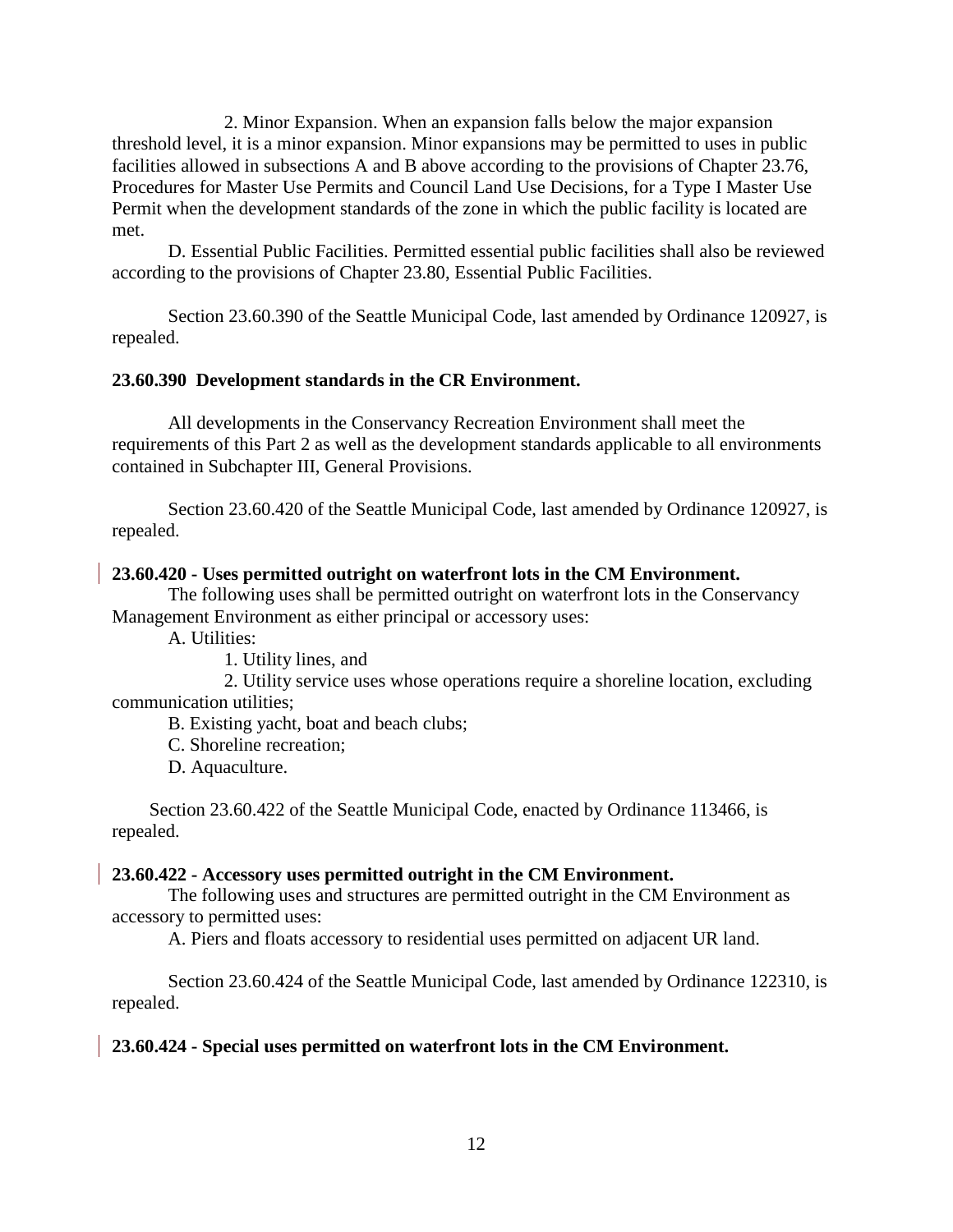2. Minor Expansion. When an expansion falls below the major expansion threshold level, it is a minor expansion. Minor expansions may be permitted to uses in public facilities allowed in subsections A and B above according to the provisions of Chapter 23.76, Procedures for Master Use Permits and Council Land Use Decisions, for a Type I Master Use Permit when the development standards of the zone in which the public facility is located are met.

D. Essential Public Facilities. Permitted essential public facilities shall also be reviewed according to the provisions of Chapter 23.80, Essential Public Facilities.

Section 23.60.390 of the Seattle Municipal Code, last amended by Ordinance 120927, is repealed.

**23.60.390 Development standards in the CR Environment.**

All developments in the Conservancy Recreation Environment shall meet the requirements of this Part 2 as well as the development standards applicable to all environments contained in Subchapter III, General Provisions.

Section 23.60.420 of the Seattle Municipal Code, last amended by Ordinance 120927, is repealed.

**23.60.420 - Uses permitted outright on waterfront lots in the CM Environment.**

The following uses shall be permitted outright on waterfront lots in the Conservancy Management Environment as either principal or accessory uses:

A. Utilities:

1. Utility lines, and

2. Utility service uses whose operations require a shoreline location, excluding communication utilities;

B. Existing yacht, boat and beach clubs;

C. Shoreline recreation;

D. Aquaculture.

Section 23.60.422 of the Seattle Municipal Code, enacted by Ordinance 113466, is repealed.

**23.60.422 - Accessory uses permitted outright in the CM Environment.**

The following uses and structures are permitted outright in the CM Environment as accessory to permitted uses:

A. Piers and floats accessory to residential uses permitted on adjacent UR land.

Section 23.60.424 of the Seattle Municipal Code, last amended by Ordinance 122310, is repealed.

**23.60.424 - Special uses permitted on waterfront lots in the CM Environment.**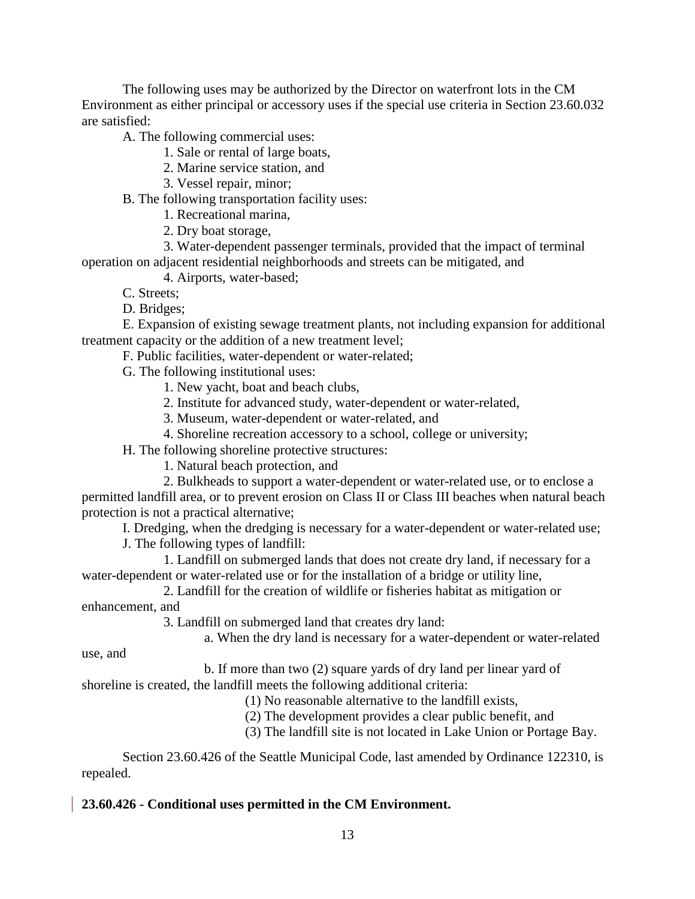The following uses may be authorized by the Director on waterfront lots in the CM Environment as either principal or accessory uses if the special use criteria in Section 23.60.032 are satisfied:

A. The following commercial uses:

1. Sale or rental of large boats,
2. Marine service station, and
3. Vessel repair, minor;

B. The following transportation facility uses:

1. Recreational marina,
2. Dry boat storage,
3. Water-dependent passenger terminals, provided that the impact of terminal operation on adjacent residential neighborhoods and streets can be mitigated, and
4. Airports, water-based;

C. Streets;

D. Bridges;

E. Expansion of existing sewage treatment plants, not including expansion for additional treatment capacity or the addition of a new treatment level;

F. Public facilities, water-dependent or water-related;

G. The following institutional uses:

1. New yacht, boat and beach clubs,
2. Institute for advanced study, water-dependent or water-related,
3. Museum, water-dependent or water-related, and
4. Shoreline recreation accessory to a school, college or university;

H. The following shoreline protective structures:

1. Natural beach protection, and
2. Bulkheads to support a water-dependent or water-related use, or to enclose a permitted landfill area, or to prevent erosion on Class II or Class III beaches when natural beach protection is not a practical alternative;

I. Dredging, when the dredging is necessary for a water-dependent or water-related use;

J. The following types of landfill:

1. Landfill on submerged lands that does not create dry land, if necessary for a water-dependent or water-related use or for the installation of a bridge or utility line,
2. Landfill for the creation of wildlife or fisheries habitat as mitigation or enhancement, and
3. Landfill on submerged land that creates dry land:

   a. When the dry land is necessary for a water-dependent or water-related use, and

   b. If more than two (2) square yards of dry land per linear yard of shoreline is created, the landfill meets the following additional criteria:

      (1) No reasonable alternative to the landfill exists,

      (2) The development provides a clear public benefit, and

      (3) The landfill site is not located in Lake Union or Portage Bay.

Section 23.60.426 of the Seattle Municipal Code, last amended by Ordinance 122310, is repealed.

**23.60.426 - Conditional uses permitted in the CM Environment.**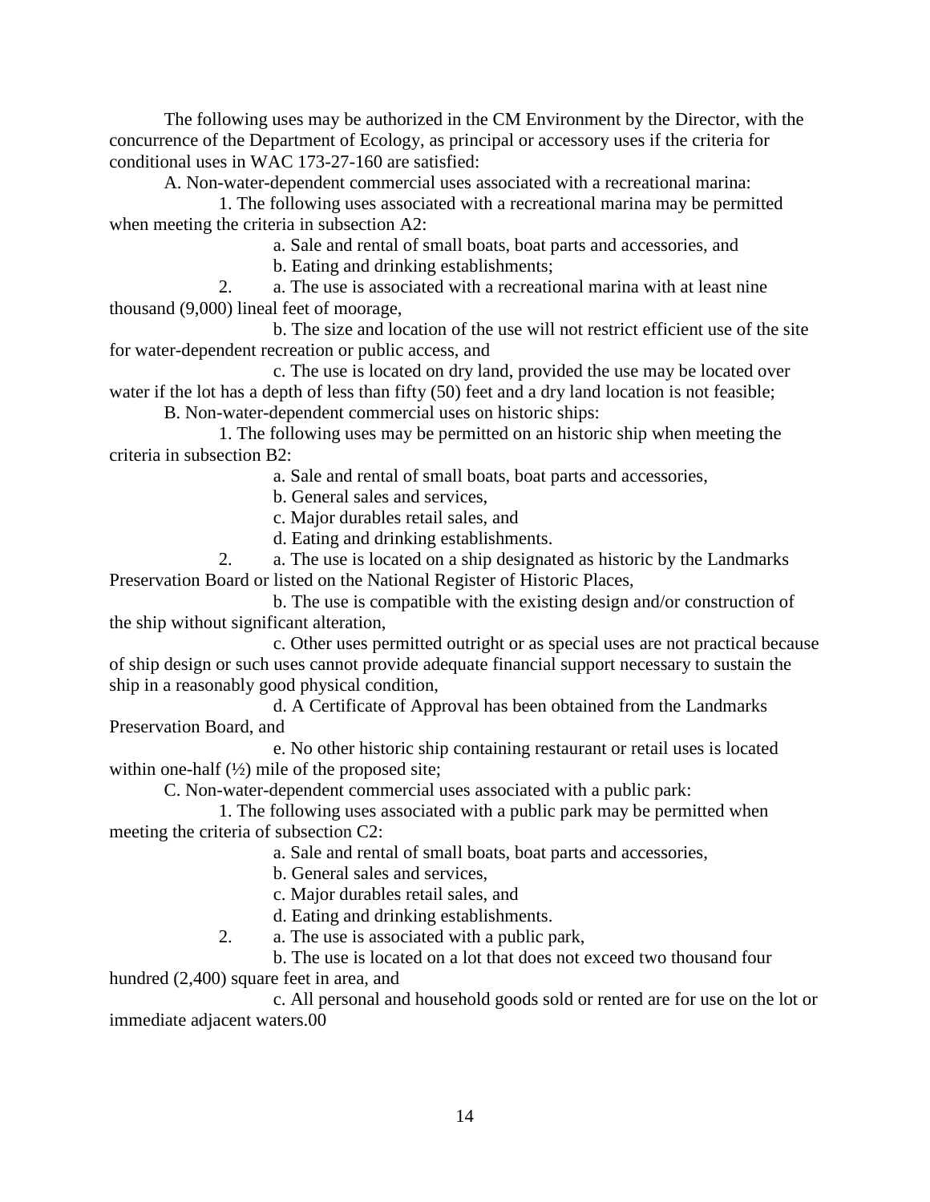The following uses may be authorized in the CM Environment by the Director, with the concurrence of the Department of Ecology, as principal or accessory uses if the criteria for conditional uses in WAC 173-27-160 are satisfied:

A. Non-water-dependent commercial uses associated with a recreational marina:

1. The following uses associated with a recreational marina may be permitted when meeting the criteria in subsection A2:

a. Sale and rental of small boats, boat parts and accessories, and

b. Eating and drinking establishments;

2. a. The use is associated with a recreational marina with at least nine thousand (9,000) lineal feet of moorage,

b. The size and location of the use will not restrict efficient use of the site for water-dependent recreation or public access, and

c. The use is located on dry land, provided the use may be located over water if the lot has a depth of less than fifty (50) feet and a dry land location is not feasible;

B. Non-water-dependent commercial uses on historic ships:

1. The following uses may be permitted on an historic ship when meeting the criteria in subsection B2:

a. Sale and rental of small boats, boat parts and accessories,

b. General sales and services,

c. Major durables retail sales, and

d. Eating and drinking establishments.

2. a. The use is located on a ship designated as historic by the Landmarks Preservation Board or listed on the National Register of Historic Places,

b. The use is compatible with the existing design and/or construction of the ship without significant alteration,

c. Other uses permitted outright or as special uses are not practical because of ship design or such uses cannot provide adequate financial support necessary to sustain the ship in a reasonably good physical condition,

d. A Certificate of Approval has been obtained from the Landmarks Preservation Board, and

e. No other historic ship containing restaurant or retail uses is located within one-half (½) mile of the proposed site;

C. Non-water-dependent commercial uses associated with a public park:

1. The following uses associated with a public park may be permitted when meeting the criteria of subsection C2:

a. Sale and rental of small boats, boat parts and accessories,

b. General sales and services,

c. Major durables retail sales, and

d. Eating and drinking establishments.

2. a. The use is associated with a public park,

b. The use is located on a lot that does not exceed two thousand four hundred (2,400) square feet in area, and

c. All personal and household goods sold or rented are for use on the lot or immediate adjacent waters.00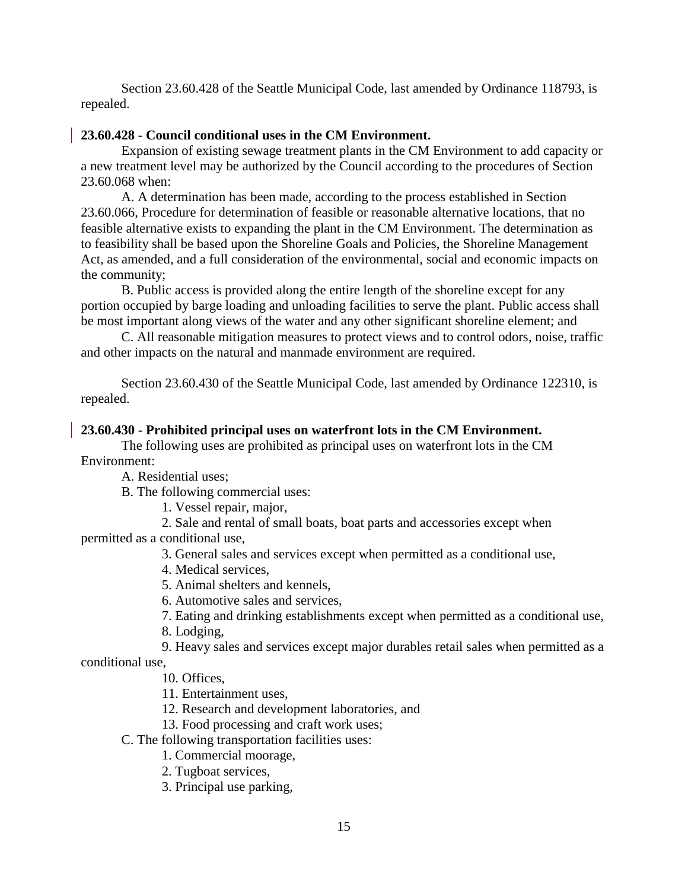Section 23.60.428 of the Seattle Municipal Code, last amended by Ordinance 118793, is repealed.

**23.60.428 - Council conditional uses in the CM Environment.**

Expansion of existing sewage treatment plants in the CM Environment to add capacity or a new treatment level may be authorized by the Council according to the procedures of Section 23.60.068 when:

A. A determination has been made, according to the process established in Section 23.60.066, Procedure for determination of feasible or reasonable alternative locations, that no feasible alternative exists to expanding the plant in the CM Environment. The determination as to feasibility shall be based upon the Shoreline Goals and Policies, the Shoreline Management Act, as amended, and a full consideration of the environmental, social and economic impacts on the community;

B. Public access is provided along the entire length of the shoreline except for any portion occupied by barge loading and unloading facilities to serve the plant. Public access shall be most important along views of the water and any other significant shoreline element; and

C. All reasonable mitigation measures to protect views and to control odors, noise, traffic and other impacts on the natural and manmade environment are required.

Section 23.60.430 of the Seattle Municipal Code, last amended by Ordinance 122310, is repealed.

**23.60.430 - Prohibited principal uses on waterfront lots in the CM Environment.**

The following uses are prohibited as principal uses on waterfront lots in the CM Environment:

A. Residential uses;

B. The following commercial uses:

1. Vessel repair, major,
2. Sale and rental of small boats, boat parts and accessories except when permitted as a conditional use,
3. General sales and services except when permitted as a conditional use,
4. Medical services,
5. Animal shelters and kennels,
6. Automotive sales and services,
7. Eating and drinking establishments except when permitted as a conditional use,
8. Lodging,
9. Heavy sales and services except major durables retail sales when permitted as a conditional use,
10. Offices,
11. Entertainment uses,
12. Research and development laboratories, and
13. Food processing and craft work uses;

C. The following transportation facilities uses:

1. Commercial moorage,
2. Tugboat services,
3. Principal use parking,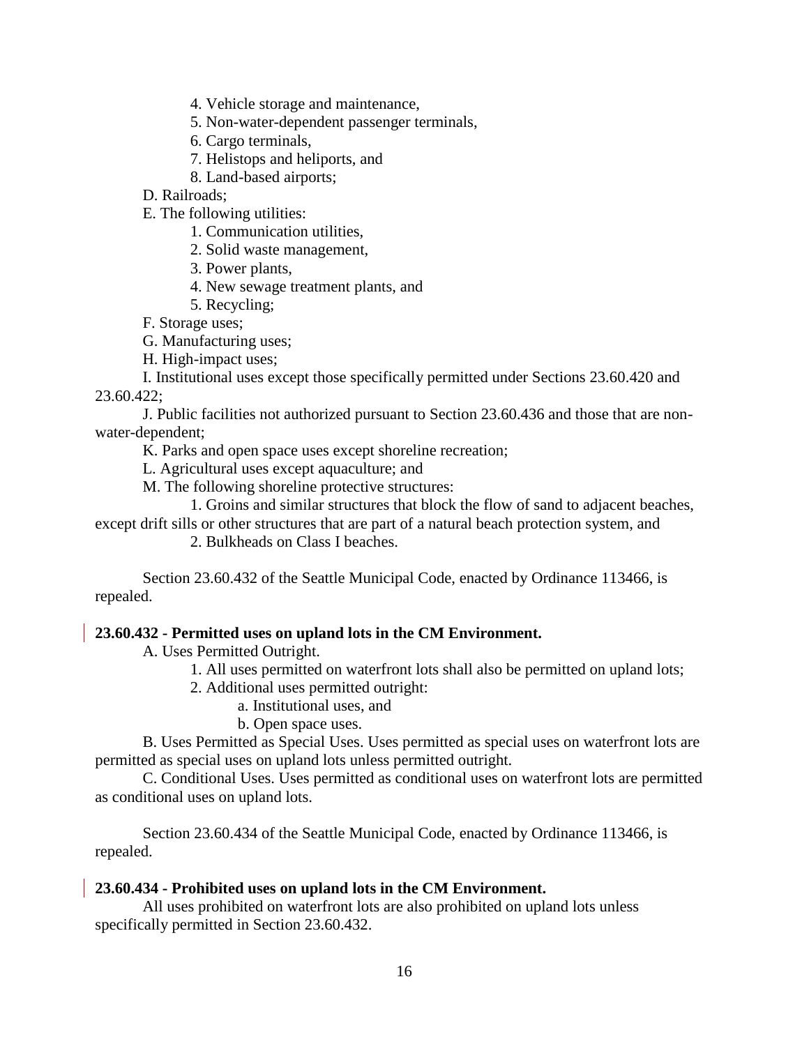4. Vehicle storage and maintenance,

5. Non-water-dependent passenger terminals,

6. Cargo terminals,

7. Helistops and heliports, and

8. Land-based airports;

D. Railroads;

E. The following utilities:

1. Communication utilities,

2. Solid waste management,

3. Power plants,

4. New sewage treatment plants, and

5. Recycling;

F. Storage uses;

G. Manufacturing uses;

H. High-impact uses;

I. Institutional uses except those specifically permitted under Sections 23.60.420 and 23.60.422;

J. Public facilities not authorized pursuant to Section 23.60.436 and those that are non-water-dependent;

K. Parks and open space uses except shoreline recreation;

L. Agricultural uses except aquaculture; and

M. The following shoreline protective structures:

1. Groins and similar structures that block the flow of sand to adjacent beaches, except drift sills or other structures that are part of a natural beach protection system, and

2. Bulkheads on Class I beaches.

Section 23.60.432 of the Seattle Municipal Code, enacted by Ordinance 113466, is repealed.

**23.60.432 - Permitted uses on upland lots in the CM Environment.**

A. Uses Permitted Outright.

1. All uses permitted on waterfront lots shall also be permitted on upland lots;

2. Additional uses permitted outright:

a. Institutional uses, and

b. Open space uses.

B. Uses Permitted as Special Uses. Uses permitted as special uses on waterfront lots are permitted as special uses on upland lots unless permitted outright.

C. Conditional Uses. Uses permitted as conditional uses on waterfront lots are permitted as conditional uses on upland lots.

Section 23.60.434 of the Seattle Municipal Code, enacted by Ordinance 113466, is repealed.

**23.60.434 - Prohibited uses on upland lots in the CM Environment.**

All uses prohibited on waterfront lots are also prohibited on upland lots unless specifically permitted in Section 23.60.432.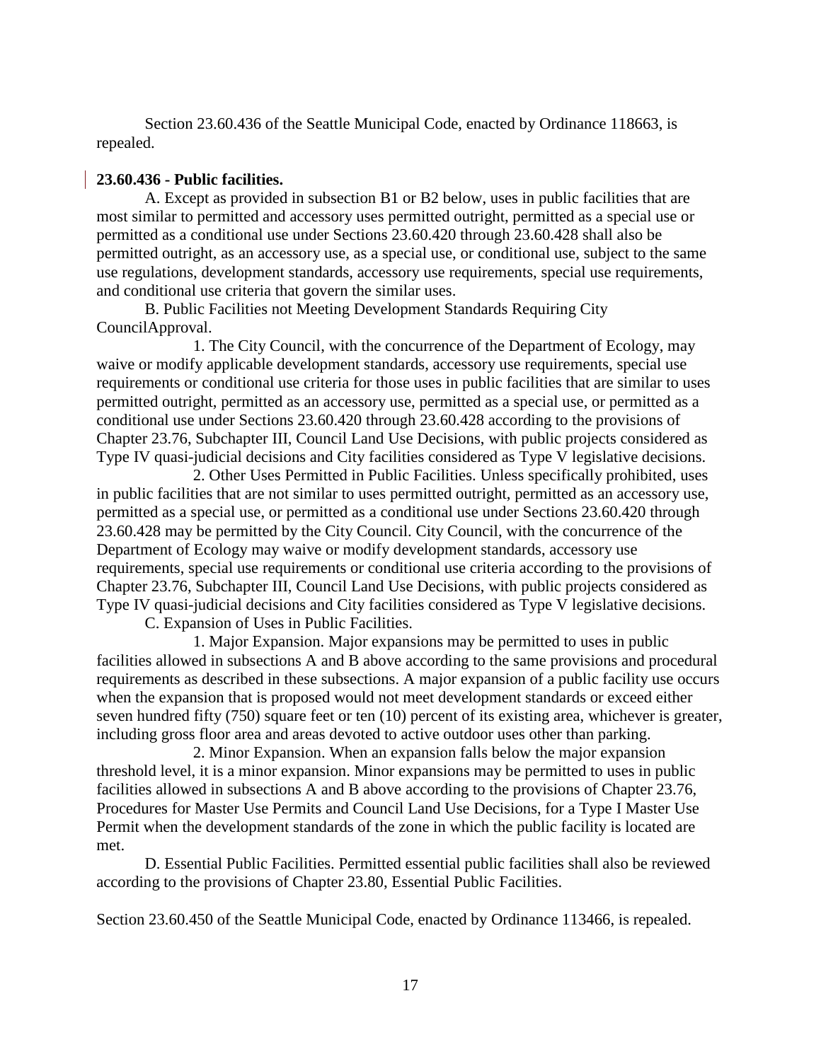Section 23.60.436 of the Seattle Municipal Code, enacted by Ordinance 118663, is repealed.

**23.60.436 - Public facilities.**

A. Except as provided in subsection B1 or B2 below, uses in public facilities that are most similar to permitted and accessory uses permitted outright, permitted as a special use or permitted as a conditional use under Sections 23.60.420 through 23.60.428 shall also be permitted outright, as an accessory use, as a special use, or conditional use, subject to the same use regulations, development standards, accessory use requirements, special use requirements, and conditional use criteria that govern the similar uses.

B. Public Facilities not Meeting Development Standards Requiring City CouncilApproval.

1. The City Council, with the concurrence of the Department of Ecology, may waive or modify applicable development standards, accessory use requirements, special use requirements or conditional use criteria for those uses in public facilities that are similar to uses permitted outright, permitted as an accessory use, permitted as a special use, or permitted as a conditional use under Sections 23.60.420 through 23.60.428 according to the provisions of Chapter 23.76, Subchapter III, Council Land Use Decisions, with public projects considered as Type IV quasi-judicial decisions and City facilities considered as Type V legislative decisions.

2. Other Uses Permitted in Public Facilities. Unless specifically prohibited, uses in public facilities that are not similar to uses permitted outright, permitted as an accessory use, permitted as a special use, or permitted as a conditional use under Sections 23.60.420 through 23.60.428 may be permitted by the City Council. City Council, with the concurrence of the Department of Ecology may waive or modify development standards, accessory use requirements, special use requirements or conditional use criteria according to the provisions of Chapter 23.76, Subchapter III, Council Land Use Decisions, with public projects considered as Type IV quasi-judicial decisions and City facilities considered as Type V legislative decisions.

C. Expansion of Uses in Public Facilities.

1. Major Expansion. Major expansions may be permitted to uses in public facilities allowed in subsections A and B above according to the same provisions and procedural requirements as described in these subsections. A major expansion of a public facility use occurs when the expansion that is proposed would not meet development standards or exceed either seven hundred fifty (750) square feet or ten (10) percent of its existing area, whichever is greater, including gross floor area and areas devoted to active outdoor uses other than parking.

2. Minor Expansion. When an expansion falls below the major expansion threshold level, it is a minor expansion. Minor expansions may be permitted to uses in public facilities allowed in subsections A and B above according to the provisions of Chapter 23.76, Procedures for Master Use Permits and Council Land Use Decisions, for a Type I Master Use Permit when the development standards of the zone in which the public facility is located are met.

D. Essential Public Facilities. Permitted essential public facilities shall also be reviewed according to the provisions of Chapter 23.80, Essential Public Facilities.

Section 23.60.450 of the Seattle Municipal Code, enacted by Ordinance 113466, is repealed.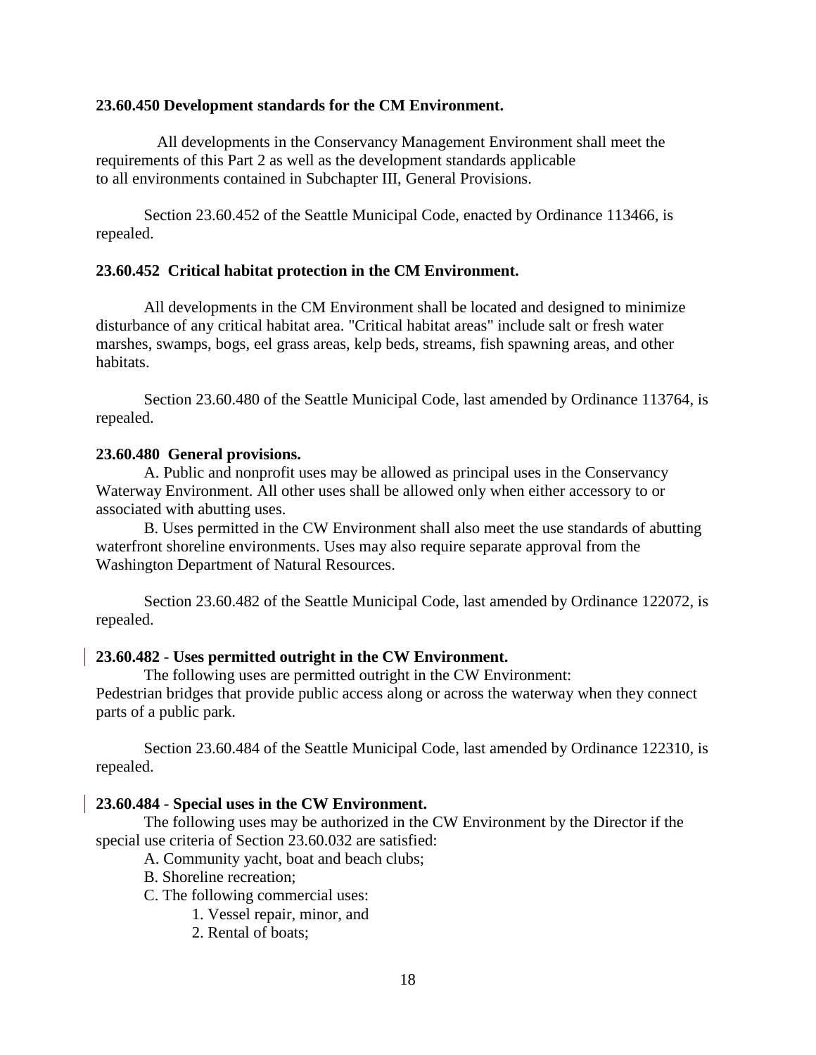**23.60.450 Development standards for the CM Environment.**

All developments in the Conservancy Management Environment shall meet the requirements of this Part 2 as well as the development standards applicable to all environments contained in Subchapter III, General Provisions.

Section 23.60.452 of the Seattle Municipal Code, enacted by Ordinance 113466, is repealed.

**23.60.452 Critical habitat protection in the CM Environment.**

All developments in the CM Environment shall be located and designed to minimize disturbance of any critical habitat area. "Critical habitat areas" include salt or fresh water marshes, swamps, bogs, eel grass areas, kelp beds, streams, fish spawning areas, and other habitats.

Section 23.60.480 of the Seattle Municipal Code, last amended by Ordinance 113764, is repealed.

**23.60.480 General provisions.**

A. Public and nonprofit uses may be allowed as principal uses in the Conservancy Waterway Environment. All other uses shall be allowed only when either accessory to or associated with abutting uses.

B. Uses permitted in the CW Environment shall also meet the use standards of abutting waterfront shoreline environments. Uses may also require separate approval from the Washington Department of Natural Resources.

Section 23.60.482 of the Seattle Municipal Code, last amended by Ordinance 122072, is repealed.

**23.60.482 - Uses permitted outright in the CW Environment.**

The following uses are permitted outright in the CW Environment:
Pedestrian bridges that provide public access along or across the waterway when they connect parts of a public park.

Section 23.60.484 of the Seattle Municipal Code, last amended by Ordinance 122310, is repealed.

**23.60.484 - Special uses in the CW Environment.**

The following uses may be authorized in the CW Environment by the Director if the special use criteria of Section 23.60.032 are satisfied:

A. Community yacht, boat and beach clubs;

B. Shoreline recreation;

C. The following commercial uses:

1. Vessel repair, minor, and
2. Rental of boats;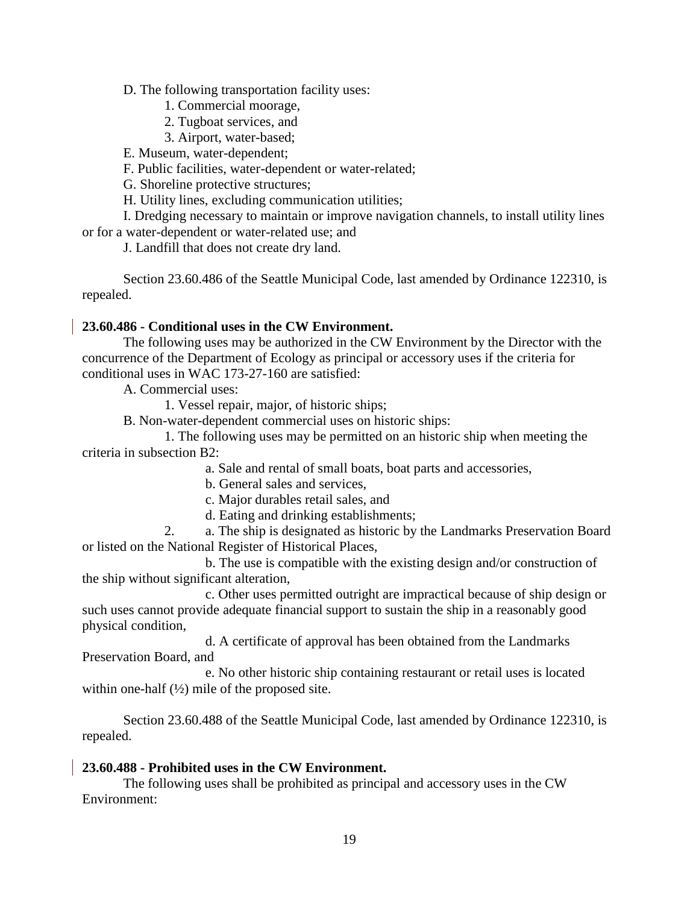D. The following transportation facility uses:

1. Commercial moorage,
2. Tugboat services, and
3. Airport, water-based;

E. Museum, water-dependent;

F. Public facilities, water-dependent or water-related;

G. Shoreline protective structures;

H. Utility lines, excluding communication utilities;

I. Dredging necessary to maintain or improve navigation channels, to install utility lines or for a water-dependent or water-related use; and

J. Landfill that does not create dry land.

Section 23.60.486 of the Seattle Municipal Code, last amended by Ordinance 122310, is repealed.

**23.60.486 - Conditional uses in the CW Environment.**

The following uses may be authorized in the CW Environment by the Director with the concurrence of the Department of Ecology as principal or accessory uses if the criteria for conditional uses in WAC 173-27-160 are satisfied:

A. Commercial uses:

1. Vessel repair, major, of historic ships;

B. Non-water-dependent commercial uses on historic ships:

1. The following uses may be permitted on an historic ship when meeting the criteria in subsection B2:

a. Sale and rental of small boats, boat parts and accessories,

b. General sales and services,

c. Major durables retail sales, and

d. Eating and drinking establishments;

2. a. The ship is designated as historic by the Landmarks Preservation Board or listed on the National Register of Historical Places,

b. The use is compatible with the existing design and/or construction of the ship without significant alteration,

c. Other uses permitted outright are impractical because of ship design or such uses cannot provide adequate financial support to sustain the ship in a reasonably good physical condition,

d. A certificate of approval has been obtained from the Landmarks Preservation Board, and

e. No other historic ship containing restaurant or retail uses is located within one-half (½) mile of the proposed site.

Section 23.60.488 of the Seattle Municipal Code, last amended by Ordinance 122310, is repealed.

**23.60.488 - Prohibited uses in the CW Environment.**

The following uses shall be prohibited as principal and accessory uses in the CW Environment: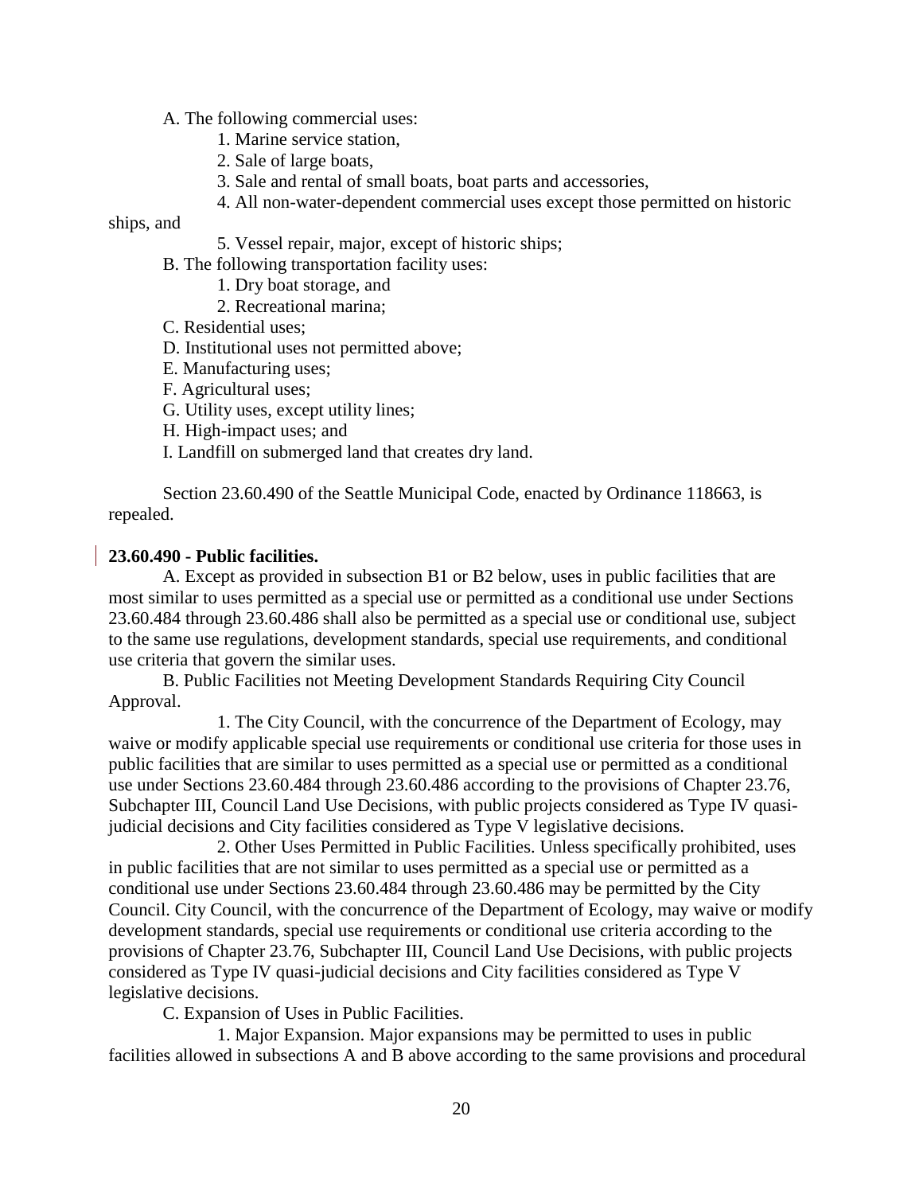A. The following commercial uses:

1. Marine service station,
2. Sale of large boats,
3. Sale and rental of small boats, boat parts and accessories,
4. All non-water-dependent commercial uses except those permitted on historic ships, and
5. Vessel repair, major, except of historic ships;

B. The following transportation facility uses:

1. Dry boat storage, and
2. Recreational marina;

C. Residential uses;

D. Institutional uses not permitted above;

E. Manufacturing uses;

F. Agricultural uses;

G. Utility uses, except utility lines;

H. High-impact uses; and

I. Landfill on submerged land that creates dry land.

Section 23.60.490 of the Seattle Municipal Code, enacted by Ordinance 118663, is repealed.

**23.60.490 - Public facilities.**

A. Except as provided in subsection B1 or B2 below, uses in public facilities that are most similar to uses permitted as a special use or permitted as a conditional use under Sections 23.60.484 through 23.60.486 shall also be permitted as a special use or conditional use, subject to the same use regulations, development standards, special use requirements, and conditional use criteria that govern the similar uses.

B. Public Facilities not Meeting Development Standards Requiring City Council Approval.

1. The City Council, with the concurrence of the Department of Ecology, may waive or modify applicable special use requirements or conditional use criteria for those uses in public facilities that are similar to uses permitted as a special use or permitted as a conditional use under Sections 23.60.484 through 23.60.486 according to the provisions of Chapter 23.76, Subchapter III, Council Land Use Decisions, with public projects considered as Type IV quasi-judicial decisions and City facilities considered as Type V legislative decisions.

2. Other Uses Permitted in Public Facilities. Unless specifically prohibited, uses in public facilities that are not similar to uses permitted as a special use or permitted as a conditional use under Sections 23.60.484 through 23.60.486 may be permitted by the City Council. City Council, with the concurrence of the Department of Ecology, may waive or modify development standards, special use requirements or conditional use criteria according to the provisions of Chapter 23.76, Subchapter III, Council Land Use Decisions, with public projects considered as Type IV quasi-judicial decisions and City facilities considered as Type V legislative decisions.

C. Expansion of Uses in Public Facilities.

1. Major Expansion. Major expansions may be permitted to uses in public facilities allowed in subsections A and B above according to the same provisions and procedural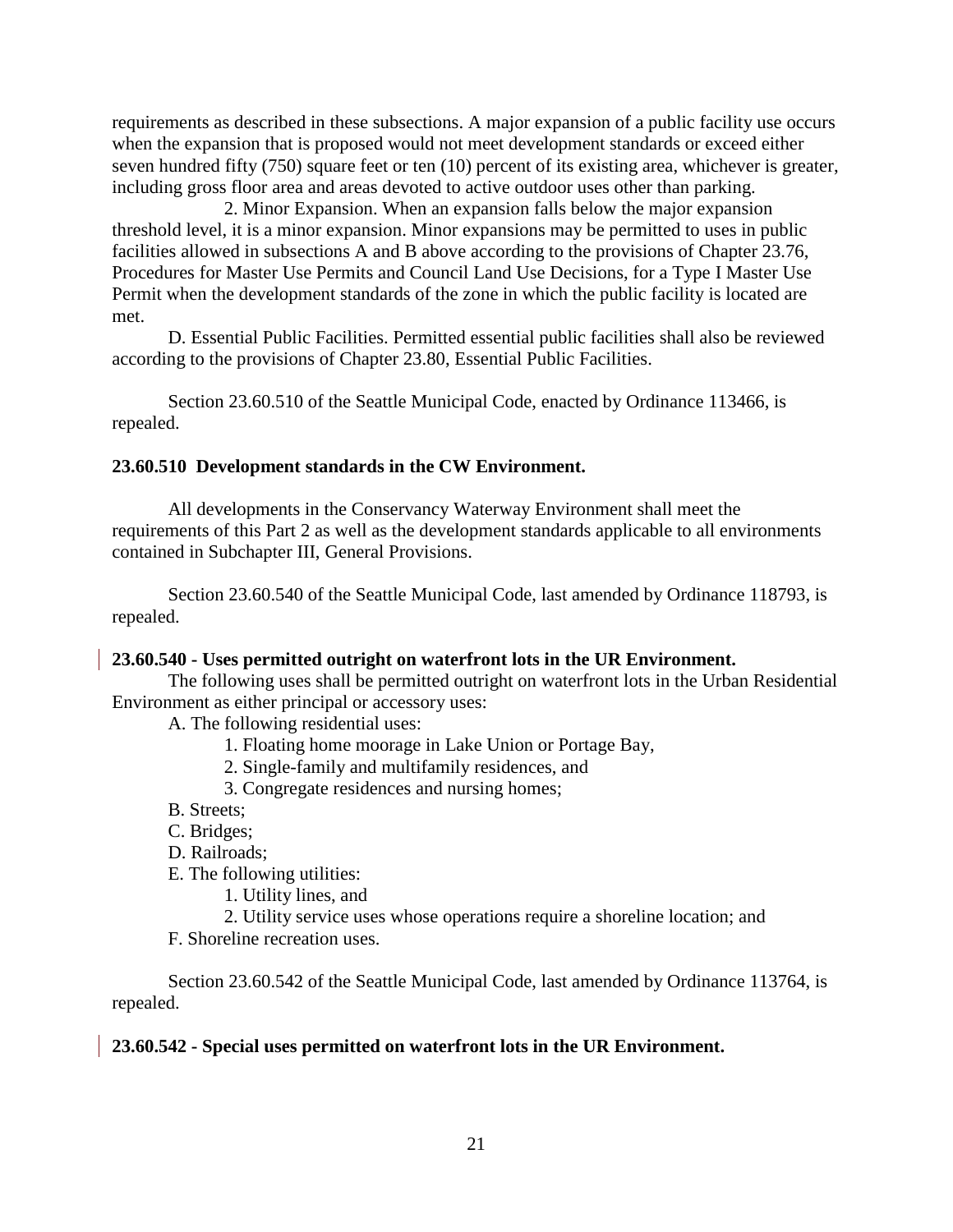requirements as described in these subsections. A major expansion of a public facility use occurs when the expansion that is proposed would not meet development standards or exceed either seven hundred fifty (750) square feet or ten (10) percent of its existing area, whichever is greater, including gross floor area and areas devoted to active outdoor uses other than parking.

2. Minor Expansion. When an expansion falls below the major expansion threshold level, it is a minor expansion. Minor expansions may be permitted to uses in public facilities allowed in subsections A and B above according to the provisions of Chapter 23.76, Procedures for Master Use Permits and Council Land Use Decisions, for a Type I Master Use Permit when the development standards of the zone in which the public facility is located are met.

D. Essential Public Facilities. Permitted essential public facilities shall also be reviewed according to the provisions of Chapter 23.80, Essential Public Facilities.

Section 23.60.510 of the Seattle Municipal Code, enacted by Ordinance 113466, is repealed.

**23.60.510 Development standards in the CW Environment.**

All developments in the Conservancy Waterway Environment shall meet the requirements of this Part 2 as well as the development standards applicable to all environments contained in Subchapter III, General Provisions.

Section 23.60.540 of the Seattle Municipal Code, last amended by Ordinance 118793, is repealed.

**23.60.540 - Uses permitted outright on waterfront lots in the UR Environment.**

The following uses shall be permitted outright on waterfront lots in the Urban Residential Environment as either principal or accessory uses:

A. The following residential uses:

1. Floating home moorage in Lake Union or Portage Bay,
2. Single-family and multifamily residences, and
3. Congregate residences and nursing homes;

B. Streets;

C. Bridges;

D. Railroads;

E. The following utilities:

1. Utility lines, and
2. Utility service uses whose operations require a shoreline location; and

F. Shoreline recreation uses.

Section 23.60.542 of the Seattle Municipal Code, last amended by Ordinance 113764, is repealed.

**23.60.542 - Special uses permitted on waterfront lots in the UR Environment.**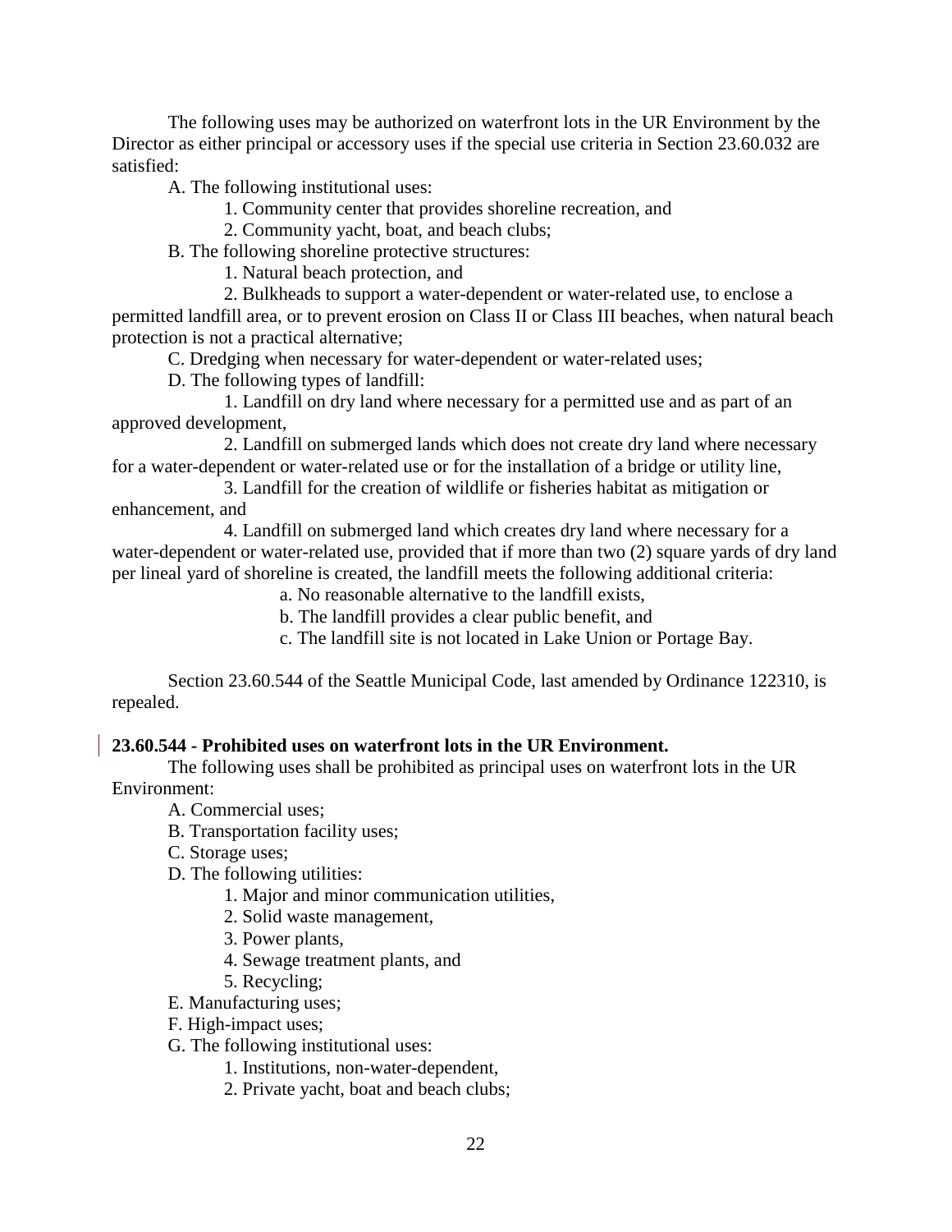The following uses may be authorized on waterfront lots in the UR Environment by the Director as either principal or accessory uses if the special use criteria in Section 23.60.032 are satisfied:

A. The following institutional uses:

1. Community center that provides shoreline recreation, and
2. Community yacht, boat, and beach clubs;

B. The following shoreline protective structures:

1. Natural beach protection, and
2. Bulkheads to support a water-dependent or water-related use, to enclose a permitted landfill area, or to prevent erosion on Class II or Class III beaches, when natural beach protection is not a practical alternative;

C. Dredging when necessary for water-dependent or water-related uses;

D. The following types of landfill:

1. Landfill on dry land where necessary for a permitted use and as part of an approved development,
2. Landfill on submerged lands which does not create dry land where necessary for a water-dependent or water-related use or for the installation of a bridge or utility line,
3. Landfill for the creation of wildlife or fisheries habitat as mitigation or enhancement, and
4. Landfill on submerged land which creates dry land where necessary for a water-dependent or water-related use, provided that if more than two (2) square yards of dry land per lineal yard of shoreline is created, the landfill meets the following additional criteria:
   a. No reasonable alternative to the landfill exists,
   b. The landfill provides a clear public benefit, and
   c. The landfill site is not located in Lake Union or Portage Bay.

Section 23.60.544 of the Seattle Municipal Code, last amended by Ordinance 122310, is repealed.

**23.60.544 - Prohibited uses on waterfront lots in the UR Environment.**

The following uses shall be prohibited as principal uses on waterfront lots in the UR Environment:

A. Commercial uses;

B. Transportation facility uses;

C. Storage uses;

D. The following utilities:

1. Major and minor communication utilities,
2. Solid waste management,
3. Power plants,
4. Sewage treatment plants, and
5. Recycling;

E. Manufacturing uses;

F. High-impact uses;

G. The following institutional uses:

1. Institutions, non-water-dependent,
2. Private yacht, boat and beach clubs;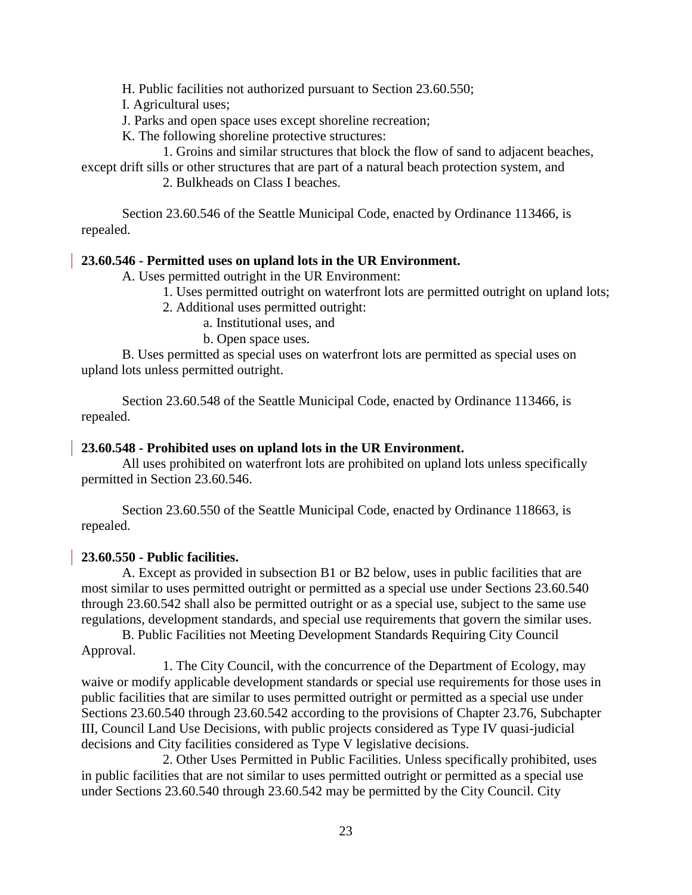H. Public facilities not authorized pursuant to Section 23.60.550;

I. Agricultural uses;

J. Parks and open space uses except shoreline recreation;

K. The following shoreline protective structures:

1. Groins and similar structures that block the flow of sand to adjacent beaches, except drift sills or other structures that are part of a natural beach protection system, and

2. Bulkheads on Class I beaches.

Section 23.60.546 of the Seattle Municipal Code, enacted by Ordinance 113466, is repealed.

**23.60.546 - Permitted uses on upland lots in the UR Environment.**

A. Uses permitted outright in the UR Environment:

1. Uses permitted outright on waterfront lots are permitted outright on upland lots;

2. Additional uses permitted outright:

a. Institutional uses, and

b. Open space uses.

B. Uses permitted as special uses on waterfront lots are permitted as special uses on upland lots unless permitted outright.

Section 23.60.548 of the Seattle Municipal Code, enacted by Ordinance 113466, is repealed.

**23.60.548 - Prohibited uses on upland lots in the UR Environment.**

All uses prohibited on waterfront lots are prohibited on upland lots unless specifically permitted in Section 23.60.546.

Section 23.60.550 of the Seattle Municipal Code, enacted by Ordinance 118663, is repealed.

**23.60.550 - Public facilities.**

A. Except as provided in subsection B1 or B2 below, uses in public facilities that are most similar to uses permitted outright or permitted as a special use under Sections 23.60.540 through 23.60.542 shall also be permitted outright or as a special use, subject to the same use regulations, development standards, and special use requirements that govern the similar uses.

B. Public Facilities not Meeting Development Standards Requiring City Council Approval.

1. The City Council, with the concurrence of the Department of Ecology, may waive or modify applicable development standards or special use requirements for those uses in public facilities that are similar to uses permitted outright or permitted as a special use under Sections 23.60.540 through 23.60.542 according to the provisions of Chapter 23.76, Subchapter III, Council Land Use Decisions, with public projects considered as Type IV quasi-judicial decisions and City facilities considered as Type V legislative decisions.

2. Other Uses Permitted in Public Facilities. Unless specifically prohibited, uses in public facilities that are not similar to uses permitted outright or permitted as a special use under Sections 23.60.540 through 23.60.542 may be permitted by the City Council. City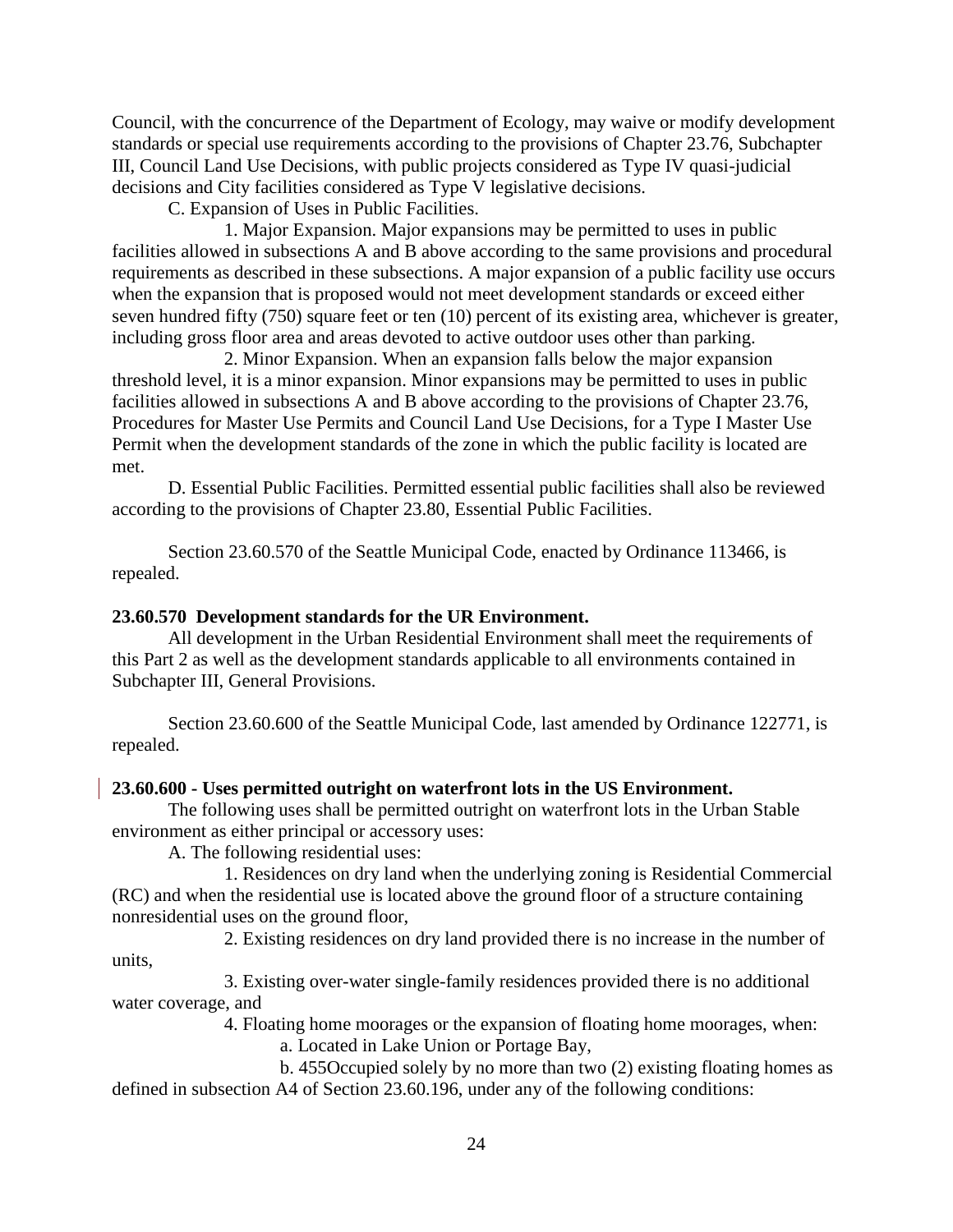Council, with the concurrence of the Department of Ecology, may waive or modify development standards or special use requirements according to the provisions of Chapter 23.76, Subchapter III, Council Land Use Decisions, with public projects considered as Type IV quasi-judicial decisions and City facilities considered as Type V legislative decisions.

C. Expansion of Uses in Public Facilities.

1. Major Expansion. Major expansions may be permitted to uses in public facilities allowed in subsections A and B above according to the same provisions and procedural requirements as described in these subsections. A major expansion of a public facility use occurs when the expansion that is proposed would not meet development standards or exceed either seven hundred fifty (750) square feet or ten (10) percent of its existing area, whichever is greater, including gross floor area and areas devoted to active outdoor uses other than parking.

2. Minor Expansion. When an expansion falls below the major expansion threshold level, it is a minor expansion. Minor expansions may be permitted to uses in public facilities allowed in subsections A and B above according to the provisions of Chapter 23.76, Procedures for Master Use Permits and Council Land Use Decisions, for a Type I Master Use Permit when the development standards of the zone in which the public facility is located are met.

D. Essential Public Facilities. Permitted essential public facilities shall also be reviewed according to the provisions of Chapter 23.80, Essential Public Facilities.

Section 23.60.570 of the Seattle Municipal Code, enacted by Ordinance 113466, is repealed.

**23.60.570 Development standards for the UR Environment.**

All development in the Urban Residential Environment shall meet the requirements of this Part 2 as well as the development standards applicable to all environments contained in Subchapter III, General Provisions.

Section 23.60.600 of the Seattle Municipal Code, last amended by Ordinance 122771, is repealed.

**23.60.600 - Uses permitted outright on waterfront lots in the US Environment.**

The following uses shall be permitted outright on waterfront lots in the Urban Stable environment as either principal or accessory uses:

A. The following residential uses:

1. Residences on dry land when the underlying zoning is Residential Commercial (RC) and when the residential use is located above the ground floor of a structure containing nonresidential uses on the ground floor,

2. Existing residences on dry land provided there is no increase in the number of units,

3. Existing over-water single-family residences provided there is no additional water coverage, and

4. Floating home moorages or the expansion of floating home moorages, when:

a. Located in Lake Union or Portage Bay,

b. 455Occupied solely by no more than two (2) existing floating homes as defined in subsection A4 of Section 23.60.196, under any of the following conditions: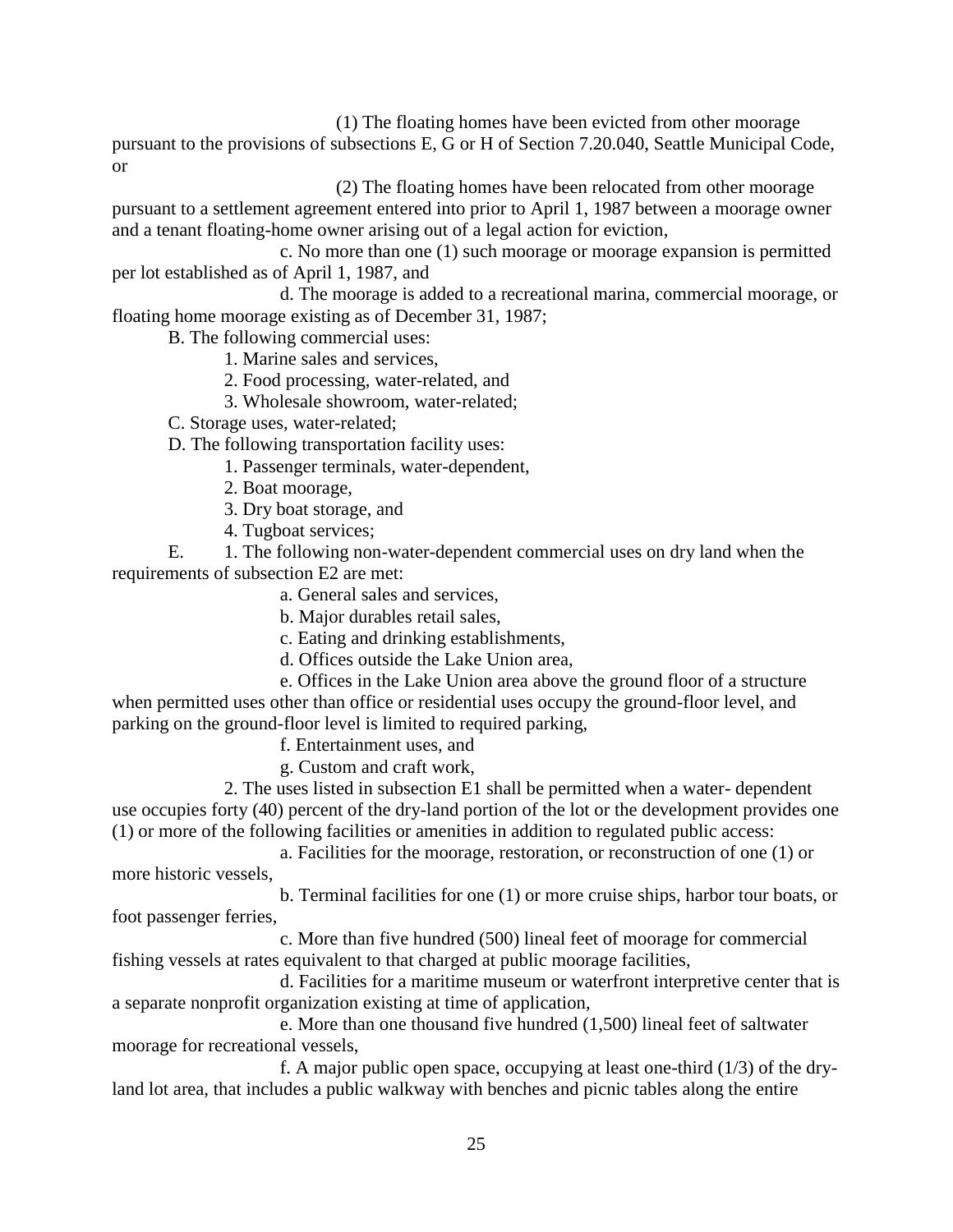(1) The floating homes have been evicted from other moorage pursuant to the provisions of subsections E, G or H of Section 7.20.040, Seattle Municipal Code, or

(2) The floating homes have been relocated from other moorage pursuant to a settlement agreement entered into prior to April 1, 1987 between a moorage owner and a tenant floating-home owner arising out of a legal action for eviction,

c. No more than one (1) such moorage or moorage expansion is permitted per lot established as of April 1, 1987, and

d. The moorage is added to a recreational marina, commercial moorage, or floating home moorage existing as of December 31, 1987;

B. The following commercial uses:

1. Marine sales and services,

2. Food processing, water-related, and

3. Wholesale showroom, water-related;

C. Storage uses, water-related;

D. The following transportation facility uses:

1. Passenger terminals, water-dependent,

2. Boat moorage,

3. Dry boat storage, and

4. Tugboat services;

E. 1. The following non-water-dependent commercial uses on dry land when the requirements of subsection E2 are met:

a. General sales and services,

b. Major durables retail sales,

c. Eating and drinking establishments,

d. Offices outside the Lake Union area,

e. Offices in the Lake Union area above the ground floor of a structure when permitted uses other than office or residential uses occupy the ground-floor level, and parking on the ground-floor level is limited to required parking,

f. Entertainment uses, and

g. Custom and craft work,

2. The uses listed in subsection E1 shall be permitted when a water- dependent use occupies forty (40) percent of the dry-land portion of the lot or the development provides one (1) or more of the following facilities or amenities in addition to regulated public access:

a. Facilities for the moorage, restoration, or reconstruction of one (1) or more historic vessels,

b. Terminal facilities for one (1) or more cruise ships, harbor tour boats, or foot passenger ferries,

c. More than five hundred (500) lineal feet of moorage for commercial fishing vessels at rates equivalent to that charged at public moorage facilities,

d. Facilities for a maritime museum or waterfront interpretive center that is a separate nonprofit organization existing at time of application,

e. More than one thousand five hundred (1,500) lineal feet of saltwater moorage for recreational vessels,

f. A major public open space, occupying at least one-third (1/3) of the dry-land lot area, that includes a public walkway with benches and picnic tables along the entire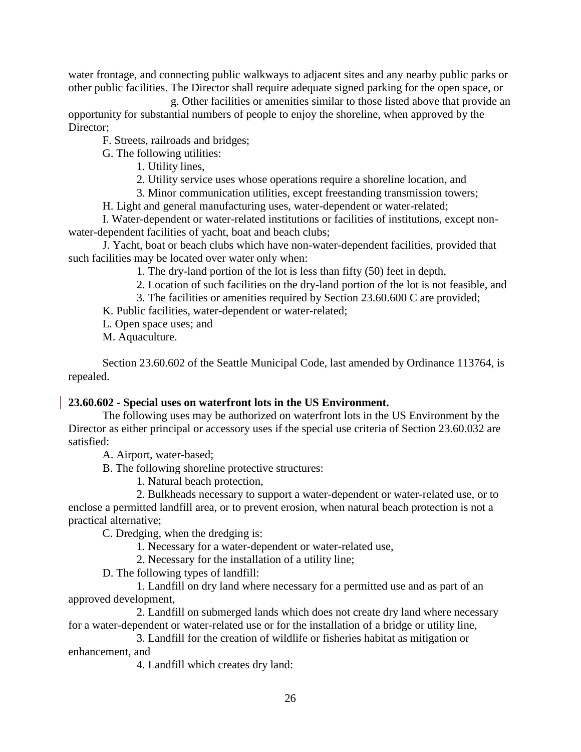water frontage, and connecting public walkways to adjacent sites and any nearby public parks or other public facilities. The Director shall require adequate signed parking for the open space, or

g. Other facilities or amenities similar to those listed above that provide an opportunity for substantial numbers of people to enjoy the shoreline, when approved by the Director;

F. Streets, railroads and bridges;

G. The following utilities:

1. Utility lines,

2. Utility service uses whose operations require a shoreline location, and

3. Minor communication utilities, except freestanding transmission towers;

H. Light and general manufacturing uses, water-dependent or water-related;

I. Water-dependent or water-related institutions or facilities of institutions, except non-water-dependent facilities of yacht, boat and beach clubs;

J. Yacht, boat or beach clubs which have non-water-dependent facilities, provided that such facilities may be located over water only when:

1. The dry-land portion of the lot is less than fifty (50) feet in depth,

2. Location of such facilities on the dry-land portion of the lot is not feasible, and

3. The facilities or amenities required by Section 23.60.600 C are provided;

K. Public facilities, water-dependent or water-related;

L. Open space uses; and

M. Aquaculture.

Section 23.60.602 of the Seattle Municipal Code, last amended by Ordinance 113764, is repealed.

**23.60.602 - Special uses on waterfront lots in the US Environment.**

The following uses may be authorized on waterfront lots in the US Environment by the Director as either principal or accessory uses if the special use criteria of Section 23.60.032 are satisfied:

A. Airport, water-based;

B. The following shoreline protective structures:

1. Natural beach protection,

2. Bulkheads necessary to support a water-dependent or water-related use, or to enclose a permitted landfill area, or to prevent erosion, when natural beach protection is not a practical alternative;

C. Dredging, when the dredging is:

1. Necessary for a water-dependent or water-related use,

2. Necessary for the installation of a utility line;

D. The following types of landfill:

1. Landfill on dry land where necessary for a permitted use and as part of an approved development,

2. Landfill on submerged lands which does not create dry land where necessary for a water-dependent or water-related use or for the installation of a bridge or utility line,

3. Landfill for the creation of wildlife or fisheries habitat as mitigation or enhancement, and

4. Landfill which creates dry land: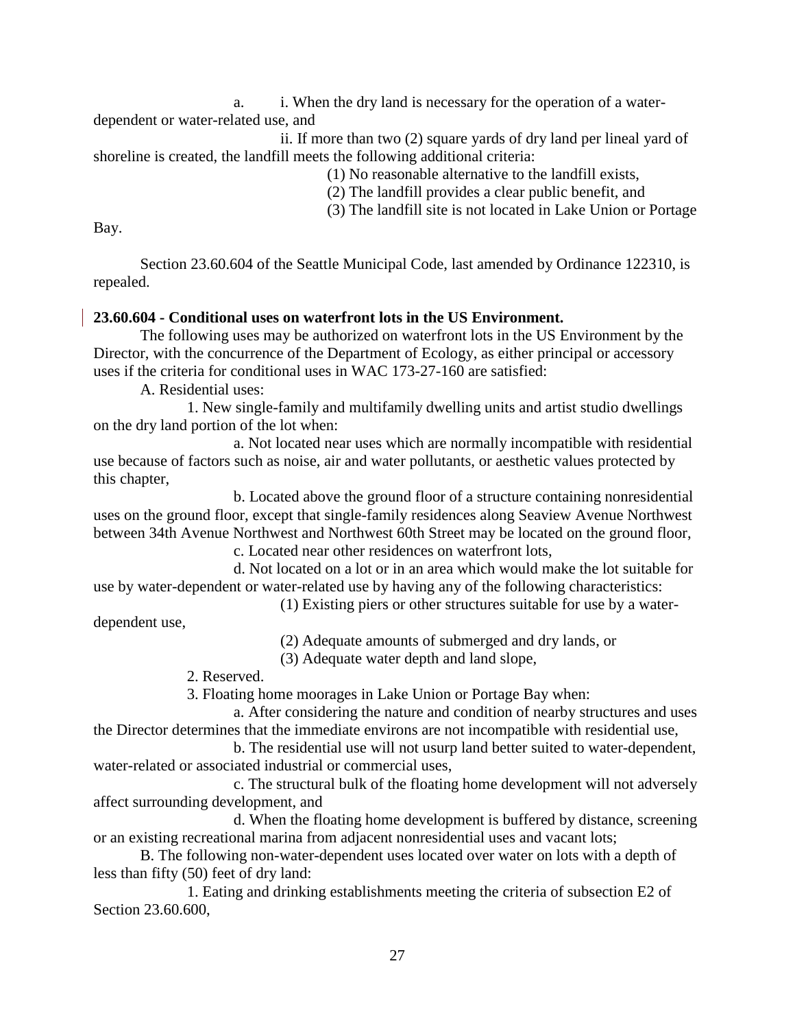a. i. When the dry land is necessary for the operation of a water-dependent or water-related use, and

ii. If more than two (2) square yards of dry land per lineal yard of shoreline is created, the landfill meets the following additional criteria:

(1) No reasonable alternative to the landfill exists,

(2) The landfill provides a clear public benefit, and

(3) The landfill site is not located in Lake Union or Portage Bay.

Section 23.60.604 of the Seattle Municipal Code, last amended by Ordinance 122310, is repealed.

**23.60.604 - Conditional uses on waterfront lots in the US Environment.**

The following uses may be authorized on waterfront lots in the US Environment by the Director, with the concurrence of the Department of Ecology, as either principal or accessory uses if the criteria for conditional uses in WAC 173-27-160 are satisfied:

A. Residential uses:

1. New single-family and multifamily dwelling units and artist studio dwellings on the dry land portion of the lot when:

a. Not located near uses which are normally incompatible with residential use because of factors such as noise, air and water pollutants, or aesthetic values protected by this chapter,

b. Located above the ground floor of a structure containing nonresidential uses on the ground floor, except that single-family residences along Seaview Avenue Northwest between 34th Avenue Northwest and Northwest 60th Street may be located on the ground floor,

c. Located near other residences on waterfront lots,

d. Not located on a lot or in an area which would make the lot suitable for use by water-dependent or water-related use by having any of the following characteristics:

(1) Existing piers or other structures suitable for use by a water-dependent use,

(2) Adequate amounts of submerged and dry lands, or

(3) Adequate water depth and land slope,

2. Reserved.

3. Floating home moorages in Lake Union or Portage Bay when:

a. After considering the nature and condition of nearby structures and uses the Director determines that the immediate environs are not incompatible with residential use,

b. The residential use will not usurp land better suited to water-dependent, water-related or associated industrial or commercial uses,

c. The structural bulk of the floating home development will not adversely affect surrounding development, and

d. When the floating home development is buffered by distance, screening or an existing recreational marina from adjacent nonresidential uses and vacant lots;

B. The following non-water-dependent uses located over water on lots with a depth of less than fifty (50) feet of dry land:

1. Eating and drinking establishments meeting the criteria of subsection E2 of Section 23.60.600,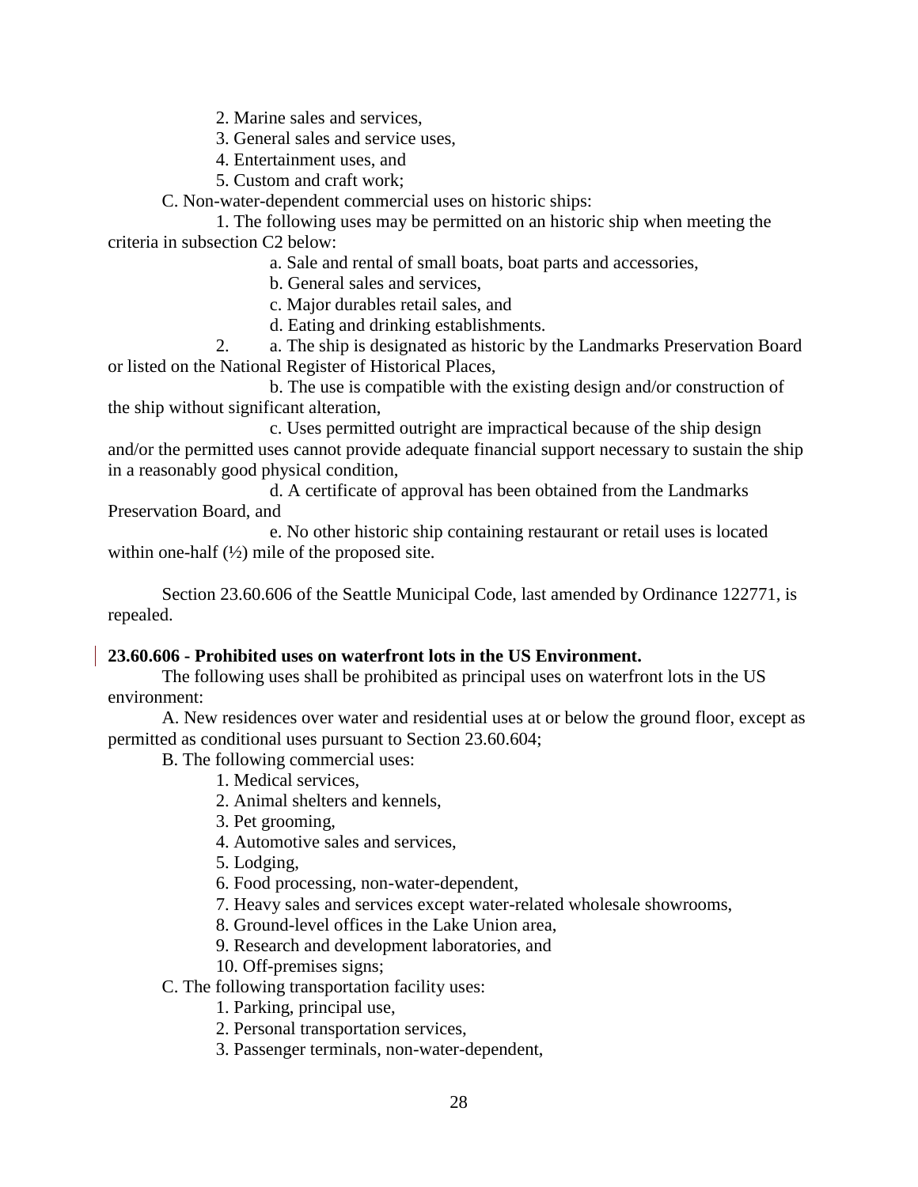2. Marine sales and services,
3. General sales and service uses,
4. Entertainment uses, and
5. Custom and craft work;

C. Non-water-dependent commercial uses on historic ships:

1. The following uses may be permitted on an historic ship when meeting the criteria in subsection C2 below:

a. Sale and rental of small boats, boat parts and accessories,
b. General sales and services,
c. Major durables retail sales, and
d. Eating and drinking establishments.

2. a. The ship is designated as historic by the Landmarks Preservation Board or listed on the National Register of Historical Places,

b. The use is compatible with the existing design and/or construction of the ship without significant alteration,

c. Uses permitted outright are impractical because of the ship design and/or the permitted uses cannot provide adequate financial support necessary to sustain the ship in a reasonably good physical condition,

d. A certificate of approval has been obtained from the Landmarks Preservation Board, and

e. No other historic ship containing restaurant or retail uses is located within one-half (½) mile of the proposed site.

Section 23.60.606 of the Seattle Municipal Code, last amended by Ordinance 122771, is repealed.

**23.60.606 - Prohibited uses on waterfront lots in the US Environment.**

The following uses shall be prohibited as principal uses on waterfront lots in the US environment:

A. New residences over water and residential uses at or below the ground floor, except as permitted as conditional uses pursuant to Section 23.60.604;

B. The following commercial uses:

1. Medical services,
2. Animal shelters and kennels,
3. Pet grooming,
4. Automotive sales and services,
5. Lodging,
6. Food processing, non-water-dependent,
7. Heavy sales and services except water-related wholesale showrooms,
8. Ground-level offices in the Lake Union area,
9. Research and development laboratories, and
10. Off-premises signs;

C. The following transportation facility uses:

1. Parking, principal use,
2. Personal transportation services,
3. Passenger terminals, non-water-dependent,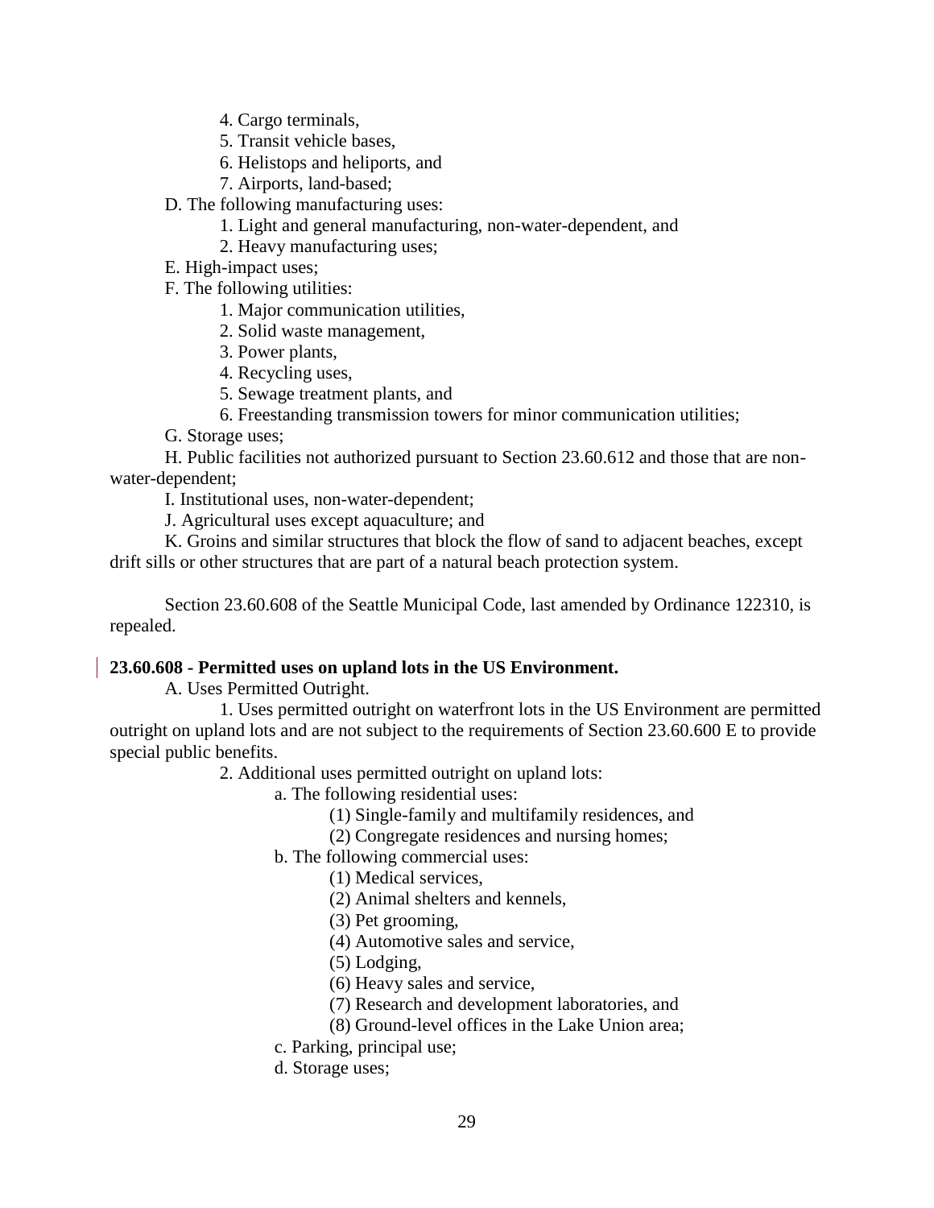4. Cargo terminals,

5. Transit vehicle bases,

6. Helistops and heliports, and

7. Airports, land-based;

D. The following manufacturing uses:

1. Light and general manufacturing, non-water-dependent, and

2. Heavy manufacturing uses;

E. High-impact uses;

F. The following utilities:

1. Major communication utilities,

2. Solid waste management,

3. Power plants,

4. Recycling uses,

5. Sewage treatment plants, and

6. Freestanding transmission towers for minor communication utilities;

G. Storage uses;

H. Public facilities not authorized pursuant to Section 23.60.612 and those that are non-water-dependent;

I. Institutional uses, non-water-dependent;

J. Agricultural uses except aquaculture; and

K. Groins and similar structures that block the flow of sand to adjacent beaches, except drift sills or other structures that are part of a natural beach protection system.

Section 23.60.608 of the Seattle Municipal Code, last amended by Ordinance 122310, is repealed.

**23.60.608 - Permitted uses on upland lots in the US Environment.**

A. Uses Permitted Outright.

1. Uses permitted outright on waterfront lots in the US Environment are permitted outright on upland lots and are not subject to the requirements of Section 23.60.600 E to provide special public benefits.

2. Additional uses permitted outright on upland lots:

a. The following residential uses:

(1) Single-family and multifamily residences, and

(2) Congregate residences and nursing homes;

b. The following commercial uses:

(1) Medical services,

(2) Animal shelters and kennels,

(3) Pet grooming,

(4) Automotive sales and service,

(5) Lodging,

(6) Heavy sales and service,

(7) Research and development laboratories, and

(8) Ground-level offices in the Lake Union area;

c. Parking, principal use;

d. Storage uses;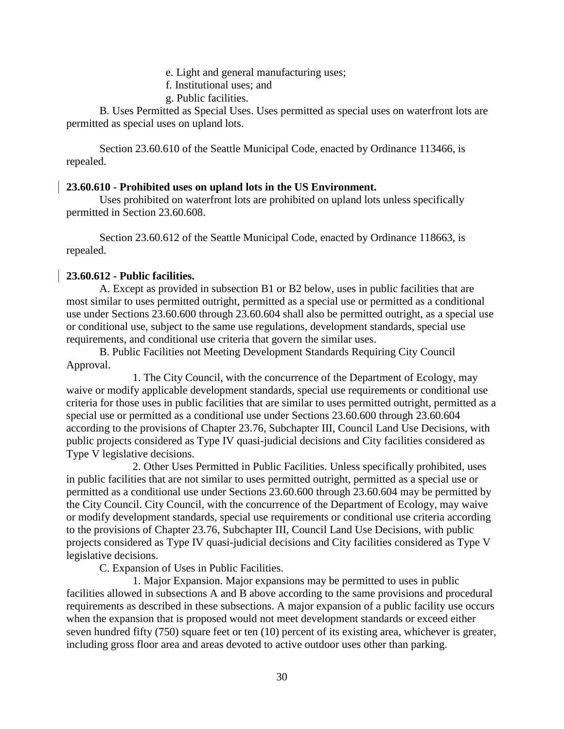e. Light and general manufacturing uses;

f. Institutional uses; and

g. Public facilities.

B. Uses Permitted as Special Uses. Uses permitted as special uses on waterfront lots are permitted as special uses on upland lots.

Section 23.60.610 of the Seattle Municipal Code, enacted by Ordinance 113466, is repealed.

**23.60.610 - Prohibited uses on upland lots in the US Environment.**

Uses prohibited on waterfront lots are prohibited on upland lots unless specifically permitted in Section 23.60.608.

Section 23.60.612 of the Seattle Municipal Code, enacted by Ordinance 118663, is repealed.

**23.60.612 - Public facilities.**

A. Except as provided in subsection B1 or B2 below, uses in public facilities that are most similar to uses permitted outright, permitted as a special use or permitted as a conditional use under Sections 23.60.600 through 23.60.604 shall also be permitted outright, as a special use or conditional use, subject to the same use regulations, development standards, special use requirements, and conditional use criteria that govern the similar uses.

B. Public Facilities not Meeting Development Standards Requiring City Council Approval.

1. The City Council, with the concurrence of the Department of Ecology, may waive or modify applicable development standards, special use requirements or conditional use criteria for those uses in public facilities that are similar to uses permitted outright, permitted as a special use or permitted as a conditional use under Sections 23.60.600 through 23.60.604 according to the provisions of Chapter 23.76, Subchapter III, Council Land Use Decisions, with public projects considered as Type IV quasi-judicial decisions and City facilities considered as Type V legislative decisions.

2. Other Uses Permitted in Public Facilities. Unless specifically prohibited, uses in public facilities that are not similar to uses permitted outright, permitted as a special use or permitted as a conditional use under Sections 23.60.600 through 23.60.604 may be permitted by the City Council. City Council, with the concurrence of the Department of Ecology, may waive or modify development standards, special use requirements or conditional use criteria according to the provisions of Chapter 23.76, Subchapter III, Council Land Use Decisions, with public projects considered as Type IV quasi-judicial decisions and City facilities considered as Type V legislative decisions.

C. Expansion of Uses in Public Facilities.

1. Major Expansion. Major expansions may be permitted to uses in public facilities allowed in subsections A and B above according to the same provisions and procedural requirements as described in these subsections. A major expansion of a public facility use occurs when the expansion that is proposed would not meet development standards or exceed either seven hundred fifty (750) square feet or ten (10) percent of its existing area, whichever is greater, including gross floor area and areas devoted to active outdoor uses other than parking.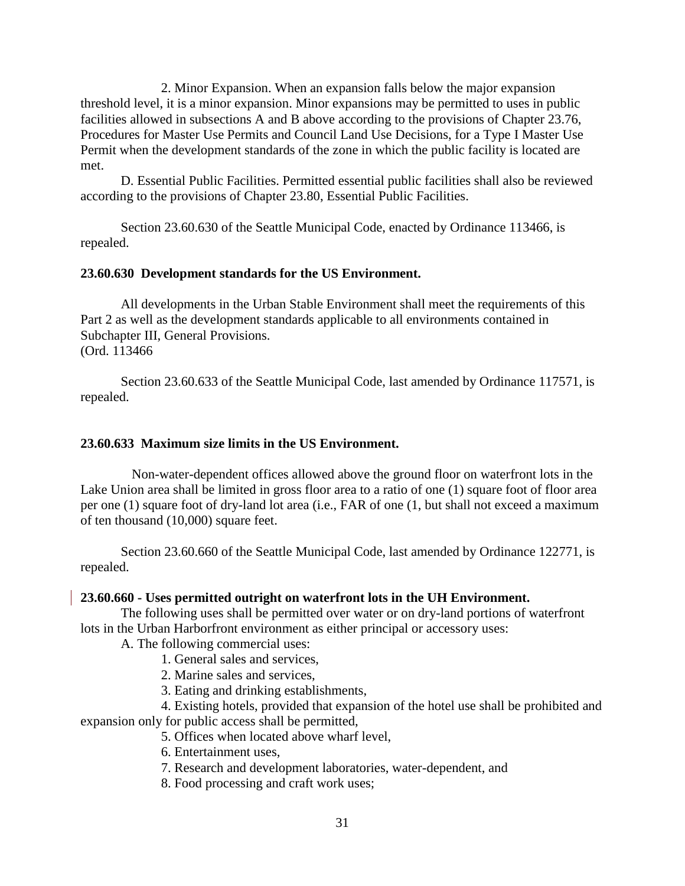2. Minor Expansion. When an expansion falls below the major expansion threshold level, it is a minor expansion. Minor expansions may be permitted to uses in public facilities allowed in subsections A and B above according to the provisions of Chapter 23.76, Procedures for Master Use Permits and Council Land Use Decisions, for a Type I Master Use Permit when the development standards of the zone in which the public facility is located are met.

D. Essential Public Facilities. Permitted essential public facilities shall also be reviewed according to the provisions of Chapter 23.80, Essential Public Facilities.

Section 23.60.630 of the Seattle Municipal Code, enacted by Ordinance 113466, is repealed.

**23.60.630 Development standards for the US Environment.**

All developments in the Urban Stable Environment shall meet the requirements of this Part 2 as well as the development standards applicable to all environments contained in Subchapter III, General Provisions.
(Ord. 113466

Section 23.60.633 of the Seattle Municipal Code, last amended by Ordinance 117571, is repealed.

**23.60.633 Maximum size limits in the US Environment.**

Non-water-dependent offices allowed above the ground floor on waterfront lots in the Lake Union area shall be limited in gross floor area to a ratio of one (1) square foot of floor area per one (1) square foot of dry-land lot area (i.e., FAR of one (1, but shall not exceed a maximum of ten thousand (10,000) square feet.

Section 23.60.660 of the Seattle Municipal Code, last amended by Ordinance 122771, is repealed.

**23.60.660 - Uses permitted outright on waterfront lots in the UH Environment.**

The following uses shall be permitted over water or on dry-land portions of waterfront lots in the Urban Harborfront environment as either principal or accessory uses:

A. The following commercial uses:

1. General sales and services,
2. Marine sales and services,
3. Eating and drinking establishments,
4. Existing hotels, provided that expansion of the hotel use shall be prohibited and expansion only for public access shall be permitted,
5. Offices when located above wharf level,
6. Entertainment uses,
7. Research and development laboratories, water-dependent, and
8. Food processing and craft work uses;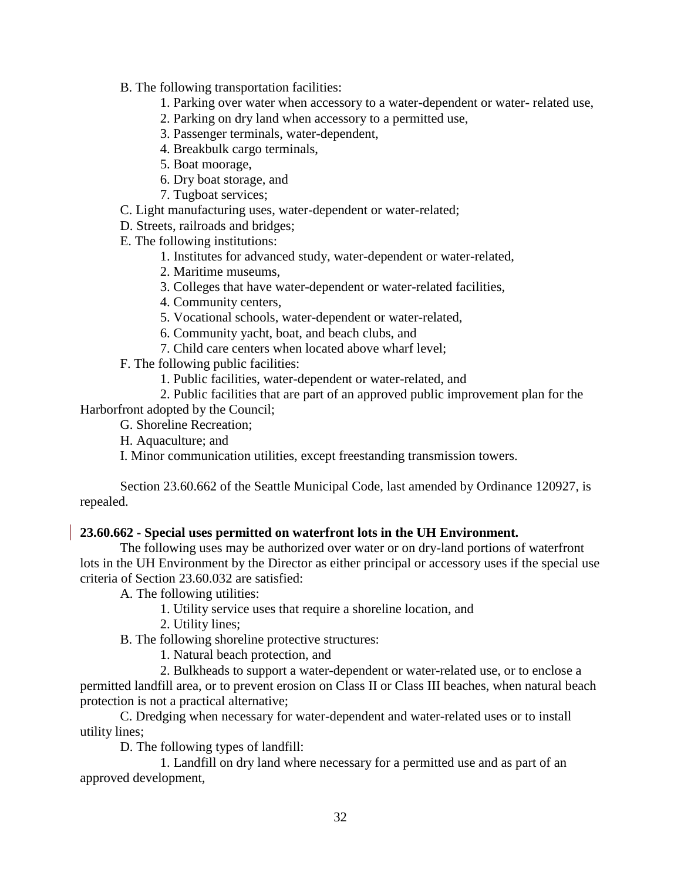B. The following transportation facilities:

1. Parking over water when accessory to a water-dependent or water- related use,
2. Parking on dry land when accessory to a permitted use,
3. Passenger terminals, water-dependent,
4. Breakbulk cargo terminals,
5. Boat moorage,
6. Dry boat storage, and
7. Tugboat services;

C. Light manufacturing uses, water-dependent or water-related;

D. Streets, railroads and bridges;

E. The following institutions:

1. Institutes for advanced study, water-dependent or water-related,
2. Maritime museums,
3. Colleges that have water-dependent or water-related facilities,
4. Community centers,
5. Vocational schools, water-dependent or water-related,
6. Community yacht, boat, and beach clubs, and
7. Child care centers when located above wharf level;

F. The following public facilities:

1. Public facilities, water-dependent or water-related, and
2. Public facilities that are part of an approved public improvement plan for the Harborfront adopted by the Council;

G. Shoreline Recreation;

H. Aquaculture; and

I. Minor communication utilities, except freestanding transmission towers.

Section 23.60.662 of the Seattle Municipal Code, last amended by Ordinance 120927, is repealed.

**23.60.662 - Special uses permitted on waterfront lots in the UH Environment.**

The following uses may be authorized over water or on dry-land portions of waterfront lots in the UH Environment by the Director as either principal or accessory uses if the special use criteria of Section 23.60.032 are satisfied:

A. The following utilities:

1. Utility service uses that require a shoreline location, and
2. Utility lines;

B. The following shoreline protective structures:

1. Natural beach protection, and
2. Bulkheads to support a water-dependent or water-related use, or to enclose a permitted landfill area, or to prevent erosion on Class II or Class III beaches, when natural beach protection is not a practical alternative;

C. Dredging when necessary for water-dependent and water-related uses or to install utility lines;

D. The following types of landfill:

1. Landfill on dry land where necessary for a permitted use and as part of an approved development,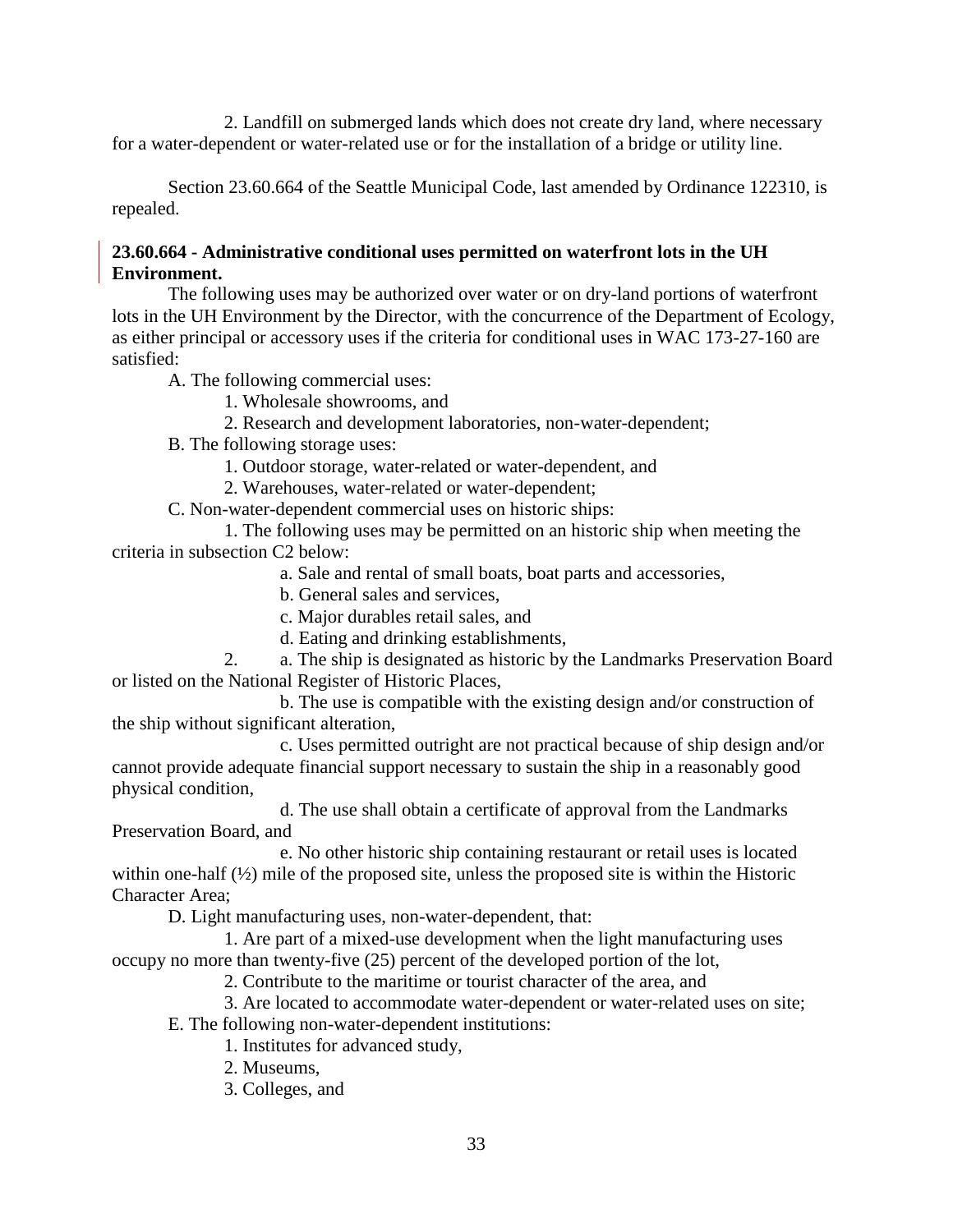2. Landfill on submerged lands which does not create dry land, where necessary for a water-dependent or water-related use or for the installation of a bridge or utility line.

Section 23.60.664 of the Seattle Municipal Code, last amended by Ordinance 122310, is repealed.

**23.60.664 - Administrative conditional uses permitted on waterfront lots in the UH Environment.**

The following uses may be authorized over water or on dry-land portions of waterfront lots in the UH Environment by the Director, with the concurrence of the Department of Ecology, as either principal or accessory uses if the criteria for conditional uses in WAC 173-27-160 are satisfied:

A. The following commercial uses:

1. Wholesale showrooms, and

2. Research and development laboratories, non-water-dependent;

B. The following storage uses:

1. Outdoor storage, water-related or water-dependent, and

2. Warehouses, water-related or water-dependent;

C. Non-water-dependent commercial uses on historic ships:

1. The following uses may be permitted on an historic ship when meeting the criteria in subsection C2 below:

a. Sale and rental of small boats, boat parts and accessories,

b. General sales and services,

c. Major durables retail sales, and

d. Eating and drinking establishments,

2. a. The ship is designated as historic by the Landmarks Preservation Board or listed on the National Register of Historic Places,

b. The use is compatible with the existing design and/or construction of the ship without significant alteration,

c. Uses permitted outright are not practical because of ship design and/or cannot provide adequate financial support necessary to sustain the ship in a reasonably good physical condition,

d. The use shall obtain a certificate of approval from the Landmarks Preservation Board, and

e. No other historic ship containing restaurant or retail uses is located within one-half (½) mile of the proposed site, unless the proposed site is within the Historic Character Area;

D. Light manufacturing uses, non-water-dependent, that:

1. Are part of a mixed-use development when the light manufacturing uses occupy no more than twenty-five (25) percent of the developed portion of the lot,

2. Contribute to the maritime or tourist character of the area, and

3. Are located to accommodate water-dependent or water-related uses on site;

E. The following non-water-dependent institutions:

1. Institutes for advanced study,

2. Museums,

3. Colleges, and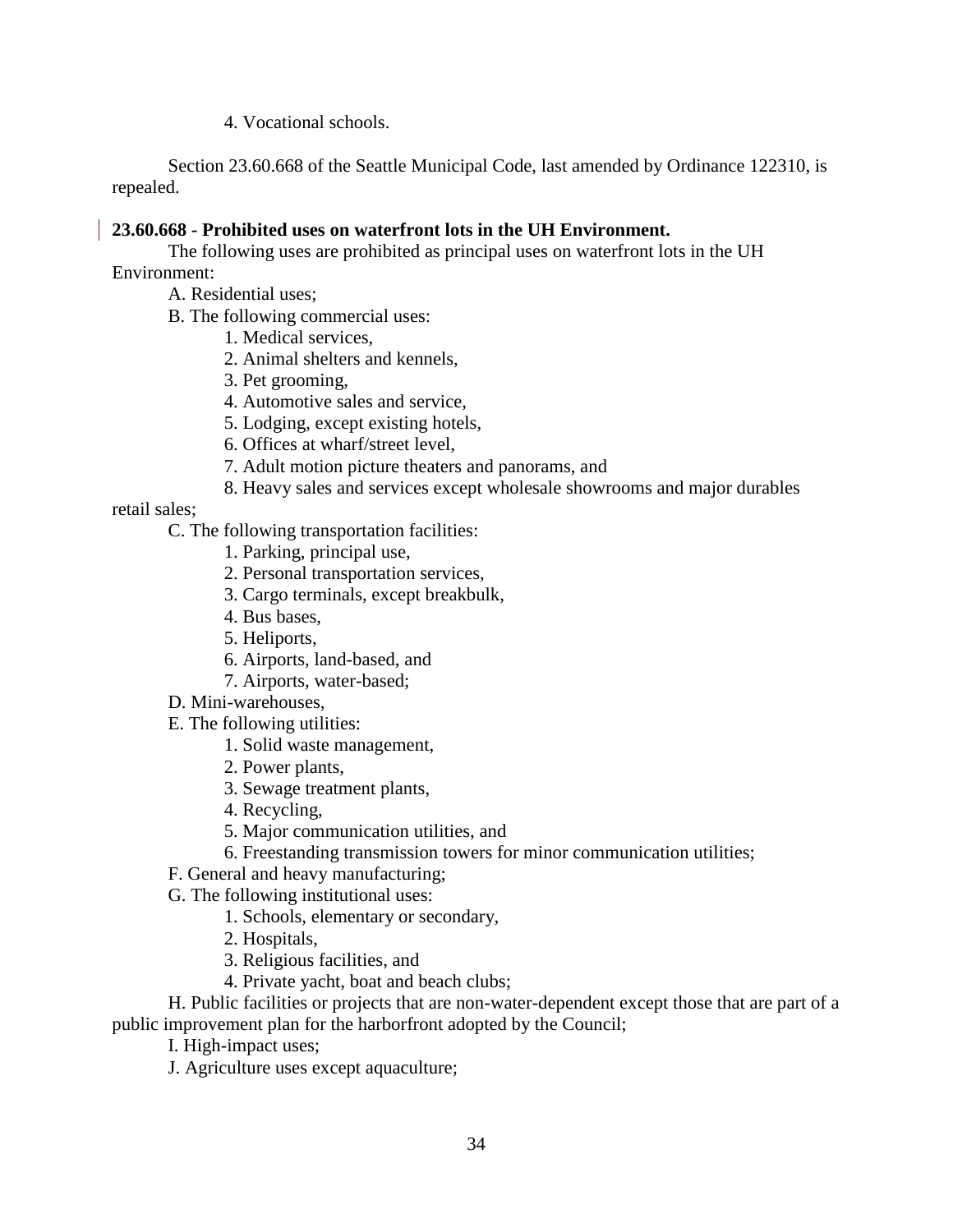4. Vocational schools.

Section 23.60.668 of the Seattle Municipal Code, last amended by Ordinance 122310, is repealed.

**23.60.668 - Prohibited uses on waterfront lots in the UH Environment.**

The following uses are prohibited as principal uses on waterfront lots in the UH Environment:

A. Residential uses;

B. The following commercial uses:

1. Medical services,
2. Animal shelters and kennels,
3. Pet grooming,
4. Automotive sales and service,
5. Lodging, except existing hotels,
6. Offices at wharf/street level,
7. Adult motion picture theaters and panorams, and
8. Heavy sales and services except wholesale showrooms and major durables retail sales;

C. The following transportation facilities:

1. Parking, principal use,
2. Personal transportation services,
3. Cargo terminals, except breakbulk,
4. Bus bases,
5. Heliports,
6. Airports, land-based, and
7. Airports, water-based;

D. Mini-warehouses,

E. The following utilities:

1. Solid waste management,
2. Power plants,
3. Sewage treatment plants,
4. Recycling,
5. Major communication utilities, and
6. Freestanding transmission towers for minor communication utilities;

F. General and heavy manufacturing;

G. The following institutional uses:

1. Schools, elementary or secondary,
2. Hospitals,
3. Religious facilities, and
4. Private yacht, boat and beach clubs;

H. Public facilities or projects that are non-water-dependent except those that are part of a public improvement plan for the harborfront adopted by the Council;

I. High-impact uses;

J. Agriculture uses except aquaculture;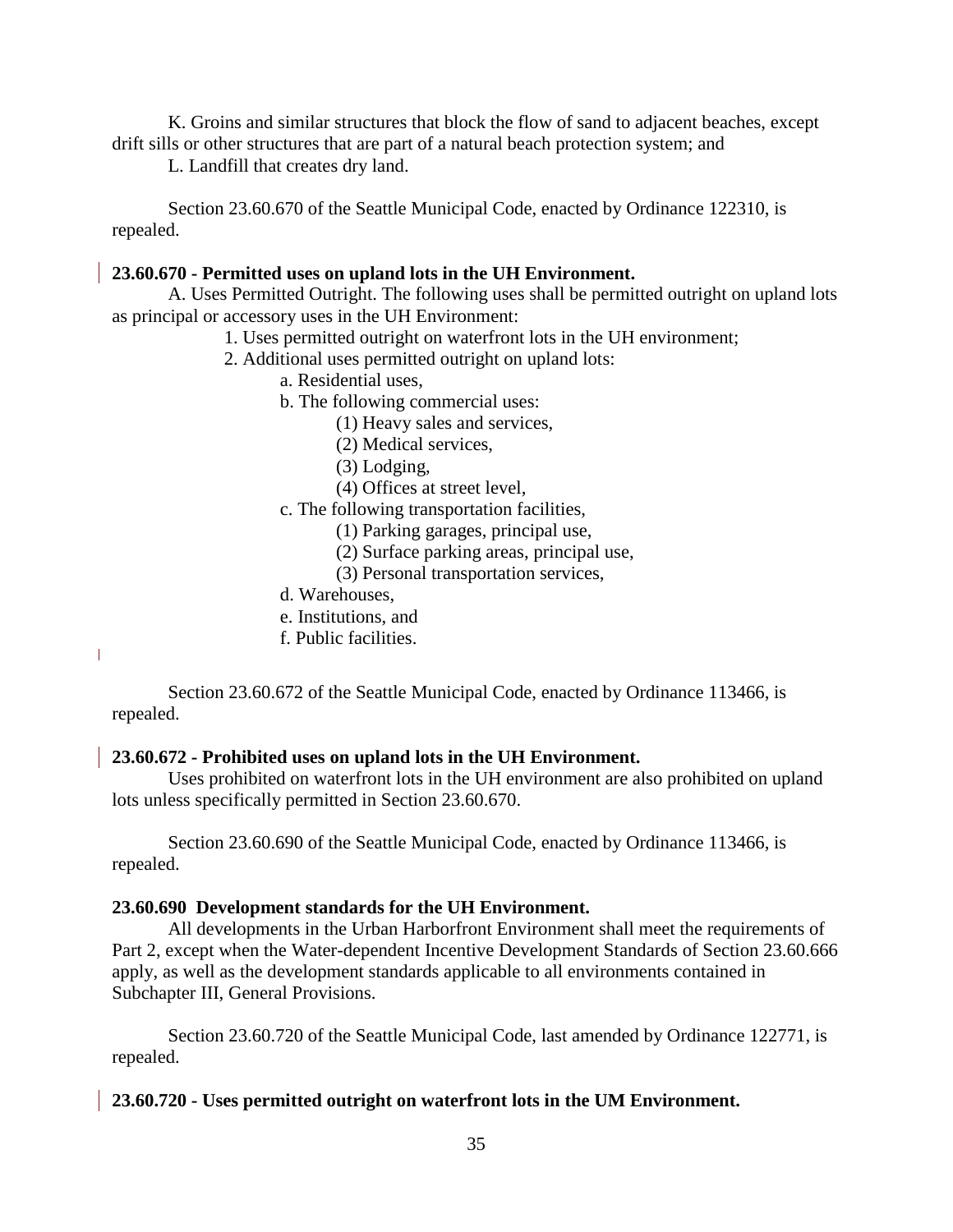K. Groins and similar structures that block the flow of sand to adjacent beaches, except drift sills or other structures that are part of a natural beach protection system; and

L. Landfill that creates dry land.

Section 23.60.670 of the Seattle Municipal Code, enacted by Ordinance 122310, is repealed.

**23.60.670 - Permitted uses on upland lots in the UH Environment.**

A. Uses Permitted Outright. The following uses shall be permitted outright on upland lots as principal or accessory uses in the UH Environment:

1. Uses permitted outright on waterfront lots in the UH environment;
2. Additional uses permitted outright on upland lots:
   - a. Residential uses,
   - b. The following commercial uses:
     - (1) Heavy sales and services,
     - (2) Medical services,
     - (3) Lodging,
     - (4) Offices at street level,
   - c. The following transportation facilities,
     - (1) Parking garages, principal use,
     - (2) Surface parking areas, principal use,
     - (3) Personal transportation services,
   - d. Warehouses,
   - e. Institutions, and
   - f. Public facilities.

Section 23.60.672 of the Seattle Municipal Code, enacted by Ordinance 113466, is repealed.

**23.60.672 - Prohibited uses on upland lots in the UH Environment.**

Uses prohibited on waterfront lots in the UH environment are also prohibited on upland lots unless specifically permitted in Section 23.60.670.

Section 23.60.690 of the Seattle Municipal Code, enacted by Ordinance 113466, is repealed.

**23.60.690 Development standards for the UH Environment.**

All developments in the Urban Harborfront Environment shall meet the requirements of Part 2, except when the Water-dependent Incentive Development Standards of Section 23.60.666 apply, as well as the development standards applicable to all environments contained in Subchapter III, General Provisions.

Section 23.60.720 of the Seattle Municipal Code, last amended by Ordinance 122771, is repealed.

**23.60.720 - Uses permitted outright on waterfront lots in the UM Environment.**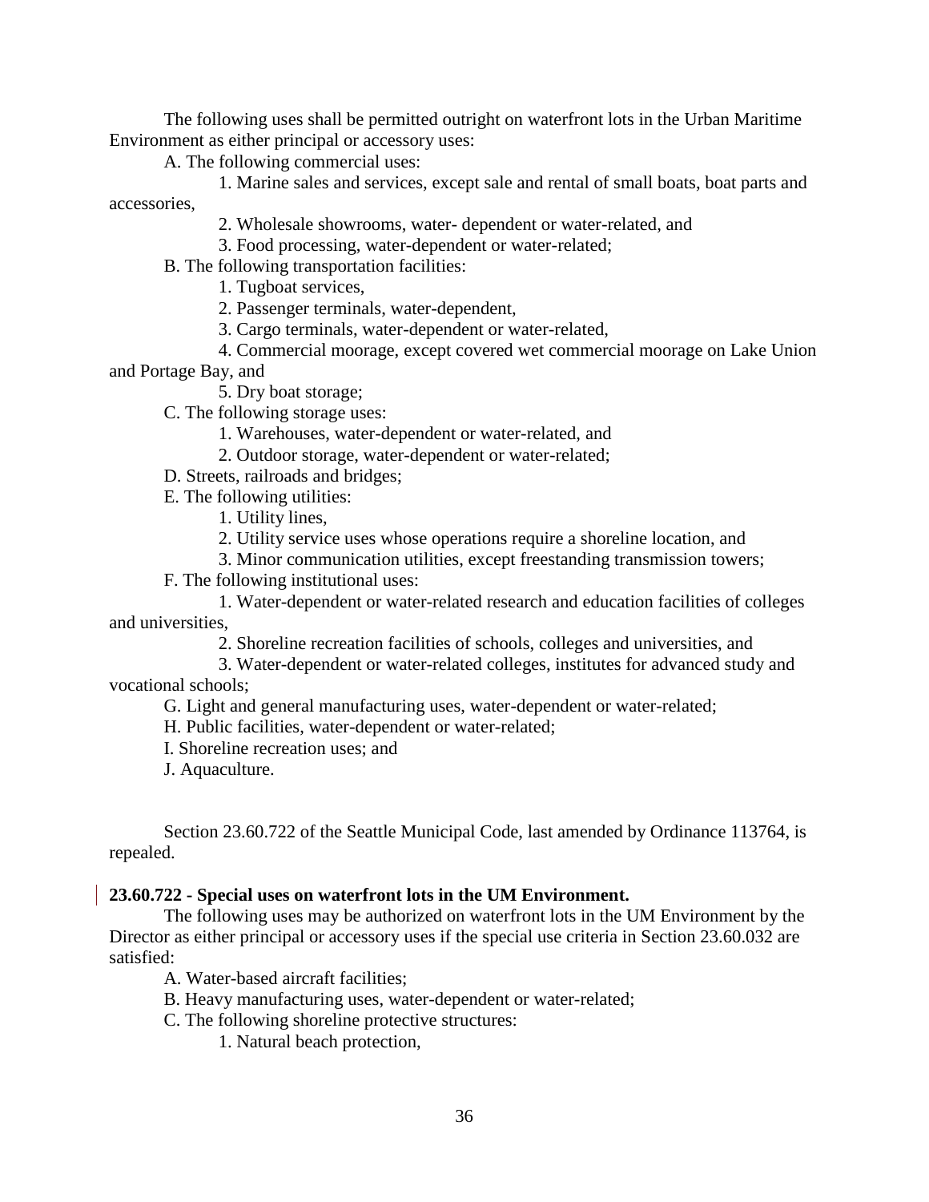The following uses shall be permitted outright on waterfront lots in the Urban Maritime Environment as either principal or accessory uses:

A. The following commercial uses:

1. Marine sales and services, except sale and rental of small boats, boat parts and accessories,

2. Wholesale showrooms, water- dependent or water-related, and

3. Food processing, water-dependent or water-related;

B. The following transportation facilities:

1. Tugboat services,

2. Passenger terminals, water-dependent,

3. Cargo terminals, water-dependent or water-related,

4. Commercial moorage, except covered wet commercial moorage on Lake Union and Portage Bay, and

5. Dry boat storage;

C. The following storage uses:

1. Warehouses, water-dependent or water-related, and

2. Outdoor storage, water-dependent or water-related;

D. Streets, railroads and bridges;

E. The following utilities:

1. Utility lines,

2. Utility service uses whose operations require a shoreline location, and

3. Minor communication utilities, except freestanding transmission towers;

F. The following institutional uses:

1. Water-dependent or water-related research and education facilities of colleges and universities,

2. Shoreline recreation facilities of schools, colleges and universities, and

3. Water-dependent or water-related colleges, institutes for advanced study and vocational schools;

G. Light and general manufacturing uses, water-dependent or water-related;

H. Public facilities, water-dependent or water-related;

I. Shoreline recreation uses; and

J. Aquaculture.

Section 23.60.722 of the Seattle Municipal Code, last amended by Ordinance 113764, is repealed.

**23.60.722 - Special uses on waterfront lots in the UM Environment.**

The following uses may be authorized on waterfront lots in the UM Environment by the Director as either principal or accessory uses if the special use criteria in Section 23.60.032 are satisfied:

A. Water-based aircraft facilities;

B. Heavy manufacturing uses, water-dependent or water-related;

C. The following shoreline protective structures:

1. Natural beach protection,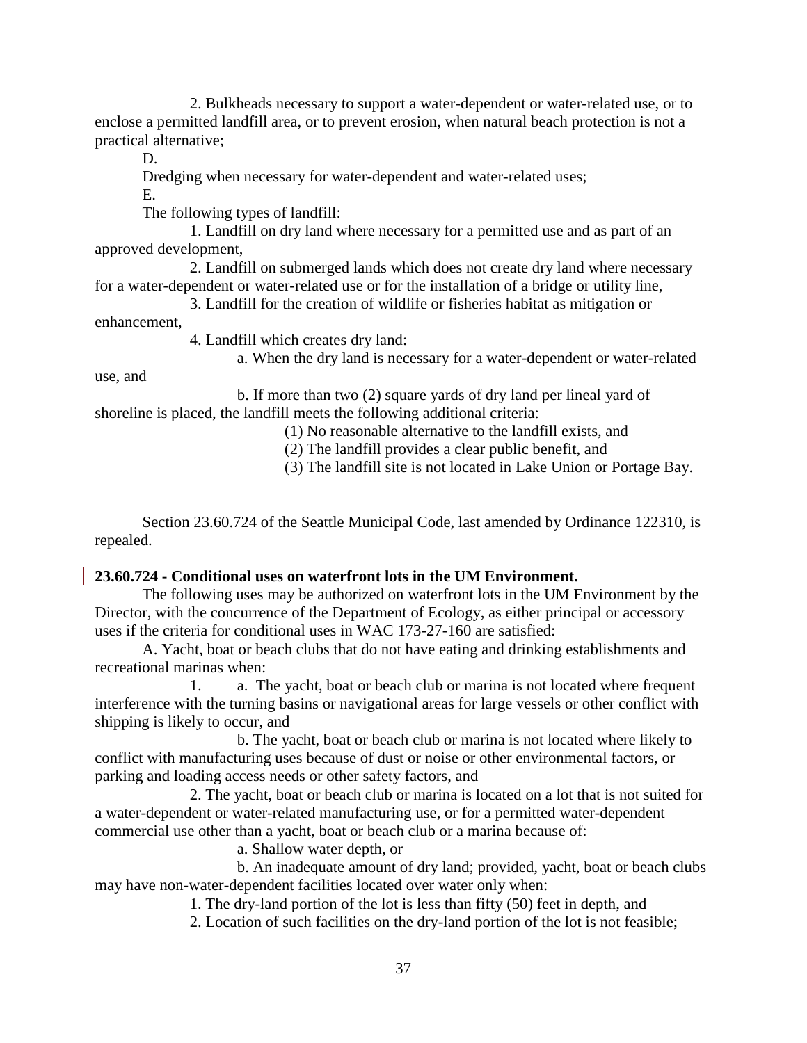2. Bulkheads necessary to support a water-dependent or water-related use, or to enclose a permitted landfill area, or to prevent erosion, when natural beach protection is not a practical alternative;

D.

Dredging when necessary for water-dependent and water-related uses;

E.

The following types of landfill:

1. Landfill on dry land where necessary for a permitted use and as part of an approved development,

2. Landfill on submerged lands which does not create dry land where necessary for a water-dependent or water-related use or for the installation of a bridge or utility line,

3. Landfill for the creation of wildlife or fisheries habitat as mitigation or enhancement,

4. Landfill which creates dry land:

a. When the dry land is necessary for a water-dependent or water-related use, and

b. If more than two (2) square yards of dry land per lineal yard of shoreline is placed, the landfill meets the following additional criteria:

(1) No reasonable alternative to the landfill exists, and

(2) The landfill provides a clear public benefit, and

(3) The landfill site is not located in Lake Union or Portage Bay.

Section 23.60.724 of the Seattle Municipal Code, last amended by Ordinance 122310, is repealed.

**23.60.724 - Conditional uses on waterfront lots in the UM Environment.**

The following uses may be authorized on waterfront lots in the UM Environment by the Director, with the concurrence of the Department of Ecology, as either principal or accessory uses if the criteria for conditional uses in WAC 173-27-160 are satisfied:

A. Yacht, boat or beach clubs that do not have eating and drinking establishments and recreational marinas when:

1. a. The yacht, boat or beach club or marina is not located where frequent interference with the turning basins or navigational areas for large vessels or other conflict with shipping is likely to occur, and

b. The yacht, boat or beach club or marina is not located where likely to conflict with manufacturing uses because of dust or noise or other environmental factors, or parking and loading access needs or other safety factors, and

2. The yacht, boat or beach club or marina is located on a lot that is not suited for a water-dependent or water-related manufacturing use, or for a permitted water-dependent commercial use other than a yacht, boat or beach club or a marina because of:

a. Shallow water depth, or

b. An inadequate amount of dry land; provided, yacht, boat or beach clubs may have non-water-dependent facilities located over water only when:

1. The dry-land portion of the lot is less than fifty (50) feet in depth, and

2. Location of such facilities on the dry-land portion of the lot is not feasible;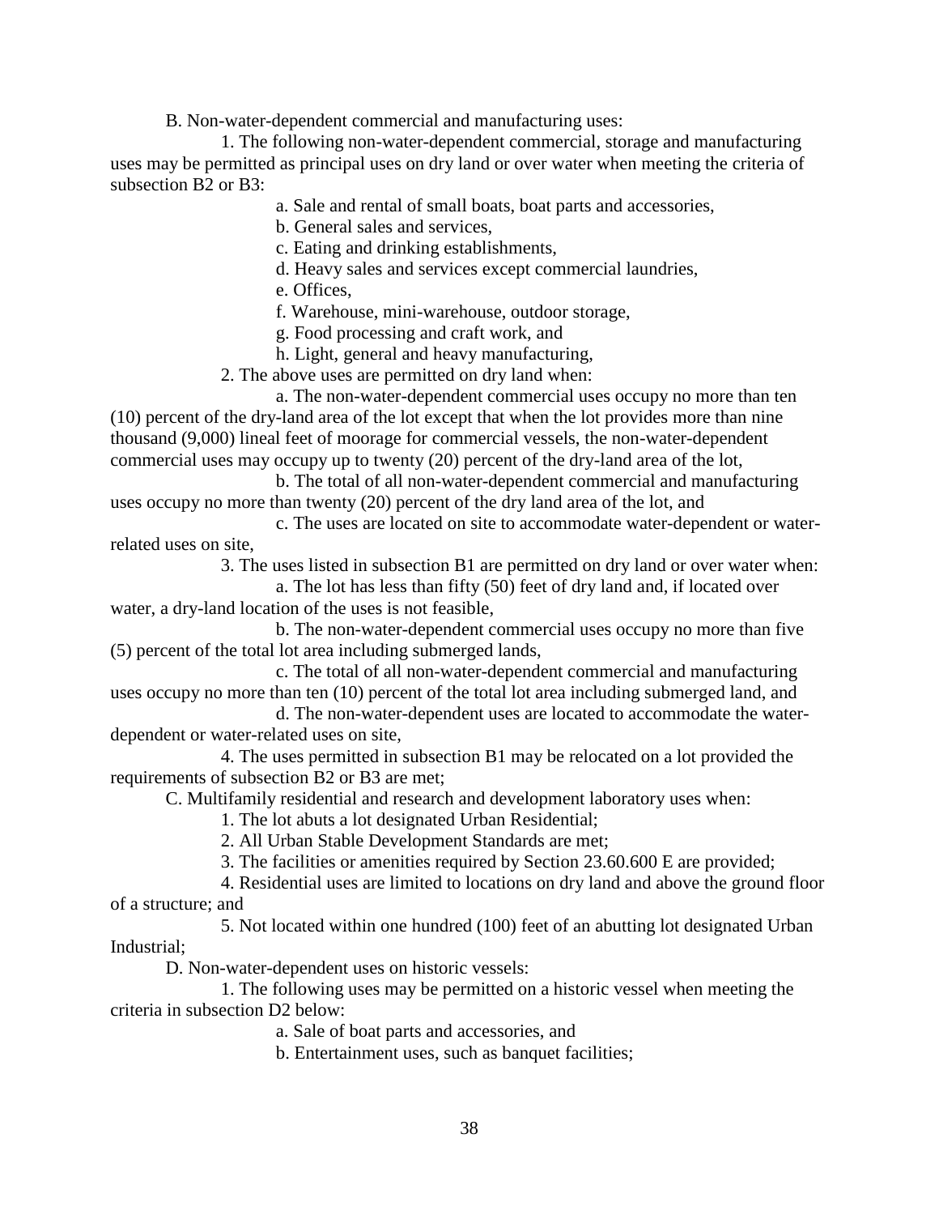B. Non-water-dependent commercial and manufacturing uses:

1. The following non-water-dependent commercial, storage and manufacturing uses may be permitted as principal uses on dry land or over water when meeting the criteria of subsection B2 or B3:

a. Sale and rental of small boats, boat parts and accessories,

b. General sales and services,

c. Eating and drinking establishments,

d. Heavy sales and services except commercial laundries,

e. Offices,

f. Warehouse, mini-warehouse, outdoor storage,

g. Food processing and craft work, and

h. Light, general and heavy manufacturing,

2. The above uses are permitted on dry land when:

a. The non-water-dependent commercial uses occupy no more than ten (10) percent of the dry-land area of the lot except that when the lot provides more than nine thousand (9,000) lineal feet of moorage for commercial vessels, the non-water-dependent commercial uses may occupy up to twenty (20) percent of the dry-land area of the lot,

b. The total of all non-water-dependent commercial and manufacturing uses occupy no more than twenty (20) percent of the dry land area of the lot, and

c. The uses are located on site to accommodate water-dependent or water-related uses on site,

3. The uses listed in subsection B1 are permitted on dry land or over water when:

a. The lot has less than fifty (50) feet of dry land and, if located over water, a dry-land location of the uses is not feasible,

b. The non-water-dependent commercial uses occupy no more than five (5) percent of the total lot area including submerged lands,

c. The total of all non-water-dependent commercial and manufacturing uses occupy no more than ten (10) percent of the total lot area including submerged land, and

d. The non-water-dependent uses are located to accommodate the water-dependent or water-related uses on site,

4. The uses permitted in subsection B1 may be relocated on a lot provided the requirements of subsection B2 or B3 are met;

C. Multifamily residential and research and development laboratory uses when:

1. The lot abuts a lot designated Urban Residential;

2. All Urban Stable Development Standards are met;

3. The facilities or amenities required by Section 23.60.600 E are provided;

4. Residential uses are limited to locations on dry land and above the ground floor of a structure; and

5. Not located within one hundred (100) feet of an abutting lot designated Urban Industrial;

D. Non-water-dependent uses on historic vessels:

1. The following uses may be permitted on a historic vessel when meeting the criteria in subsection D2 below:

a. Sale of boat parts and accessories, and

b. Entertainment uses, such as banquet facilities;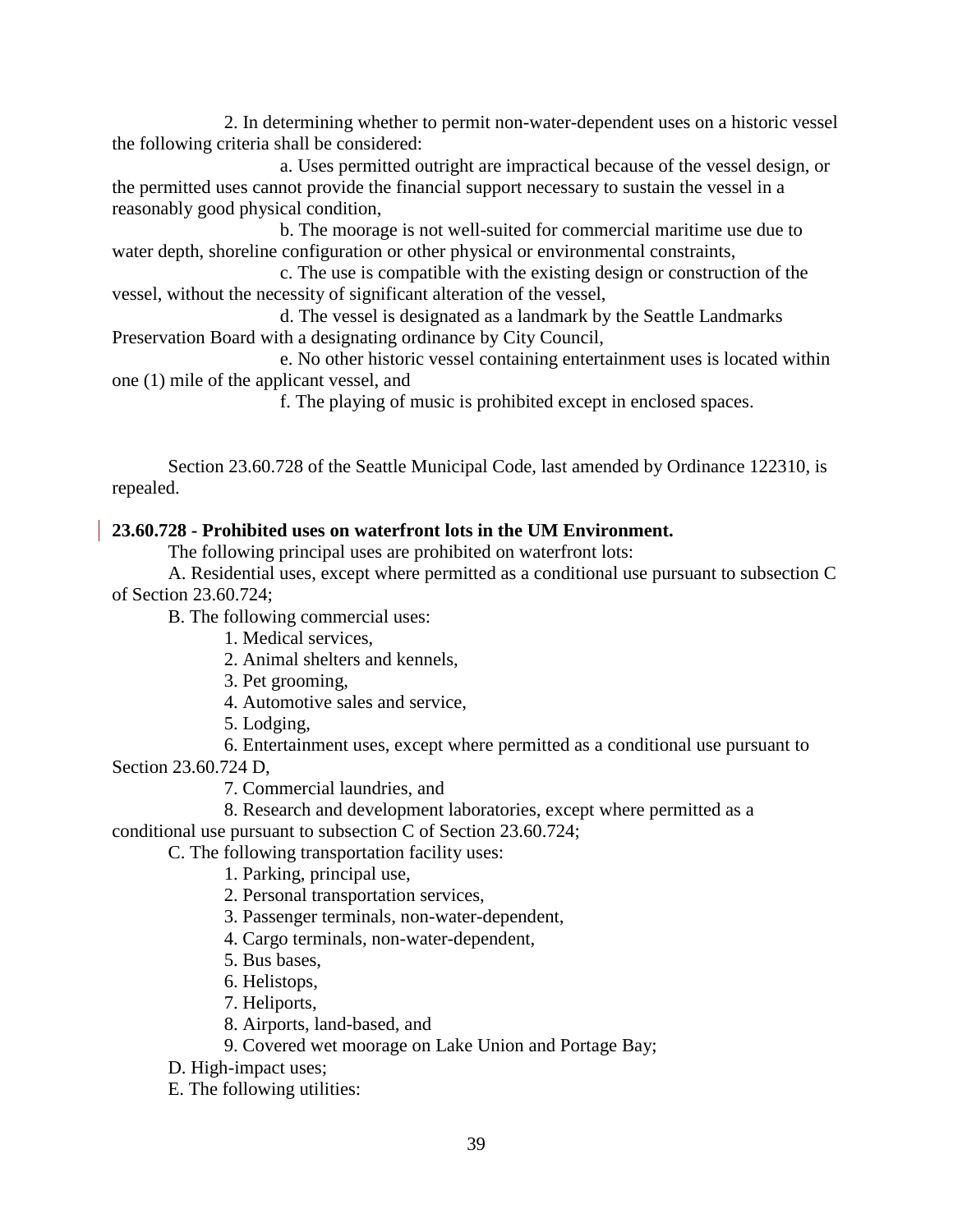2. In determining whether to permit non-water-dependent uses on a historic vessel the following criteria shall be considered:

a. Uses permitted outright are impractical because of the vessel design, or the permitted uses cannot provide the financial support necessary to sustain the vessel in a reasonably good physical condition,

b. The moorage is not well-suited for commercial maritime use due to water depth, shoreline configuration or other physical or environmental constraints,

c. The use is compatible with the existing design or construction of the vessel, without the necessity of significant alteration of the vessel,

d. The vessel is designated as a landmark by the Seattle Landmarks Preservation Board with a designating ordinance by City Council,

e. No other historic vessel containing entertainment uses is located within one (1) mile of the applicant vessel, and

f. The playing of music is prohibited except in enclosed spaces.

Section 23.60.728 of the Seattle Municipal Code, last amended by Ordinance 122310, is repealed.

**23.60.728 - Prohibited uses on waterfront lots in the UM Environment.**

The following principal uses are prohibited on waterfront lots:

A. Residential uses, except where permitted as a conditional use pursuant to subsection C of Section 23.60.724;

B. The following commercial uses:

1. Medical services,
2. Animal shelters and kennels,
3. Pet grooming,
4. Automotive sales and service,
5. Lodging,
6. Entertainment uses, except where permitted as a conditional use pursuant to Section 23.60.724 D,
7. Commercial laundries, and
8. Research and development laboratories, except where permitted as a conditional use pursuant to subsection C of Section 23.60.724;

C. The following transportation facility uses:

1. Parking, principal use,
2. Personal transportation services,
3. Passenger terminals, non-water-dependent,
4. Cargo terminals, non-water-dependent,
5. Bus bases,
6. Helistops,
7. Heliports,
8. Airports, land-based, and
9. Covered wet moorage on Lake Union and Portage Bay;

D. High-impact uses;

E. The following utilities: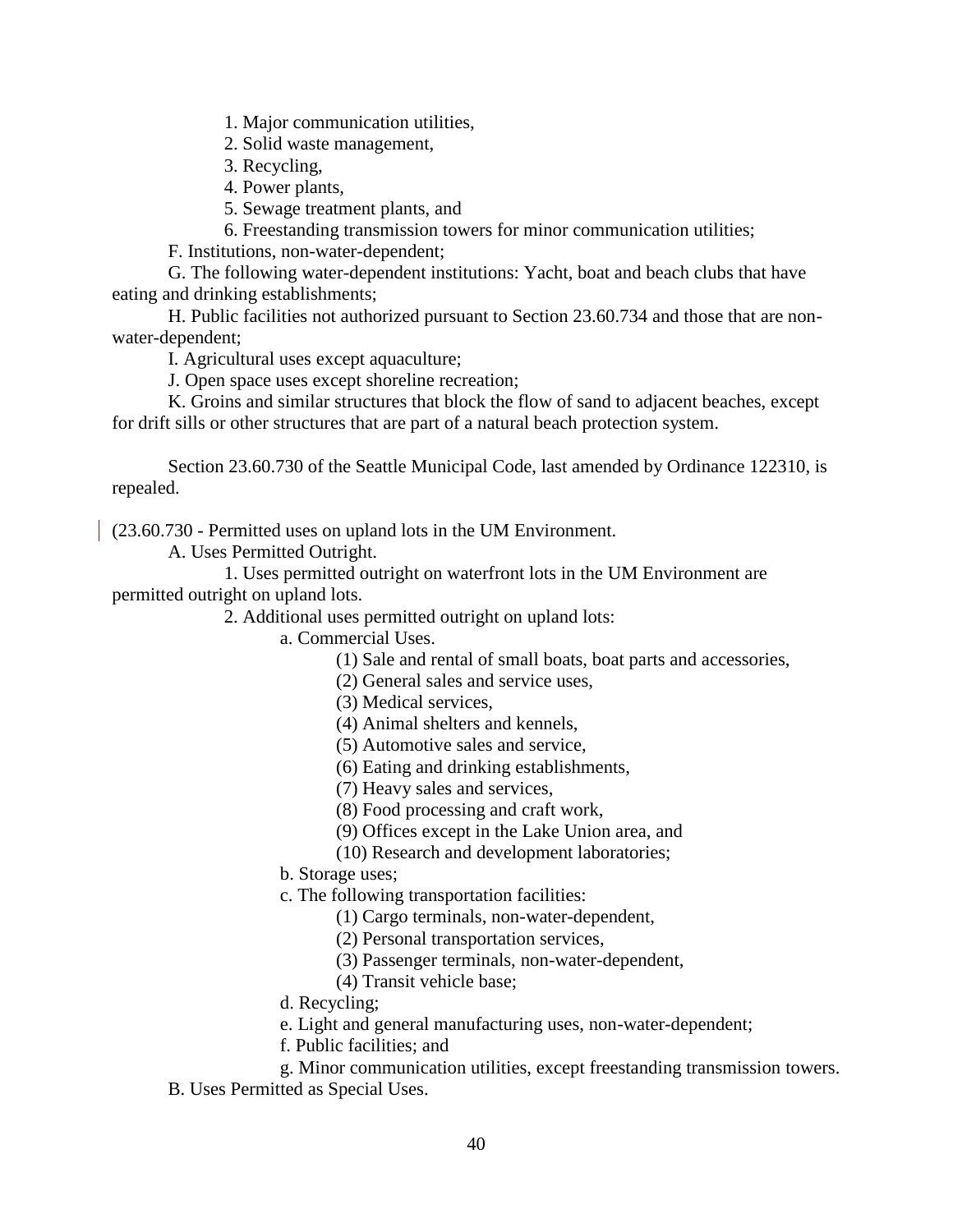1. Major communication utilities,

2. Solid waste management,

3. Recycling,

4. Power plants,

5. Sewage treatment plants, and

6. Freestanding transmission towers for minor communication utilities;

F. Institutions, non-water-dependent;

G. The following water-dependent institutions: Yacht, boat and beach clubs that have eating and drinking establishments;

H. Public facilities not authorized pursuant to Section 23.60.734 and those that are non-water-dependent;

I. Agricultural uses except aquaculture;

J. Open space uses except shoreline recreation;

K. Groins and similar structures that block the flow of sand to adjacent beaches, except for drift sills or other structures that are part of a natural beach protection system.

Section 23.60.730 of the Seattle Municipal Code, last amended by Ordinance 122310, is repealed.

(23.60.730 - Permitted uses on upland lots in the UM Environment.

A. Uses Permitted Outright.

1. Uses permitted outright on waterfront lots in the UM Environment are permitted outright on upland lots.

2. Additional uses permitted outright on upland lots:

a. Commercial Uses.

(1) Sale and rental of small boats, boat parts and accessories,

(2) General sales and service uses,

(3) Medical services,

(4) Animal shelters and kennels,

(5) Automotive sales and service,

(6) Eating and drinking establishments,

(7) Heavy sales and services,

(8) Food processing and craft work,

(9) Offices except in the Lake Union area, and

(10) Research and development laboratories;

b. Storage uses;

c. The following transportation facilities:

(1) Cargo terminals, non-water-dependent,

(2) Personal transportation services,

(3) Passenger terminals, non-water-dependent,

(4) Transit vehicle base;

d. Recycling;

e. Light and general manufacturing uses, non-water-dependent;

f. Public facilities; and

g. Minor communication utilities, except freestanding transmission towers.

B. Uses Permitted as Special Uses.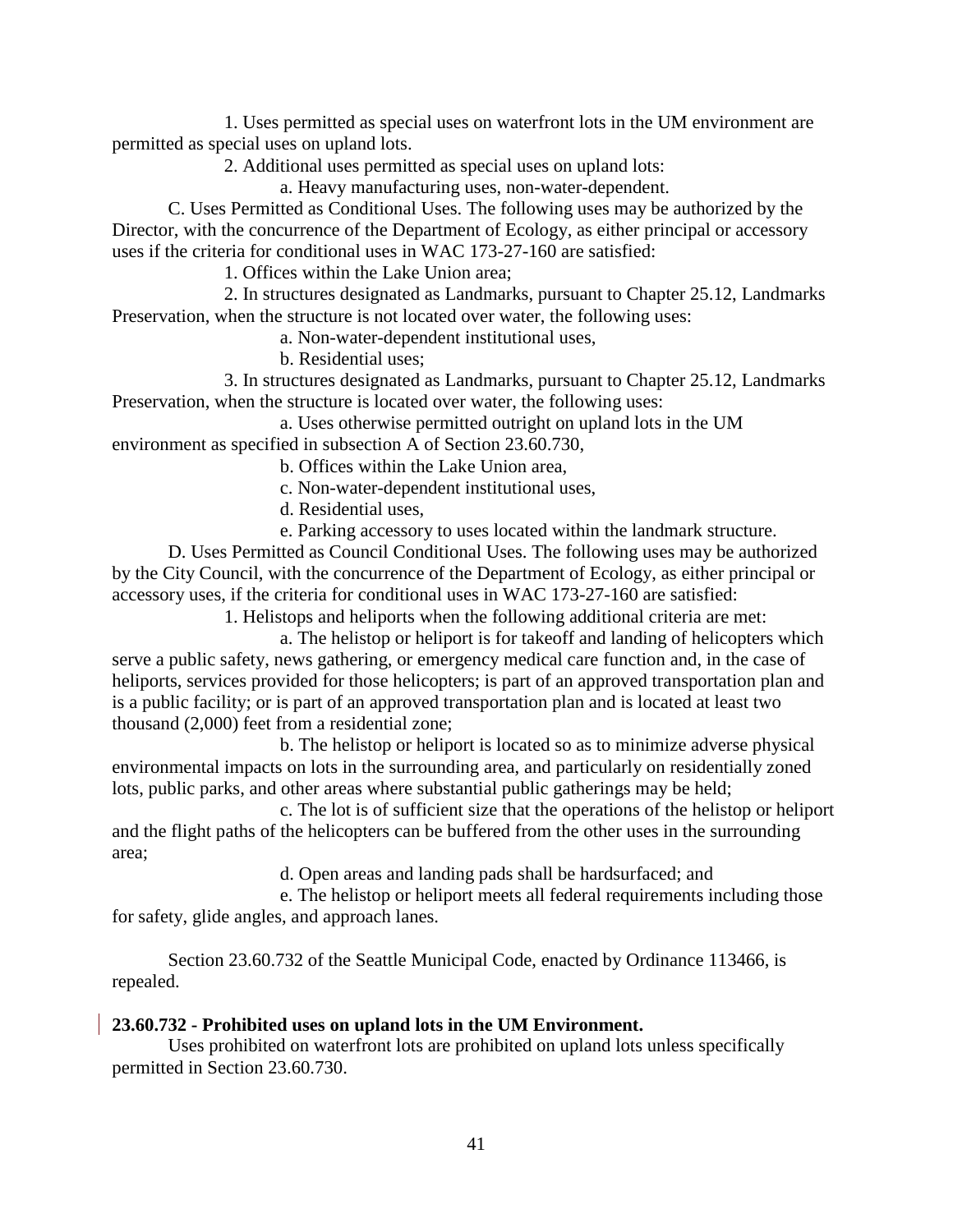1. Uses permitted as special uses on waterfront lots in the UM environment are permitted as special uses on upland lots.

2. Additional uses permitted as special uses on upland lots:

a. Heavy manufacturing uses, non-water-dependent.

C. Uses Permitted as Conditional Uses. The following uses may be authorized by the Director, with the concurrence of the Department of Ecology, as either principal or accessory uses if the criteria for conditional uses in WAC 173-27-160 are satisfied:

1. Offices within the Lake Union area;

2. In structures designated as Landmarks, pursuant to Chapter 25.12, Landmarks Preservation, when the structure is not located over water, the following uses:

a. Non-water-dependent institutional uses,

b. Residential uses;

3. In structures designated as Landmarks, pursuant to Chapter 25.12, Landmarks Preservation, when the structure is located over water, the following uses:

a. Uses otherwise permitted outright on upland lots in the UM environment as specified in subsection A of Section 23.60.730,

b. Offices within the Lake Union area,

c. Non-water-dependent institutional uses,

d. Residential uses,

e. Parking accessory to uses located within the landmark structure.

D. Uses Permitted as Council Conditional Uses. The following uses may be authorized by the City Council, with the concurrence of the Department of Ecology, as either principal or accessory uses, if the criteria for conditional uses in WAC 173-27-160 are satisfied:

1. Helistops and heliports when the following additional criteria are met:

a. The helistop or heliport is for takeoff and landing of helicopters which serve a public safety, news gathering, or emergency medical care function and, in the case of heliports, services provided for those helicopters; is part of an approved transportation plan and is a public facility; or is part of an approved transportation plan and is located at least two thousand (2,000) feet from a residential zone;

b. The helistop or heliport is located so as to minimize adverse physical environmental impacts on lots in the surrounding area, and particularly on residentially zoned lots, public parks, and other areas where substantial public gatherings may be held;

c. The lot is of sufficient size that the operations of the helistop or heliport and the flight paths of the helicopters can be buffered from the other uses in the surrounding area;

d. Open areas and landing pads shall be hardsurfaced; and

e. The helistop or heliport meets all federal requirements including those for safety, glide angles, and approach lanes.

Section 23.60.732 of the Seattle Municipal Code, enacted by Ordinance 113466, is repealed.

**23.60.732 - Prohibited uses on upland lots in the UM Environment.**

Uses prohibited on waterfront lots are prohibited on upland lots unless specifically permitted in Section 23.60.730.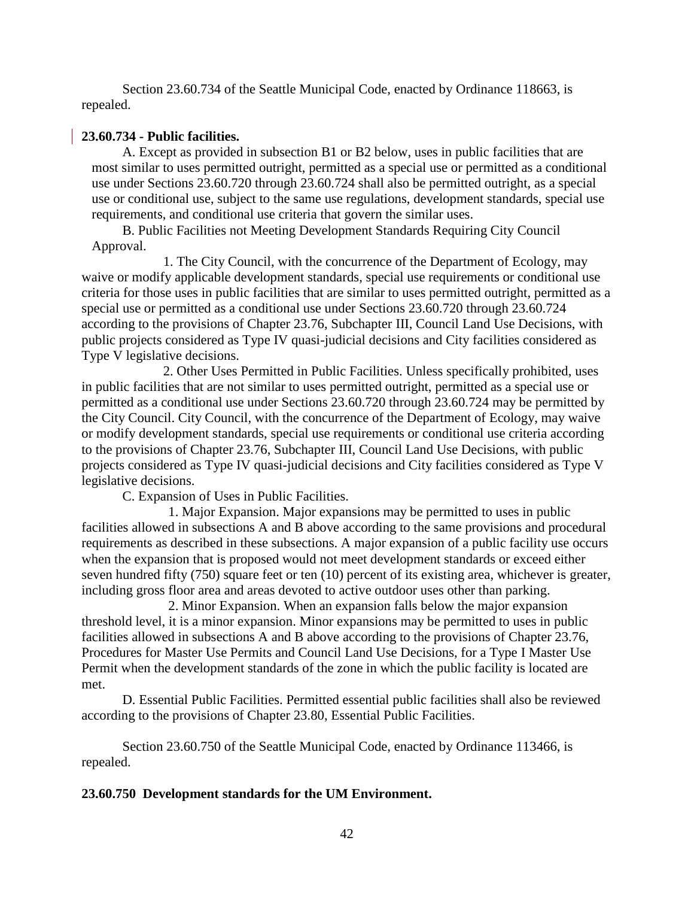Section 23.60.734 of the Seattle Municipal Code, enacted by Ordinance 118663, is repealed.

**23.60.734 - Public facilities.**

A. Except as provided in subsection B1 or B2 below, uses in public facilities that are most similar to uses permitted outright, permitted as a special use or permitted as a conditional use under Sections 23.60.720 through 23.60.724 shall also be permitted outright, as a special use or conditional use, subject to the same use regulations, development standards, special use requirements, and conditional use criteria that govern the similar uses.

B. Public Facilities not Meeting Development Standards Requiring City Council Approval.

1. The City Council, with the concurrence of the Department of Ecology, may waive or modify applicable development standards, special use requirements or conditional use criteria for those uses in public facilities that are similar to uses permitted outright, permitted as a special use or permitted as a conditional use under Sections 23.60.720 through 23.60.724 according to the provisions of Chapter 23.76, Subchapter III, Council Land Use Decisions, with public projects considered as Type IV quasi-judicial decisions and City facilities considered as Type V legislative decisions.

2. Other Uses Permitted in Public Facilities. Unless specifically prohibited, uses in public facilities that are not similar to uses permitted outright, permitted as a special use or permitted as a conditional use under Sections 23.60.720 through 23.60.724 may be permitted by the City Council. City Council, with the concurrence of the Department of Ecology, may waive or modify development standards, special use requirements or conditional use criteria according to the provisions of Chapter 23.76, Subchapter III, Council Land Use Decisions, with public projects considered as Type IV quasi-judicial decisions and City facilities considered as Type V legislative decisions.

C. Expansion of Uses in Public Facilities.

1. Major Expansion. Major expansions may be permitted to uses in public facilities allowed in subsections A and B above according to the same provisions and procedural requirements as described in these subsections. A major expansion of a public facility use occurs when the expansion that is proposed would not meet development standards or exceed either seven hundred fifty (750) square feet or ten (10) percent of its existing area, whichever is greater, including gross floor area and areas devoted to active outdoor uses other than parking.

2. Minor Expansion. When an expansion falls below the major expansion threshold level, it is a minor expansion. Minor expansions may be permitted to uses in public facilities allowed in subsections A and B above according to the provisions of Chapter 23.76, Procedures for Master Use Permits and Council Land Use Decisions, for a Type I Master Use Permit when the development standards of the zone in which the public facility is located are met.

D. Essential Public Facilities. Permitted essential public facilities shall also be reviewed according to the provisions of Chapter 23.80, Essential Public Facilities.

Section 23.60.750 of the Seattle Municipal Code, enacted by Ordinance 113466, is repealed.

**23.60.750 Development standards for the UM Environment.**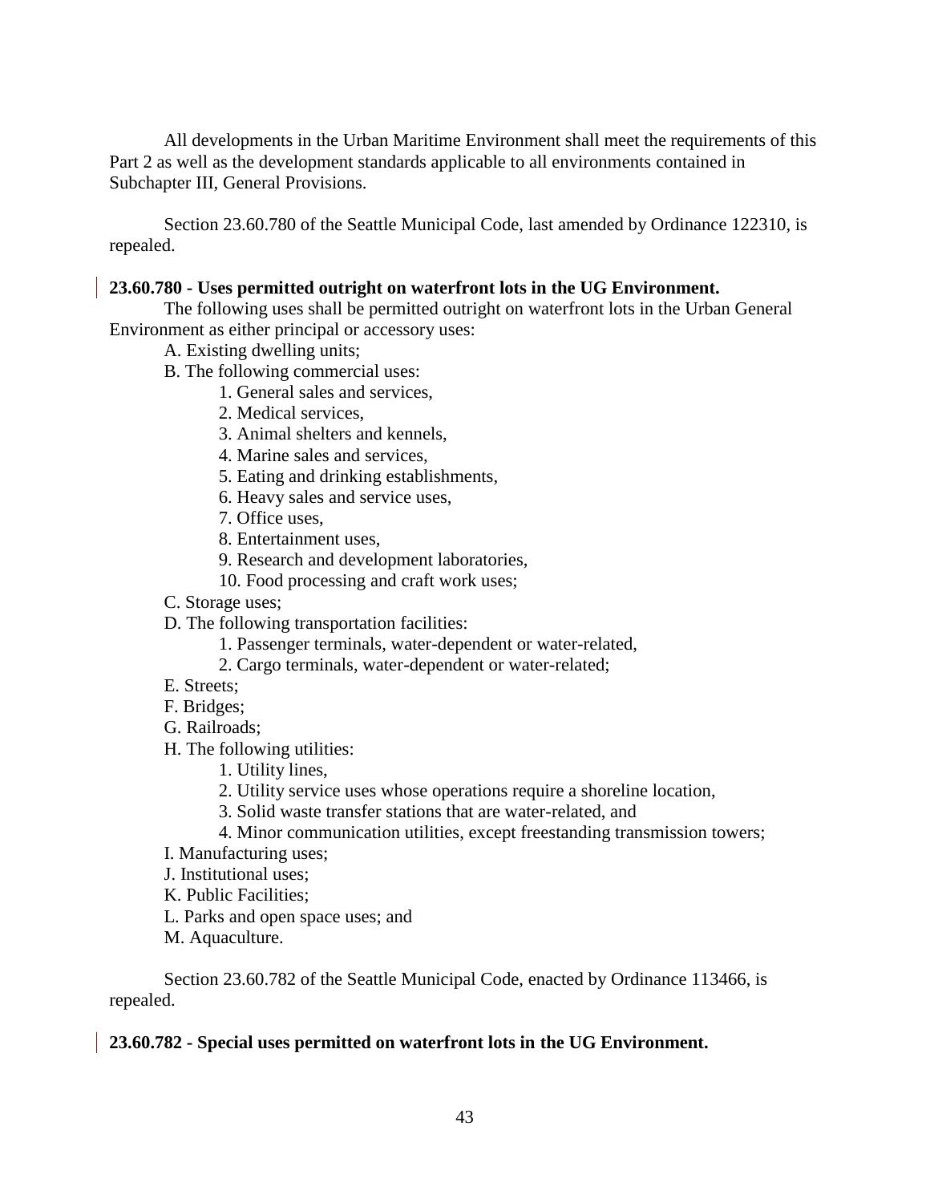All developments in the Urban Maritime Environment shall meet the requirements of this Part 2 as well as the development standards applicable to all environments contained in Subchapter III, General Provisions.

Section 23.60.780 of the Seattle Municipal Code, last amended by Ordinance 122310, is repealed.

**23.60.780 - Uses permitted outright on waterfront lots in the UG Environment.**

The following uses shall be permitted outright on waterfront lots in the Urban General Environment as either principal or accessory uses:

A. Existing dwelling units;

B. The following commercial uses:

1. General sales and services,
2. Medical services,
3. Animal shelters and kennels,
4. Marine sales and services,
5. Eating and drinking establishments,
6. Heavy sales and service uses,
7. Office uses,
8. Entertainment uses,
9. Research and development laboratories,
10. Food processing and craft work uses;

C. Storage uses;

D. The following transportation facilities:

1. Passenger terminals, water-dependent or water-related,
2. Cargo terminals, water-dependent or water-related;

E. Streets;

F. Bridges;

G. Railroads;

H. The following utilities:

1. Utility lines,
2. Utility service uses whose operations require a shoreline location,
3. Solid waste transfer stations that are water-related, and
4. Minor communication utilities, except freestanding transmission towers;

I. Manufacturing uses;

J. Institutional uses;

K. Public Facilities;

L. Parks and open space uses; and

M. Aquaculture.

Section 23.60.782 of the Seattle Municipal Code, enacted by Ordinance 113466, is repealed.

**23.60.782 - Special uses permitted on waterfront lots in the UG Environment.**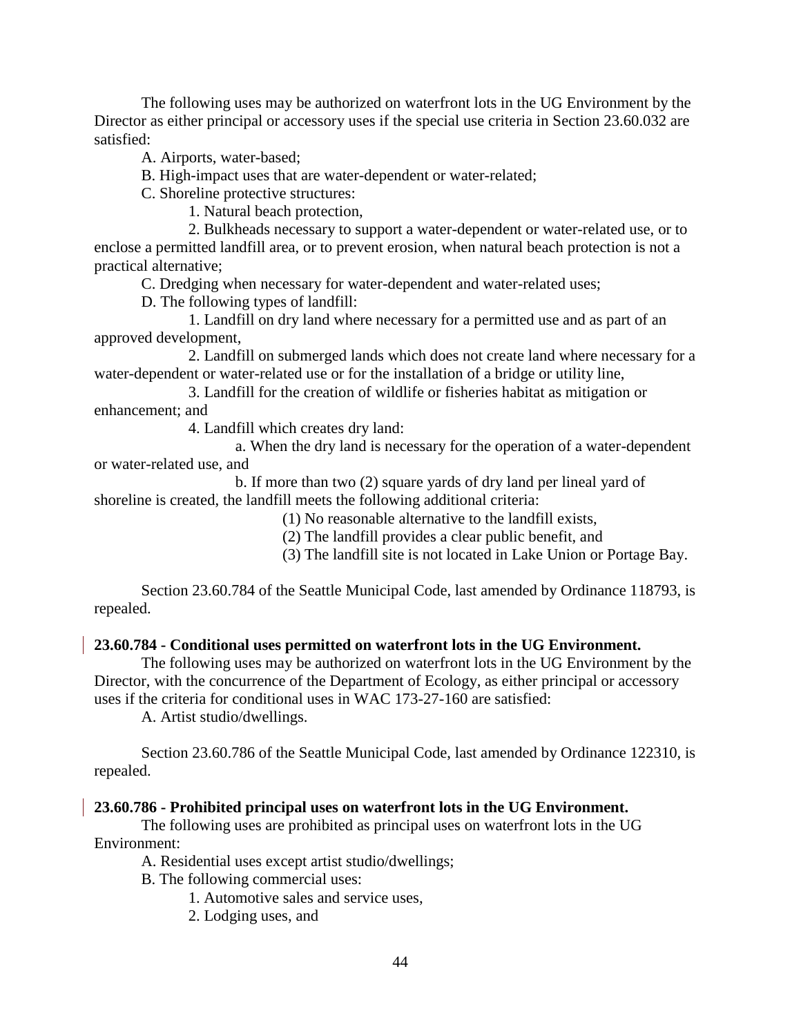The following uses may be authorized on waterfront lots in the UG Environment by the Director as either principal or accessory uses if the special use criteria in Section 23.60.032 are satisfied:

A. Airports, water-based;

B. High-impact uses that are water-dependent or water-related;

C. Shoreline protective structures:

1. Natural beach protection,

2. Bulkheads necessary to support a water-dependent or water-related use, or to enclose a permitted landfill area, or to prevent erosion, when natural beach protection is not a practical alternative;

C. Dredging when necessary for water-dependent and water-related uses;

D. The following types of landfill:

1. Landfill on dry land where necessary for a permitted use and as part of an approved development,

2. Landfill on submerged lands which does not create land where necessary for a water-dependent or water-related use or for the installation of a bridge or utility line,

3. Landfill for the creation of wildlife or fisheries habitat as mitigation or enhancement; and

4. Landfill which creates dry land:

a. When the dry land is necessary for the operation of a water-dependent or water-related use, and

b. If more than two (2) square yards of dry land per lineal yard of shoreline is created, the landfill meets the following additional criteria:

(1) No reasonable alternative to the landfill exists,

(2) The landfill provides a clear public benefit, and

(3) The landfill site is not located in Lake Union or Portage Bay.

Section 23.60.784 of the Seattle Municipal Code, last amended by Ordinance 118793, is repealed.

**23.60.784 - Conditional uses permitted on waterfront lots in the UG Environment.**

The following uses may be authorized on waterfront lots in the UG Environment by the Director, with the concurrence of the Department of Ecology, as either principal or accessory uses if the criteria for conditional uses in WAC 173-27-160 are satisfied:

A. Artist studio/dwellings.

Section 23.60.786 of the Seattle Municipal Code, last amended by Ordinance 122310, is repealed.

**23.60.786 - Prohibited principal uses on waterfront lots in the UG Environment.**

The following uses are prohibited as principal uses on waterfront lots in the UG Environment:

A. Residential uses except artist studio/dwellings;

B. The following commercial uses:

1. Automotive sales and service uses,

2. Lodging uses, and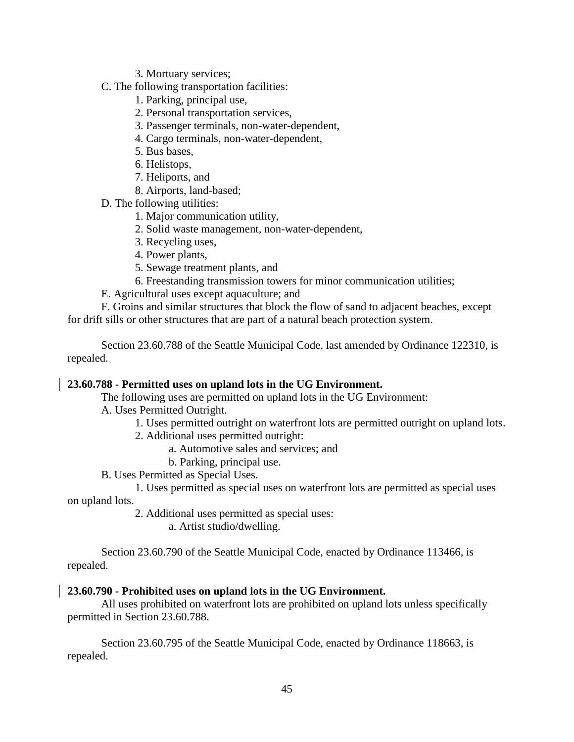3. Mortuary services;

C. The following transportation facilities:

1. Parking, principal use,
2. Personal transportation services,
3. Passenger terminals, non-water-dependent,
4. Cargo terminals, non-water-dependent,
5. Bus bases,
6. Helistops,
7. Heliports, and
8. Airports, land-based;

D. The following utilities:

1. Major communication utility,
2. Solid waste management, non-water-dependent,
3. Recycling uses,
4. Power plants,
5. Sewage treatment plants, and
6. Freestanding transmission towers for minor communication utilities;

E. Agricultural uses except aquaculture; and

F. Groins and similar structures that block the flow of sand to adjacent beaches, except for drift sills or other structures that are part of a natural beach protection system.

Section 23.60.788 of the Seattle Municipal Code, last amended by Ordinance 122310, is repealed.

**23.60.788 - Permitted uses on upland lots in the UG Environment.**

The following uses are permitted on upland lots in the UG Environment:

A. Uses Permitted Outright.

1. Uses permitted outright on waterfront lots are permitted outright on upland lots.
2. Additional uses permitted outright:
   a. Automotive sales and services; and
   b. Parking, principal use.

B. Uses Permitted as Special Uses.

1. Uses permitted as special uses on waterfront lots are permitted as special uses on upland lots.
2. Additional uses permitted as special uses:
   a. Artist studio/dwelling.

Section 23.60.790 of the Seattle Municipal Code, enacted by Ordinance 113466, is repealed.

**23.60.790 - Prohibited uses on upland lots in the UG Environment.**

All uses prohibited on waterfront lots are prohibited on upland lots unless specifically permitted in Section 23.60.788.

Section 23.60.795 of the Seattle Municipal Code, enacted by Ordinance 118663, is repealed.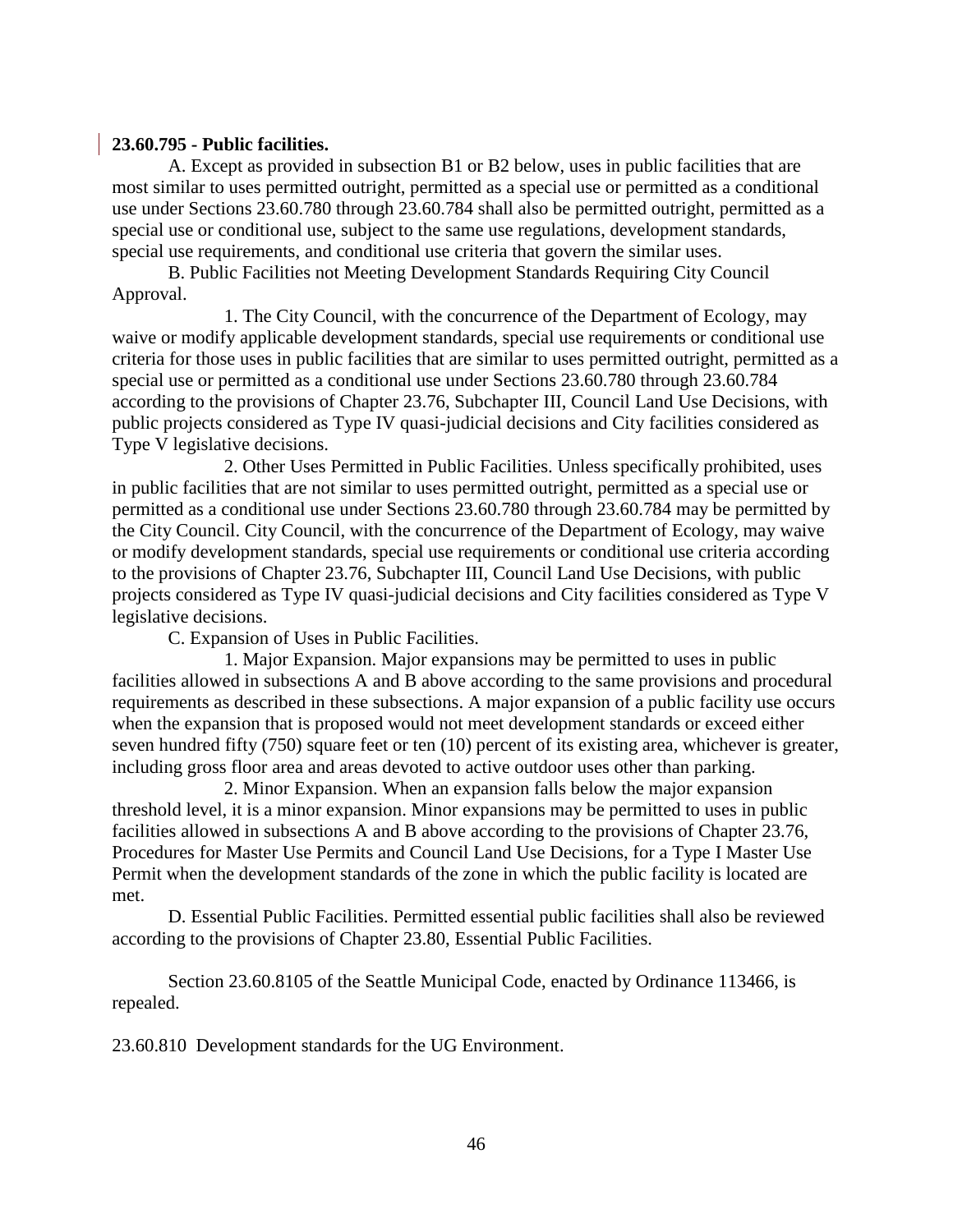**23.60.795 - Public facilities.**

A. Except as provided in subsection B1 or B2 below, uses in public facilities that are most similar to uses permitted outright, permitted as a special use or permitted as a conditional use under Sections 23.60.780 through 23.60.784 shall also be permitted outright, permitted as a special use or conditional use, subject to the same use regulations, development standards, special use requirements, and conditional use criteria that govern the similar uses.

B. Public Facilities not Meeting Development Standards Requiring City Council Approval.

1. The City Council, with the concurrence of the Department of Ecology, may waive or modify applicable development standards, special use requirements or conditional use criteria for those uses in public facilities that are similar to uses permitted outright, permitted as a special use or permitted as a conditional use under Sections 23.60.780 through 23.60.784 according to the provisions of Chapter 23.76, Subchapter III, Council Land Use Decisions, with public projects considered as Type IV quasi-judicial decisions and City facilities considered as Type V legislative decisions.

2. Other Uses Permitted in Public Facilities. Unless specifically prohibited, uses in public facilities that are not similar to uses permitted outright, permitted as a special use or permitted as a conditional use under Sections 23.60.780 through 23.60.784 may be permitted by the City Council. City Council, with the concurrence of the Department of Ecology, may waive or modify development standards, special use requirements or conditional use criteria according to the provisions of Chapter 23.76, Subchapter III, Council Land Use Decisions, with public projects considered as Type IV quasi-judicial decisions and City facilities considered as Type V legislative decisions.

C. Expansion of Uses in Public Facilities.

1. Major Expansion. Major expansions may be permitted to uses in public facilities allowed in subsections A and B above according to the same provisions and procedural requirements as described in these subsections. A major expansion of a public facility use occurs when the expansion that is proposed would not meet development standards or exceed either seven hundred fifty (750) square feet or ten (10) percent of its existing area, whichever is greater, including gross floor area and areas devoted to active outdoor uses other than parking.

2. Minor Expansion. When an expansion falls below the major expansion threshold level, it is a minor expansion. Minor expansions may be permitted to uses in public facilities allowed in subsections A and B above according to the provisions of Chapter 23.76, Procedures for Master Use Permits and Council Land Use Decisions, for a Type I Master Use Permit when the development standards of the zone in which the public facility is located are met.

D. Essential Public Facilities. Permitted essential public facilities shall also be reviewed according to the provisions of Chapter 23.80, Essential Public Facilities.

Section 23.60.8105 of the Seattle Municipal Code, enacted by Ordinance 113466, is repealed.

23.60.810 Development standards for the UG Environment.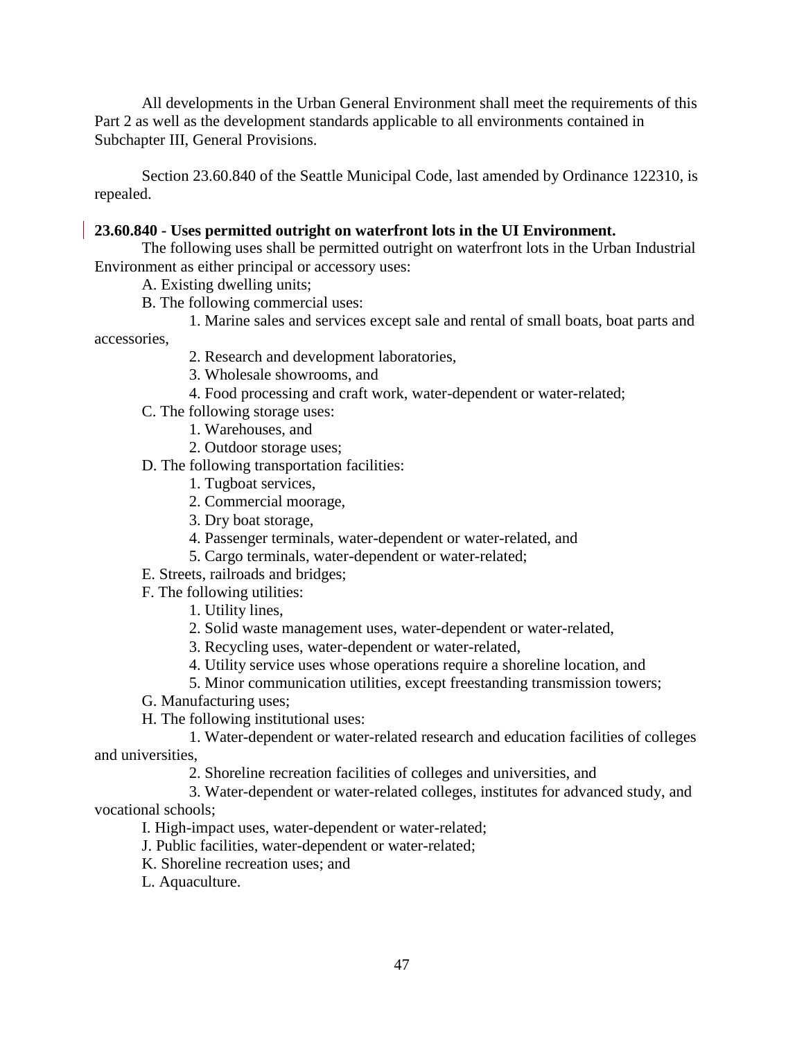All developments in the Urban General Environment shall meet the requirements of this Part 2 as well as the development standards applicable to all environments contained in Subchapter III, General Provisions.

Section 23.60.840 of the Seattle Municipal Code, last amended by Ordinance 122310, is repealed.

**23.60.840 - Uses permitted outright on waterfront lots in the UI Environment.**

The following uses shall be permitted outright on waterfront lots in the Urban Industrial Environment as either principal or accessory uses:

A. Existing dwelling units;

B. The following commercial uses:

1. Marine sales and services except sale and rental of small boats, boat parts and accessories,
2. Research and development laboratories,
3. Wholesale showrooms, and
4. Food processing and craft work, water-dependent or water-related;

C. The following storage uses:

1. Warehouses, and
2. Outdoor storage uses;

D. The following transportation facilities:

1. Tugboat services,
2. Commercial moorage,
3. Dry boat storage,
4. Passenger terminals, water-dependent or water-related, and
5. Cargo terminals, water-dependent or water-related;

E. Streets, railroads and bridges;

F. The following utilities:

1. Utility lines,
2. Solid waste management uses, water-dependent or water-related,
3. Recycling uses, water-dependent or water-related,
4. Utility service uses whose operations require a shoreline location, and
5. Minor communication utilities, except freestanding transmission towers;

G. Manufacturing uses;

H. The following institutional uses:

1. Water-dependent or water-related research and education facilities of colleges and universities,
2. Shoreline recreation facilities of colleges and universities, and
3. Water-dependent or water-related colleges, institutes for advanced study, and vocational schools;

I. High-impact uses, water-dependent or water-related;

J. Public facilities, water-dependent or water-related;

K. Shoreline recreation uses; and

L. Aquaculture.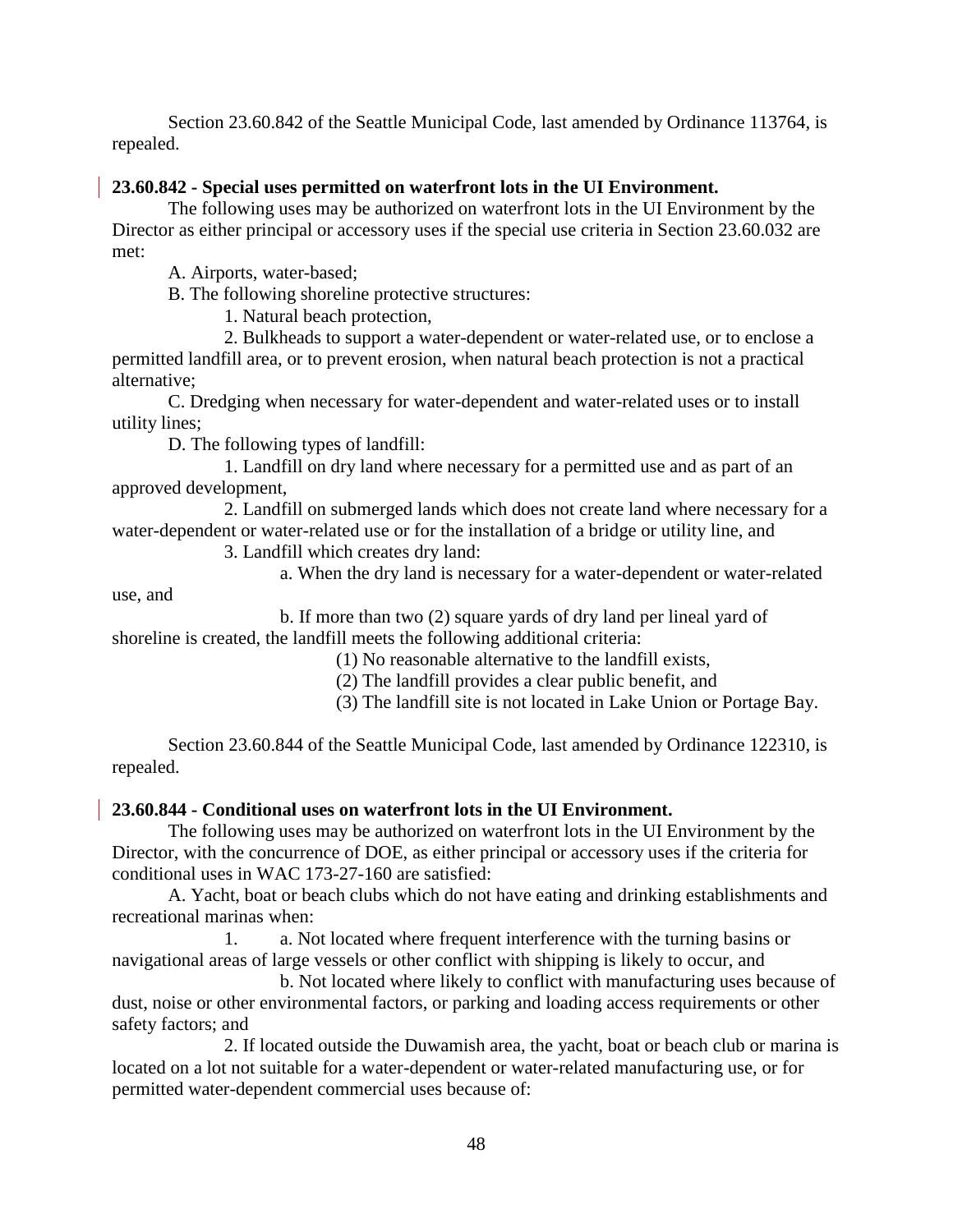Section 23.60.842 of the Seattle Municipal Code, last amended by Ordinance 113764, is repealed.

**23.60.842 - Special uses permitted on waterfront lots in the UI Environment.**

The following uses may be authorized on waterfront lots in the UI Environment by the Director as either principal or accessory uses if the special use criteria in Section 23.60.032 are met:

A. Airports, water-based;

B. The following shoreline protective structures:

1. Natural beach protection,

2. Bulkheads to support a water-dependent or water-related use, or to enclose a permitted landfill area, or to prevent erosion, when natural beach protection is not a practical alternative;

C. Dredging when necessary for water-dependent and water-related uses or to install utility lines;

D. The following types of landfill:

1. Landfill on dry land where necessary for a permitted use and as part of an approved development,

2. Landfill on submerged lands which does not create land where necessary for a water-dependent or water-related use or for the installation of a bridge or utility line, and

3. Landfill which creates dry land:

a. When the dry land is necessary for a water-dependent or water-related use, and

b. If more than two (2) square yards of dry land per lineal yard of shoreline is created, the landfill meets the following additional criteria:

(1) No reasonable alternative to the landfill exists,

(2) The landfill provides a clear public benefit, and

(3) The landfill site is not located in Lake Union or Portage Bay.

Section 23.60.844 of the Seattle Municipal Code, last amended by Ordinance 122310, is repealed.

**23.60.844 - Conditional uses on waterfront lots in the UI Environment.**

The following uses may be authorized on waterfront lots in the UI Environment by the Director, with the concurrence of DOE, as either principal or accessory uses if the criteria for conditional uses in WAC 173-27-160 are satisfied:

A. Yacht, boat or beach clubs which do not have eating and drinking establishments and recreational marinas when:

1. a. Not located where frequent interference with the turning basins or navigational areas of large vessels or other conflict with shipping is likely to occur, and

b. Not located where likely to conflict with manufacturing uses because of dust, noise or other environmental factors, or parking and loading access requirements or other safety factors; and

2. If located outside the Duwamish area, the yacht, boat or beach club or marina is located on a lot not suitable for a water-dependent or water-related manufacturing use, or for permitted water-dependent commercial uses because of: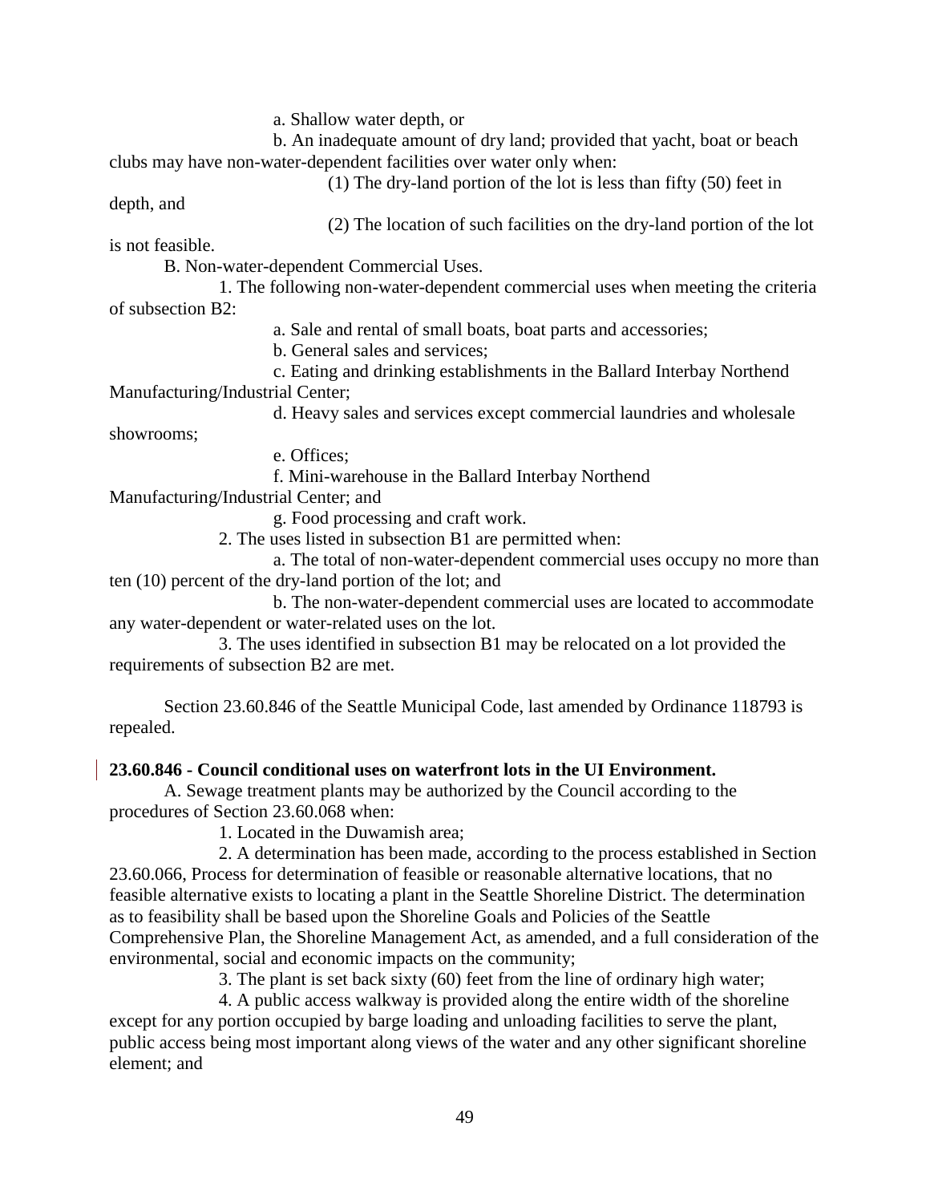a. Shallow water depth, or

b. An inadequate amount of dry land; provided that yacht, boat or beach clubs may have non-water-dependent facilities over water only when:

(1) The dry-land portion of the lot is less than fifty (50) feet in depth, and

(2) The location of such facilities on the dry-land portion of the lot is not feasible.

B. Non-water-dependent Commercial Uses.

1. The following non-water-dependent commercial uses when meeting the criteria of subsection B2:

a. Sale and rental of small boats, boat parts and accessories;

b. General sales and services;

c. Eating and drinking establishments in the Ballard Interbay Northend Manufacturing/Industrial Center;

d. Heavy sales and services except commercial laundries and wholesale showrooms;

e. Offices;

f. Mini-warehouse in the Ballard Interbay Northend Manufacturing/Industrial Center; and

g. Food processing and craft work.

2. The uses listed in subsection B1 are permitted when:

a. The total of non-water-dependent commercial uses occupy no more than ten (10) percent of the dry-land portion of the lot; and

b. The non-water-dependent commercial uses are located to accommodate any water-dependent or water-related uses on the lot.

3. The uses identified in subsection B1 may be relocated on a lot provided the requirements of subsection B2 are met.

Section 23.60.846 of the Seattle Municipal Code, last amended by Ordinance 118793 is repealed.

**23.60.846 - Council conditional uses on waterfront lots in the UI Environment.**

A. Sewage treatment plants may be authorized by the Council according to the procedures of Section 23.60.068 when:

1. Located in the Duwamish area;

2. A determination has been made, according to the process established in Section 23.60.066, Process for determination of feasible or reasonable alternative locations, that no feasible alternative exists to locating a plant in the Seattle Shoreline District. The determination as to feasibility shall be based upon the Shoreline Goals and Policies of the Seattle Comprehensive Plan, the Shoreline Management Act, as amended, and a full consideration of the environmental, social and economic impacts on the community;

3. The plant is set back sixty (60) feet from the line of ordinary high water;

4. A public access walkway is provided along the entire width of the shoreline except for any portion occupied by barge loading and unloading facilities to serve the plant, public access being most important along views of the water and any other significant shoreline element; and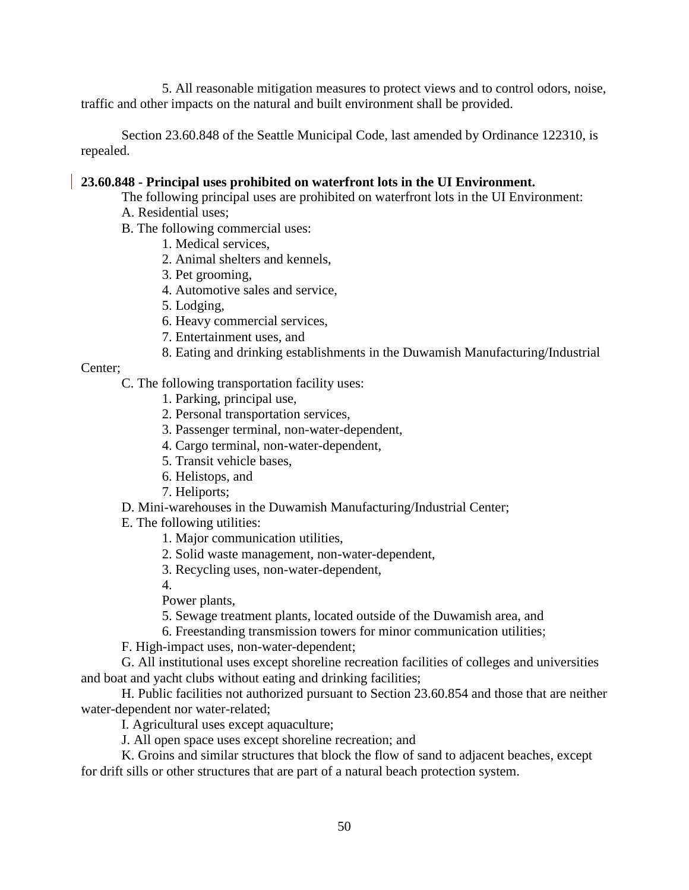5. All reasonable mitigation measures to protect views and to control odors, noise, traffic and other impacts on the natural and built environment shall be provided.

Section 23.60.848 of the Seattle Municipal Code, last amended by Ordinance 122310, is repealed.

**23.60.848 - Principal uses prohibited on waterfront lots in the UI Environment.**

The following principal uses are prohibited on waterfront lots in the UI Environment:

A. Residential uses;

B. The following commercial uses:

1. Medical services,
2. Animal shelters and kennels,
3. Pet grooming,
4. Automotive sales and service,
5. Lodging,
6. Heavy commercial services,
7. Entertainment uses, and
8. Eating and drinking establishments in the Duwamish Manufacturing/Industrial Center;

C. The following transportation facility uses:

1. Parking, principal use,
2. Personal transportation services,
3. Passenger terminal, non-water-dependent,
4. Cargo terminal, non-water-dependent,
5. Transit vehicle bases,
6. Helistops, and
7. Heliports;

D. Mini-warehouses in the Duwamish Manufacturing/Industrial Center;

E. The following utilities:

1. Major communication utilities,
2. Solid waste management, non-water-dependent,
3. Recycling uses, non-water-dependent,
4. Power plants,
5. Sewage treatment plants, located outside of the Duwamish area, and
6. Freestanding transmission towers for minor communication utilities;

F. High-impact uses, non-water-dependent;

G. All institutional uses except shoreline recreation facilities of colleges and universities and boat and yacht clubs without eating and drinking facilities;

H. Public facilities not authorized pursuant to Section 23.60.854 and those that are neither water-dependent nor water-related;

I. Agricultural uses except aquaculture;

J. All open space uses except shoreline recreation; and

K. Groins and similar structures that block the flow of sand to adjacent beaches, except for drift sills or other structures that are part of a natural beach protection system.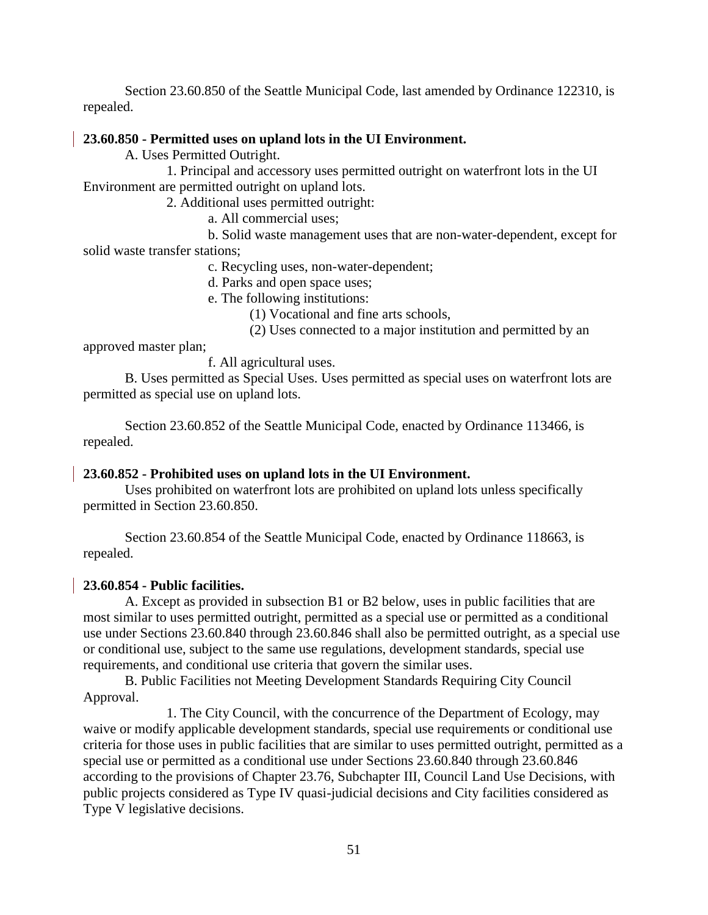Section 23.60.850 of the Seattle Municipal Code, last amended by Ordinance 122310, is repealed.

**23.60.850 - Permitted uses on upland lots in the UI Environment.**

A. Uses Permitted Outright.

1. Principal and accessory uses permitted outright on waterfront lots in the UI Environment are permitted outright on upland lots.

2. Additional uses permitted outright:

a. All commercial uses;

b. Solid waste management uses that are non-water-dependent, except for solid waste transfer stations;

c. Recycling uses, non-water-dependent;

d. Parks and open space uses;

e. The following institutions:

(1) Vocational and fine arts schools,

(2) Uses connected to a major institution and permitted by an approved master plan;

f. All agricultural uses.

B. Uses permitted as Special Uses. Uses permitted as special uses on waterfront lots are permitted as special use on upland lots.

Section 23.60.852 of the Seattle Municipal Code, enacted by Ordinance 113466, is repealed.

**23.60.852 - Prohibited uses on upland lots in the UI Environment.**

Uses prohibited on waterfront lots are prohibited on upland lots unless specifically permitted in Section 23.60.850.

Section 23.60.854 of the Seattle Municipal Code, enacted by Ordinance 118663, is repealed.

**23.60.854 - Public facilities.**

A. Except as provided in subsection B1 or B2 below, uses in public facilities that are most similar to uses permitted outright, permitted as a special use or permitted as a conditional use under Sections 23.60.840 through 23.60.846 shall also be permitted outright, as a special use or conditional use, subject to the same use regulations, development standards, special use requirements, and conditional use criteria that govern the similar uses.

B. Public Facilities not Meeting Development Standards Requiring City Council Approval.

1. The City Council, with the concurrence of the Department of Ecology, may waive or modify applicable development standards, special use requirements or conditional use criteria for those uses in public facilities that are similar to uses permitted outright, permitted as a special use or permitted as a conditional use under Sections 23.60.840 through 23.60.846 according to the provisions of Chapter 23.76, Subchapter III, Council Land Use Decisions, with public projects considered as Type IV quasi-judicial decisions and City facilities considered as Type V legislative decisions.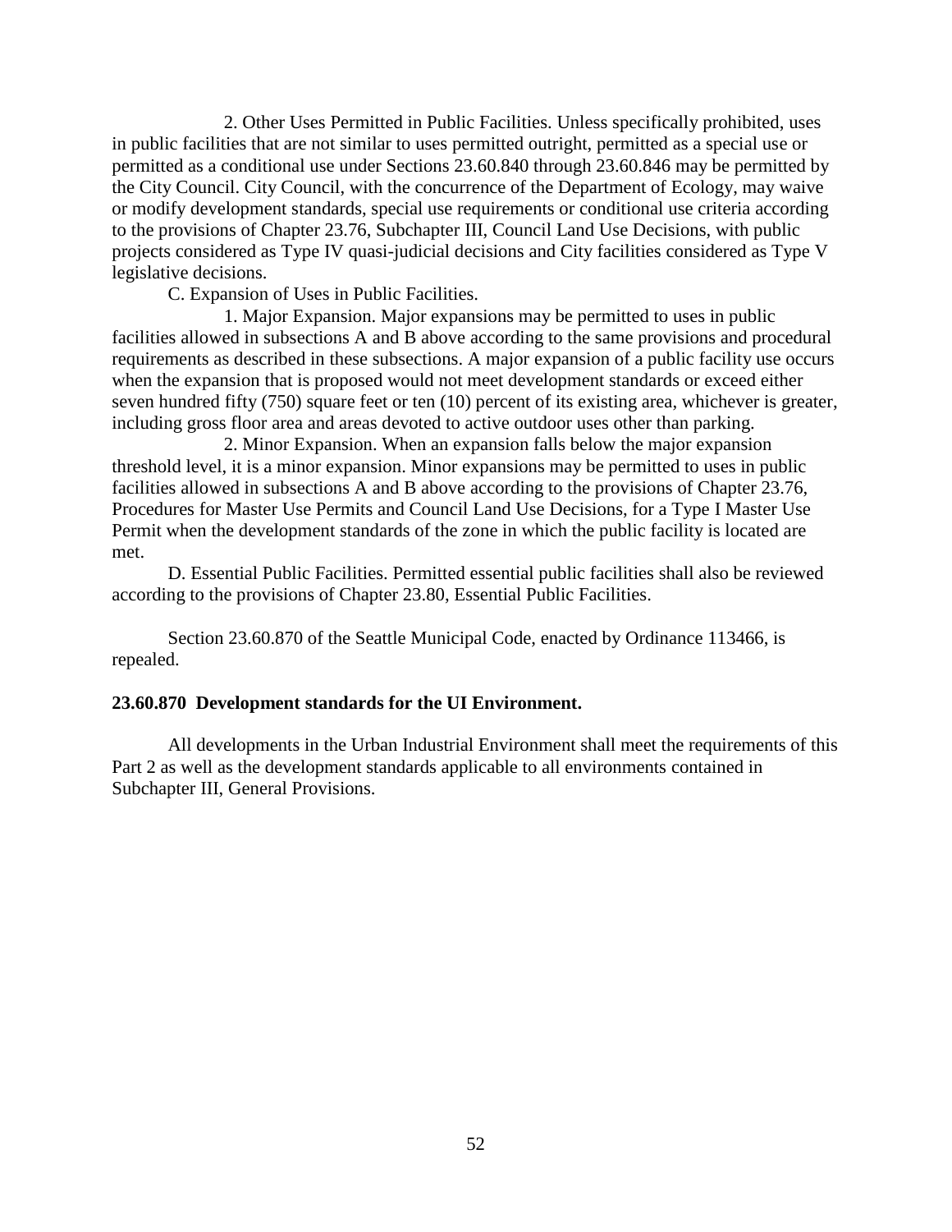2. Other Uses Permitted in Public Facilities. Unless specifically prohibited, uses in public facilities that are not similar to uses permitted outright, permitted as a special use or permitted as a conditional use under Sections 23.60.840 through 23.60.846 may be permitted by the City Council. City Council, with the concurrence of the Department of Ecology, may waive or modify development standards, special use requirements or conditional use criteria according to the provisions of Chapter 23.76, Subchapter III, Council Land Use Decisions, with public projects considered as Type IV quasi-judicial decisions and City facilities considered as Type V legislative decisions.

C. Expansion of Uses in Public Facilities.

1. Major Expansion. Major expansions may be permitted to uses in public facilities allowed in subsections A and B above according to the same provisions and procedural requirements as described in these subsections. A major expansion of a public facility use occurs when the expansion that is proposed would not meet development standards or exceed either seven hundred fifty (750) square feet or ten (10) percent of its existing area, whichever is greater, including gross floor area and areas devoted to active outdoor uses other than parking.

2. Minor Expansion. When an expansion falls below the major expansion threshold level, it is a minor expansion. Minor expansions may be permitted to uses in public facilities allowed in subsections A and B above according to the provisions of Chapter 23.76, Procedures for Master Use Permits and Council Land Use Decisions, for a Type I Master Use Permit when the development standards of the zone in which the public facility is located are met.

D. Essential Public Facilities. Permitted essential public facilities shall also be reviewed according to the provisions of Chapter 23.80, Essential Public Facilities.

Section 23.60.870 of the Seattle Municipal Code, enacted by Ordinance 113466, is repealed.

**23.60.870 Development standards for the UI Environment.**

All developments in the Urban Industrial Environment shall meet the requirements of this Part 2 as well as the development standards applicable to all environments contained in Subchapter III, General Provisions.